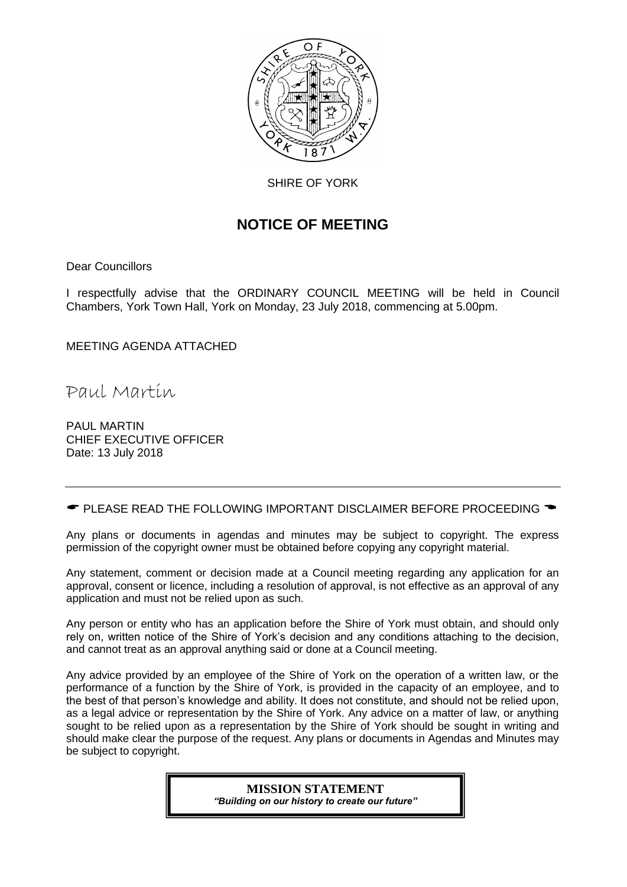SHIRE OF YORK

# NOTICE OF MEETING

Dear Councillors

I respectfully advise that the ORDINARY COUNCIL MEETING will be held in Council Chambers, York Town Hall, York on Monday, 23 July 2018, commencing at 5.00pm.

MEETING AGENDA ATTACHED

Paul Martin

PAUL MARTIN
CHIEF EXECUTIVE OFFICER
Date: 13 July 2018

---

☛ PLEASE READ THE FOLLOWING IMPORTANT DISCLAIMER BEFORE PROCEEDING ☚

Any plans or documents in agendas and minutes may be subject to copyright. The express permission of the copyright owner must be obtained before copying any copyright material.

Any statement, comment or decision made at a Council meeting regarding any application for an approval, consent or licence, including a resolution of approval, is not effective as an approval of any application and must not be relied upon as such.

Any person or entity who has an application before the Shire of York must obtain, and should only rely on, written notice of the Shire of York's decision and any conditions attaching to the decision, and cannot treat as an approval anything said or done at a Council meeting.

Any advice provided by an employee of the Shire of York on the operation of a written law, or the performance of a function by the Shire of York, is provided in the capacity of an employee, and to the best of that person's knowledge and ability. It does not constitute, and should not be relied upon, as a legal advice or representation by the Shire of York. Any advice on a matter of law, or anything sought to be relied upon as a representation by the Shire of York should be sought in writing and should make clear the purpose of the request. Any plans or documents in Agendas and Minutes may be subject to copyright.

**MISSION STATEMENT**
***"Building on our history to create our future"***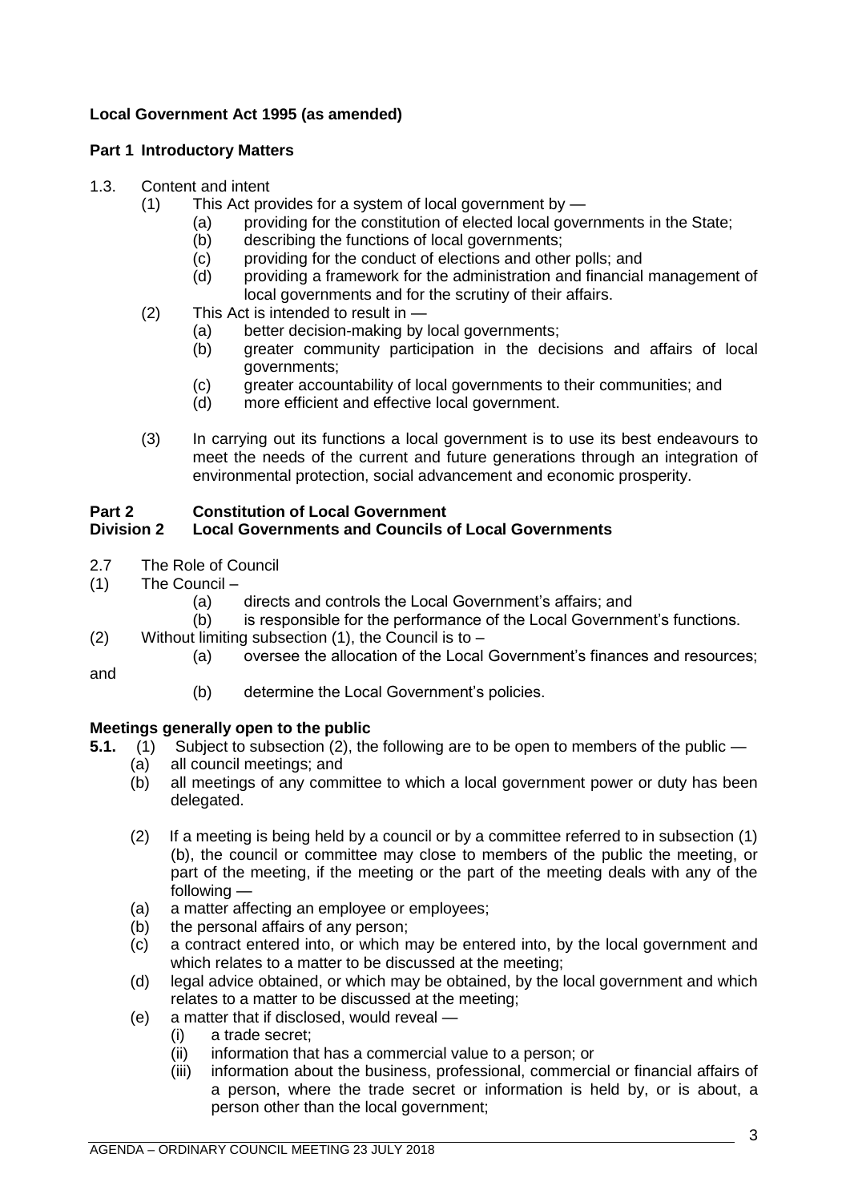**Local Government Act 1995 (as amended)**

**Part 1 Introductory Matters**

1.3. Content and intent

(1) This Act provides for a system of local government by —

(a) providing for the constitution of elected local governments in the State;
(b) describing the functions of local governments;
(c) providing for the conduct of elections and other polls; and
(d) providing a framework for the administration and financial management of local governments and for the scrutiny of their affairs.

(2) This Act is intended to result in —

(a) better decision-making by local governments;
(b) greater community participation in the decisions and affairs of local governments;
(c) greater accountability of local governments to their communities; and
(d) more efficient and effective local government.

(3) In carrying out its functions a local government is to use its best endeavours to meet the needs of the current and future generations through an integration of environmental protection, social advancement and economic prosperity.

**Part 2 Constitution of Local Government**
**Division 2 Local Governments and Councils of Local Governments**

2.7 The Role of Council

(1) The Council –

(a) directs and controls the Local Government's affairs; and
(b) is responsible for the performance of the Local Government's functions.

(2) Without limiting subsection (1), the Council is to –

(a) oversee the allocation of the Local Government's finances and resources; and
(b) determine the Local Government's policies.

**Meetings generally open to the public**

**5.1.** (1) Subject to subsection (2), the following are to be open to members of the public —

(a) all council meetings; and
(b) all meetings of any committee to which a local government power or duty has been delegated.

(2) If a meeting is being held by a council or by a committee referred to in subsection (1)(b), the council or committee may close to members of the public the meeting, or part of the meeting, if the meeting or the part of the meeting deals with any of the following —

(a) a matter affecting an employee or employees;
(b) the personal affairs of any person;
(c) a contract entered into, or which may be entered into, by the local government and which relates to a matter to be discussed at the meeting;
(d) legal advice obtained, or which may be obtained, by the local government and which relates to a matter to be discussed at the meeting;
(e) a matter that if disclosed, would reveal —

(i) a trade secret;
(ii) information that has a commercial value to a person; or
(iii) information about the business, professional, commercial or financial affairs of a person, where the trade secret or information is held by, or is about, a person other than the local government;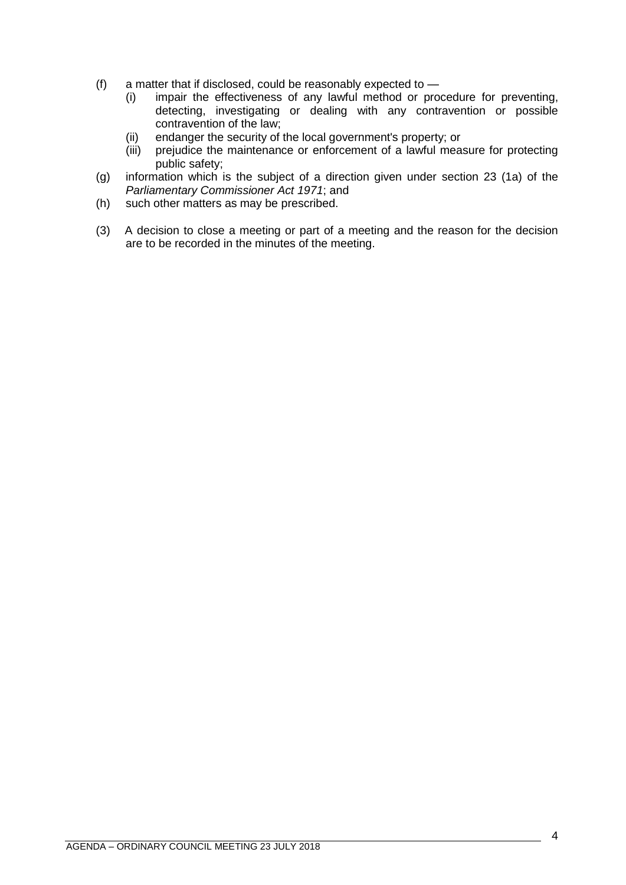(f) a matter that if disclosed, could be reasonably expected to —
   (i) impair the effectiveness of any lawful method or procedure for preventing, detecting, investigating or dealing with any contravention or possible contravention of the law;
   (ii) endanger the security of the local government's property; or
   (iii) prejudice the maintenance or enforcement of a lawful measure for protecting public safety;

(g) information which is the subject of a direction given under section 23 (1a) of the *Parliamentary Commissioner Act 1971*; and

(h) such other matters as may be prescribed.

(3) A decision to close a meeting or part of a meeting and the reason for the decision are to be recorded in the minutes of the meeting.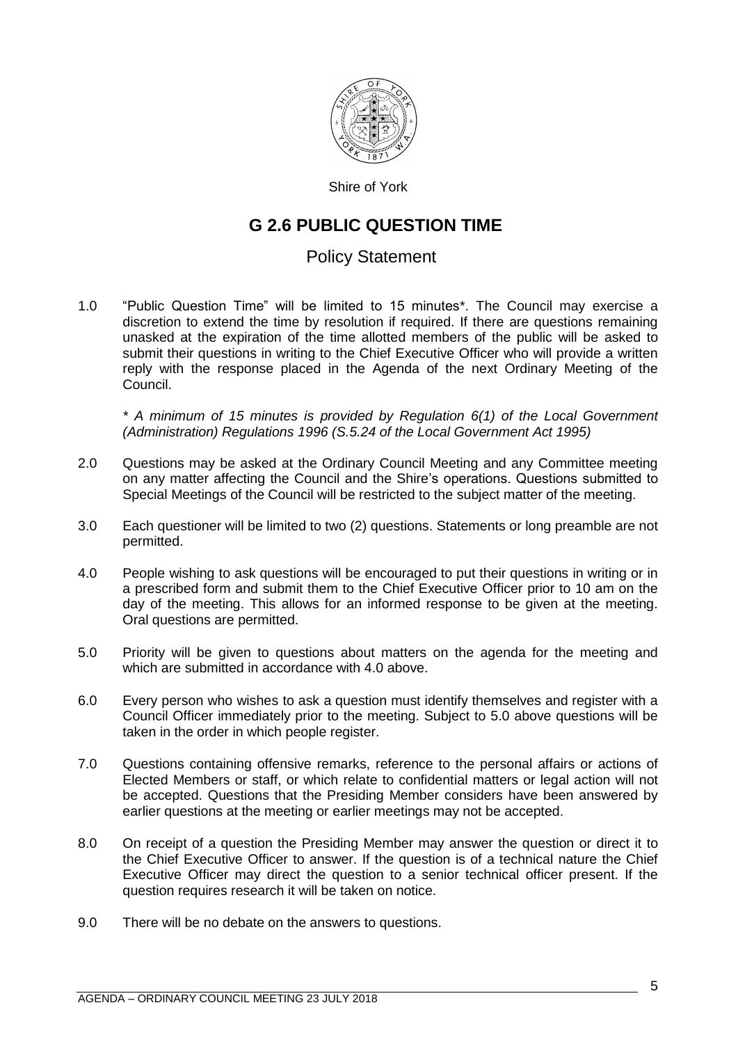Shire of York

# G 2.6 PUBLIC QUESTION TIME

## Policy Statement

1.0 "Public Question Time" will be limited to 15 minutes*. The Council may exercise a discretion to extend the time by resolution if required. If there are questions remaining unasked at the expiration of the time allotted members of the public will be asked to submit their questions in writing to the Chief Executive Officer who will provide a written reply with the response placed in the Agenda of the next Ordinary Meeting of the Council.

*\* A minimum of 15 minutes is provided by Regulation 6(1) of the Local Government (Administration) Regulations 1996 (S.5.24 of the Local Government Act 1995)*

2.0 Questions may be asked at the Ordinary Council Meeting and any Committee meeting on any matter affecting the Council and the Shire's operations. Questions submitted to Special Meetings of the Council will be restricted to the subject matter of the meeting.

3.0 Each questioner will be limited to two (2) questions. Statements or long preamble are not permitted.

4.0 People wishing to ask questions will be encouraged to put their questions in writing or in a prescribed form and submit them to the Chief Executive Officer prior to 10 am on the day of the meeting. This allows for an informed response to be given at the meeting. Oral questions are permitted.

5.0 Priority will be given to questions about matters on the agenda for the meeting and which are submitted in accordance with 4.0 above.

6.0 Every person who wishes to ask a question must identify themselves and register with a Council Officer immediately prior to the meeting. Subject to 5.0 above questions will be taken in the order in which people register.

7.0 Questions containing offensive remarks, reference to the personal affairs or actions of Elected Members or staff, or which relate to confidential matters or legal action will not be accepted. Questions that the Presiding Member considers have been answered by earlier questions at the meeting or earlier meetings may not be accepted.

8.0 On receipt of a question the Presiding Member may answer the question or direct it to the Chief Executive Officer to answer. If the question is of a technical nature the Chief Executive Officer may direct the question to a senior technical officer present. If the question requires research it will be taken on notice.

9.0 There will be no debate on the answers to questions.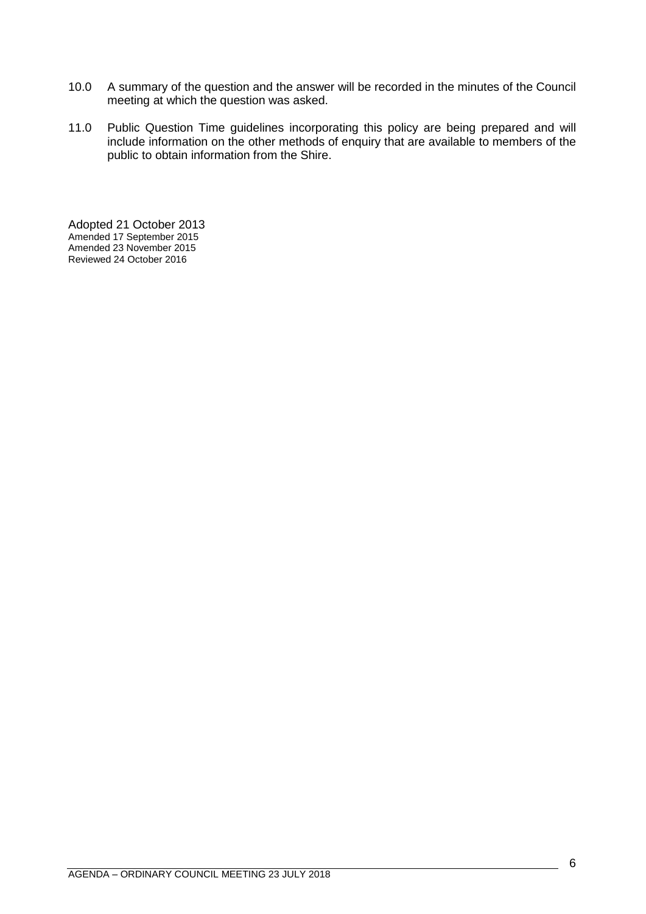10.0 A summary of the question and the answer will be recorded in the minutes of the Council meeting at which the question was asked.

11.0 Public Question Time guidelines incorporating this policy are being prepared and will include information on the other methods of enquiry that are available to members of the public to obtain information from the Shire.

Adopted 21 October 2013
Amended 17 September 2015
Amended 23 November 2015
Reviewed 24 October 2016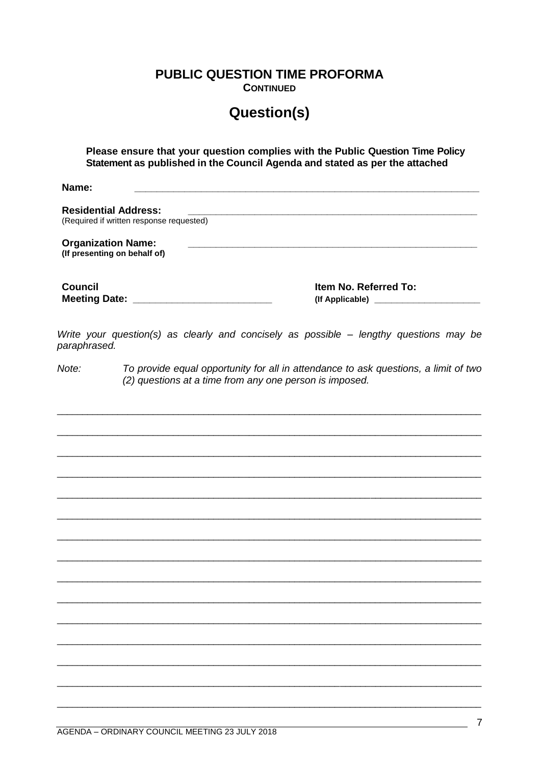# PUBLIC QUESTION TIME PROFORMA

**CONTINUED**

## Question(s)

**Please ensure that your question complies with the Public Question Time Policy Statement as published in the Council Agenda and stated as per the attached**

**Name:** ________________________________________________________________

**Residential Address:** ________________________________________________________
(Required if written response requested)

**Organization Name:** ________________________________________________________
**(If presenting on behalf of)**

**Council Meeting Date:** __________________________

**Item No. Referred To:**
**(If Applicable)** ____________________

*Write your question(s) as clearly and concisely as possible – lengthy questions may be paraphrased.*

*Note:* *To provide equal opportunity for all in attendance to ask questions, a limit of two (2) questions at a time from any one person is imposed.*

______________________________________________________________________________

______________________________________________________________________________

______________________________________________________________________________

______________________________________________________________________________

______________________________________________________________________________

______________________________________________________________________________

______________________________________________________________________________

______________________________________________________________________________

______________________________________________________________________________

______________________________________________________________________________

______________________________________________________________________________

______________________________________________________________________________

______________________________________________________________________________

______________________________________________________________________________

______________________________________________________________________________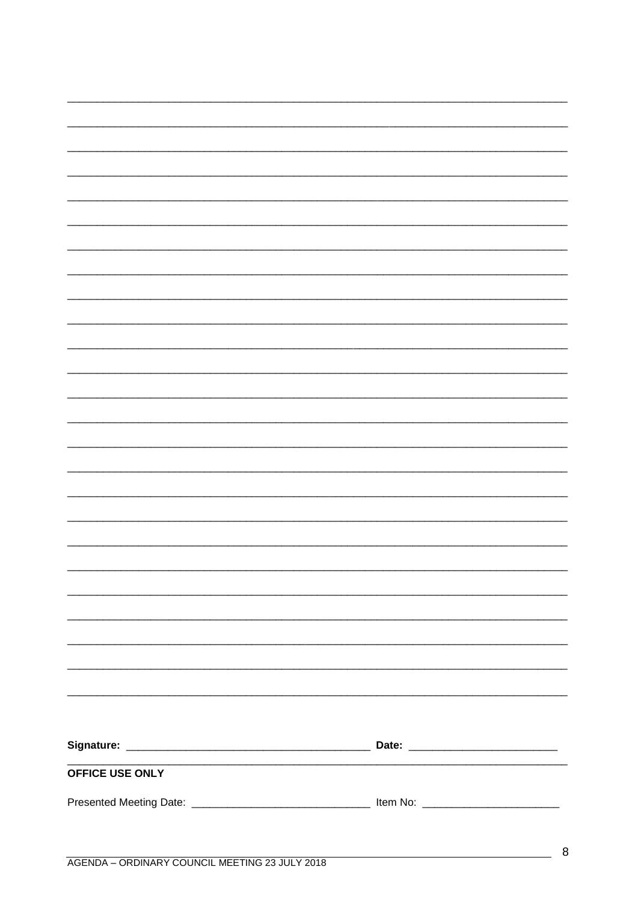\_\_\_\_\_\_\_\_\_\_\_\_\_\_\_\_\_\_\_\_\_\_\_\_\_\_\_\_\_\_\_\_\_\_\_\_\_\_\_\_\_\_\_\_\_\_\_\_\_\_\_\_\_\_\_\_\_\_\_\_\_\_\_\_\_\_\_\_\_\_\_\_\_\_\_\_

\_\_\_\_\_\_\_\_\_\_\_\_\_\_\_\_\_\_\_\_\_\_\_\_\_\_\_\_\_\_\_\_\_\_\_\_\_\_\_\_\_\_\_\_\_\_\_\_\_\_\_\_\_\_\_\_\_\_\_\_\_\_\_\_\_\_\_\_\_\_\_\_\_\_\_\_

\_\_\_\_\_\_\_\_\_\_\_\_\_\_\_\_\_\_\_\_\_\_\_\_\_\_\_\_\_\_\_\_\_\_\_\_\_\_\_\_\_\_\_\_\_\_\_\_\_\_\_\_\_\_\_\_\_\_\_\_\_\_\_\_\_\_\_\_\_\_\_\_\_\_\_\_

\_\_\_\_\_\_\_\_\_\_\_\_\_\_\_\_\_\_\_\_\_\_\_\_\_\_\_\_\_\_\_\_\_\_\_\_\_\_\_\_\_\_\_\_\_\_\_\_\_\_\_\_\_\_\_\_\_\_\_\_\_\_\_\_\_\_\_\_\_\_\_\_\_\_\_\_

\_\_\_\_\_\_\_\_\_\_\_\_\_\_\_\_\_\_\_\_\_\_\_\_\_\_\_\_\_\_\_\_\_\_\_\_\_\_\_\_\_\_\_\_\_\_\_\_\_\_\_\_\_\_\_\_\_\_\_\_\_\_\_\_\_\_\_\_\_\_\_\_\_\_\_\_

\_\_\_\_\_\_\_\_\_\_\_\_\_\_\_\_\_\_\_\_\_\_\_\_\_\_\_\_\_\_\_\_\_\_\_\_\_\_\_\_\_\_\_\_\_\_\_\_\_\_\_\_\_\_\_\_\_\_\_\_\_\_\_\_\_\_\_\_\_\_\_\_\_\_\_\_

\_\_\_\_\_\_\_\_\_\_\_\_\_\_\_\_\_\_\_\_\_\_\_\_\_\_\_\_\_\_\_\_\_\_\_\_\_\_\_\_\_\_\_\_\_\_\_\_\_\_\_\_\_\_\_\_\_\_\_\_\_\_\_\_\_\_\_\_\_\_\_\_\_\_\_\_

\_\_\_\_\_\_\_\_\_\_\_\_\_\_\_\_\_\_\_\_\_\_\_\_\_\_\_\_\_\_\_\_\_\_\_\_\_\_\_\_\_\_\_\_\_\_\_\_\_\_\_\_\_\_\_\_\_\_\_\_\_\_\_\_\_\_\_\_\_\_\_\_\_\_\_\_

\_\_\_\_\_\_\_\_\_\_\_\_\_\_\_\_\_\_\_\_\_\_\_\_\_\_\_\_\_\_\_\_\_\_\_\_\_\_\_\_\_\_\_\_\_\_\_\_\_\_\_\_\_\_\_\_\_\_\_\_\_\_\_\_\_\_\_\_\_\_\_\_\_\_\_\_

\_\_\_\_\_\_\_\_\_\_\_\_\_\_\_\_\_\_\_\_\_\_\_\_\_\_\_\_\_\_\_\_\_\_\_\_\_\_\_\_\_\_\_\_\_\_\_\_\_\_\_\_\_\_\_\_\_\_\_\_\_\_\_\_\_\_\_\_\_\_\_\_\_\_\_\_

\_\_\_\_\_\_\_\_\_\_\_\_\_\_\_\_\_\_\_\_\_\_\_\_\_\_\_\_\_\_\_\_\_\_\_\_\_\_\_\_\_\_\_\_\_\_\_\_\_\_\_\_\_\_\_\_\_\_\_\_\_\_\_\_\_\_\_\_\_\_\_\_\_\_\_\_

\_\_\_\_\_\_\_\_\_\_\_\_\_\_\_\_\_\_\_\_\_\_\_\_\_\_\_\_\_\_\_\_\_\_\_\_\_\_\_\_\_\_\_\_\_\_\_\_\_\_\_\_\_\_\_\_\_\_\_\_\_\_\_\_\_\_\_\_\_\_\_\_\_\_\_\_

\_\_\_\_\_\_\_\_\_\_\_\_\_\_\_\_\_\_\_\_\_\_\_\_\_\_\_\_\_\_\_\_\_\_\_\_\_\_\_\_\_\_\_\_\_\_\_\_\_\_\_\_\_\_\_\_\_\_\_\_\_\_\_\_\_\_\_\_\_\_\_\_\_\_\_\_

\_\_\_\_\_\_\_\_\_\_\_\_\_\_\_\_\_\_\_\_\_\_\_\_\_\_\_\_\_\_\_\_\_\_\_\_\_\_\_\_\_\_\_\_\_\_\_\_\_\_\_\_\_\_\_\_\_\_\_\_\_\_\_\_\_\_\_\_\_\_\_\_\_\_\_\_

\_\_\_\_\_\_\_\_\_\_\_\_\_\_\_\_\_\_\_\_\_\_\_\_\_\_\_\_\_\_\_\_\_\_\_\_\_\_\_\_\_\_\_\_\_\_\_\_\_\_\_\_\_\_\_\_\_\_\_\_\_\_\_\_\_\_\_\_\_\_\_\_\_\_\_\_

\_\_\_\_\_\_\_\_\_\_\_\_\_\_\_\_\_\_\_\_\_\_\_\_\_\_\_\_\_\_\_\_\_\_\_\_\_\_\_\_\_\_\_\_\_\_\_\_\_\_\_\_\_\_\_\_\_\_\_\_\_\_\_\_\_\_\_\_\_\_\_\_\_\_\_\_

\_\_\_\_\_\_\_\_\_\_\_\_\_\_\_\_\_\_\_\_\_\_\_\_\_\_\_\_\_\_\_\_\_\_\_\_\_\_\_\_\_\_\_\_\_\_\_\_\_\_\_\_\_\_\_\_\_\_\_\_\_\_\_\_\_\_\_\_\_\_\_\_\_\_\_\_

\_\_\_\_\_\_\_\_\_\_\_\_\_\_\_\_\_\_\_\_\_\_\_\_\_\_\_\_\_\_\_\_\_\_\_\_\_\_\_\_\_\_\_\_\_\_\_\_\_\_\_\_\_\_\_\_\_\_\_\_\_\_\_\_\_\_\_\_\_\_\_\_\_\_\_\_

\_\_\_\_\_\_\_\_\_\_\_\_\_\_\_\_\_\_\_\_\_\_\_\_\_\_\_\_\_\_\_\_\_\_\_\_\_\_\_\_\_\_\_\_\_\_\_\_\_\_\_\_\_\_\_\_\_\_\_\_\_\_\_\_\_\_\_\_\_\_\_\_\_\_\_\_

\_\_\_\_\_\_\_\_\_\_\_\_\_\_\_\_\_\_\_\_\_\_\_\_\_\_\_\_\_\_\_\_\_\_\_\_\_\_\_\_\_\_\_\_\_\_\_\_\_\_\_\_\_\_\_\_\_\_\_\_\_\_\_\_\_\_\_\_\_\_\_\_\_\_\_\_

\_\_\_\_\_\_\_\_\_\_\_\_\_\_\_\_\_\_\_\_\_\_\_\_\_\_\_\_\_\_\_\_\_\_\_\_\_\_\_\_\_\_\_\_\_\_\_\_\_\_\_\_\_\_\_\_\_\_\_\_\_\_\_\_\_\_\_\_\_\_\_\_\_\_\_\_

\_\_\_\_\_\_\_\_\_\_\_\_\_\_\_\_\_\_\_\_\_\_\_\_\_\_\_\_\_\_\_\_\_\_\_\_\_\_\_\_\_\_\_\_\_\_\_\_\_\_\_\_\_\_\_\_\_\_\_\_\_\_\_\_\_\_\_\_\_\_\_\_\_\_\_\_

\_\_\_\_\_\_\_\_\_\_\_\_\_\_\_\_\_\_\_\_\_\_\_\_\_\_\_\_\_\_\_\_\_\_\_\_\_\_\_\_\_\_\_\_\_\_\_\_\_\_\_\_\_\_\_\_\_\_\_\_\_\_\_\_\_\_\_\_\_\_\_\_\_\_\_\_

\_\_\_\_\_\_\_\_\_\_\_\_\_\_\_\_\_\_\_\_\_\_\_\_\_\_\_\_\_\_\_\_\_\_\_\_\_\_\_\_\_\_\_\_\_\_\_\_\_\_\_\_\_\_\_\_\_\_\_\_\_\_\_\_\_\_\_\_\_\_\_\_\_\_\_\_

\_\_\_\_\_\_\_\_\_\_\_\_\_\_\_\_\_\_\_\_\_\_\_\_\_\_\_\_\_\_\_\_\_\_\_\_\_\_\_\_\_\_\_\_\_\_\_\_\_\_\_\_\_\_\_\_\_\_\_\_\_\_\_\_\_\_\_\_\_\_\_\_\_\_\_\_

**Signature:** \_\_\_\_\_\_\_\_\_\_\_\_\_\_\_\_\_\_\_\_\_\_\_\_\_\_\_\_\_\_\_\_\_\_\_\_\_\_\_\_ **Date:** \_\_\_\_\_\_\_\_\_\_\_\_\_\_\_\_\_\_\_\_\_\_\_\_\_

**OFFICE USE ONLY**

Presented Meeting Date: \_\_\_\_\_\_\_\_\_\_\_\_\_\_\_\_\_\_\_\_\_\_\_\_\_\_\_\_\_\_ Item No: \_\_\_\_\_\_\_\_\_\_\_\_\_\_\_\_\_\_\_\_\_\_\_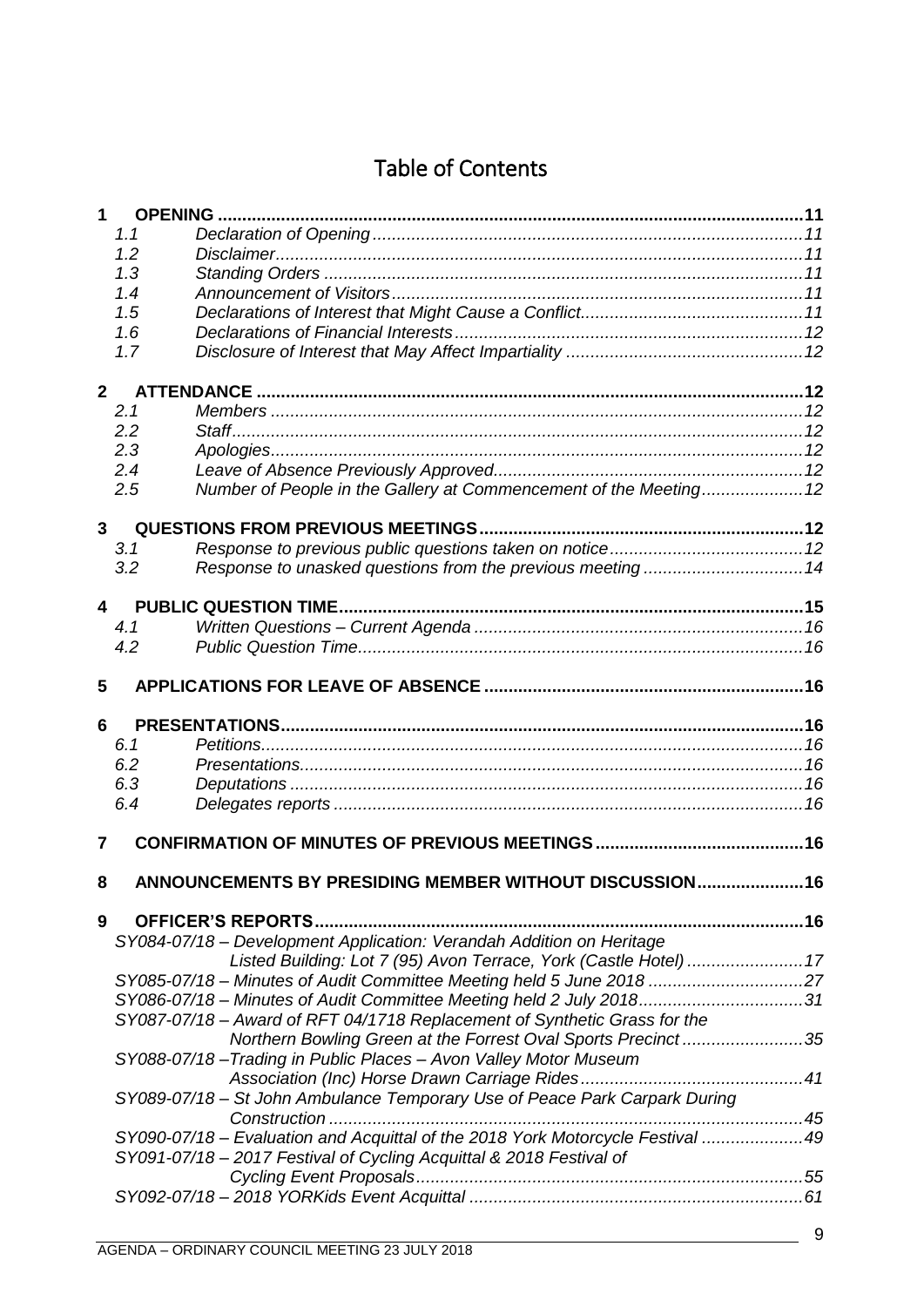# Table of Contents

**1 OPENING** ........ **11**

- *1.1 Declaration of Opening* ........ *11*
- *1.2 Disclaimer* ........ *11*
- *1.3 Standing Orders* ........ *11*
- *1.4 Announcement of Visitors* ........ *11*
- *1.5 Declarations of Interest that Might Cause a Conflict* ........ *11*
- *1.6 Declarations of Financial Interests* ........ *12*
- *1.7 Disclosure of Interest that May Affect Impartiality* ........ *12*

**2 ATTENDANCE** ........ **12**

- *2.1 Members* ........ *12*
- *2.2 Staff* ........ *12*
- *2.3 Apologies* ........ *12*
- *2.4 Leave of Absence Previously Approved* ........ *12*
- *2.5 Number of People in the Gallery at Commencement of the Meeting* ........ *12*

**3 QUESTIONS FROM PREVIOUS MEETINGS** ........ **12**

- *3.1 Response to previous public questions taken on notice* ........ *12*
- *3.2 Response to unasked questions from the previous meeting* ........ *14*

**4 PUBLIC QUESTION TIME** ........ **15**

- *4.1 Written Questions – Current Agenda* ........ *16*
- *4.2 Public Question Time* ........ *16*

**5 APPLICATIONS FOR LEAVE OF ABSENCE** ........ **16**

**6 PRESENTATIONS** ........ **16**

- *6.1 Petitions* ........ *16*
- *6.2 Presentations* ........ *16*
- *6.3 Deputations* ........ *16*
- *6.4 Delegates reports* ........ *16*

**7 CONFIRMATION OF MINUTES OF PREVIOUS MEETINGS** ........ **16**

**8 ANNOUNCEMENTS BY PRESIDING MEMBER WITHOUT DISCUSSION** ........ **16**

**9 OFFICER'S REPORTS** ........ **16**

- *SY084-07/18 – Development Application: Verandah Addition on Heritage Listed Building: Lot 7 (95) Avon Terrace, York (Castle Hotel)* ........ *17*
- *SY085-07/18 – Minutes of Audit Committee Meeting held 5 June 2018* ........ *27*
- *SY086-07/18 – Minutes of Audit Committee Meeting held 2 July 2018* ........ *31*
- *SY087-07/18 – Award of RFT 04/1718 Replacement of Synthetic Grass for the Northern Bowling Green at the Forrest Oval Sports Precinct* ........ *35*
- *SY088-07/18 –Trading in Public Places – Avon Valley Motor Museum Association (Inc) Horse Drawn Carriage Rides* ........ *41*
- *SY089-07/18 – St John Ambulance Temporary Use of Peace Park Carpark During Construction* ........ *45*
- *SY090-07/18 – Evaluation and Acquittal of the 2018 York Motorcycle Festival* ........ *49*
- *SY091-07/18 – 2017 Festival of Cycling Acquittal & 2018 Festival of Cycling Event Proposals* ........ *55*
- *SY092-07/18 – 2018 YORKids Event Acquittal* ........ *61*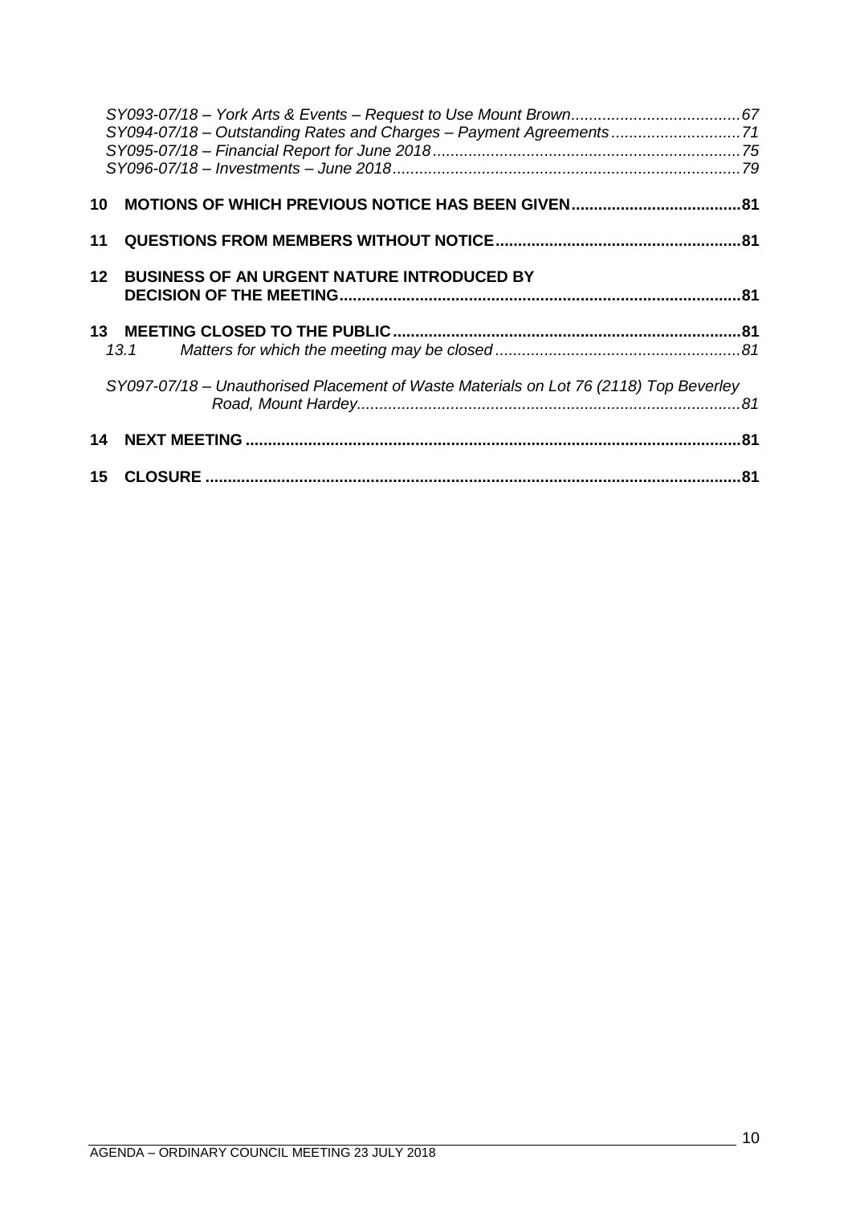*SY093-07/18 – York Arts & Events – Request to Use Mount Brown......................................67*
*SY094-07/18 – Outstanding Rates and Charges – Payment Agreements............................71*
*SY095-07/18 – Financial Report for June 2018.....................................................................75*
*SY096-07/18 – Investments – June 2018.............................................................................79*

**10 MOTIONS OF WHICH PREVIOUS NOTICE HAS BEEN GIVEN......................................81**

**11 QUESTIONS FROM MEMBERS WITHOUT NOTICE.......................................................81**

**12 BUSINESS OF AN URGENT NATURE INTRODUCED BY DECISION OF THE MEETING.........................................................................................81**

**13 MEETING CLOSED TO THE PUBLIC.............................................................................81**

*13.1 Matters for which the meeting may be closed......................................................81*

*SY097-07/18 – Unauthorised Placement of Waste Materials on Lot 76 (2118) Top Beverley Road, Mount Hardey......................................................................................81*

**14 NEXT MEETING.............................................................................................................81**

**15 CLOSURE.......................................................................................................................81**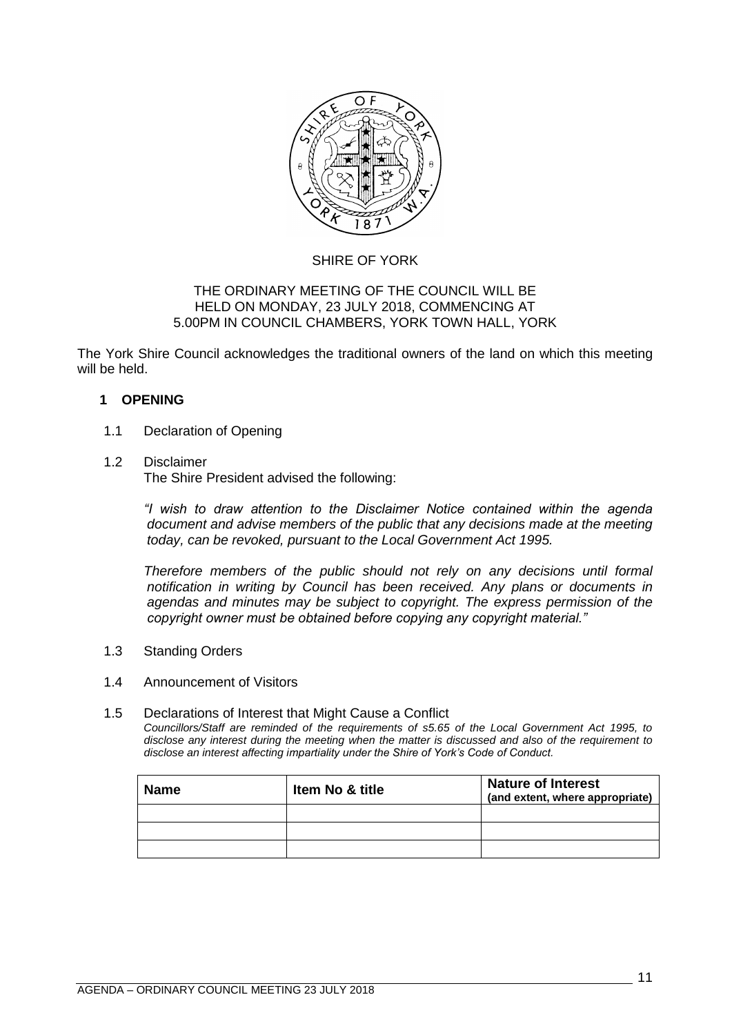SHIRE OF YORK

THE ORDINARY MEETING OF THE COUNCIL WILL BE HELD ON MONDAY, 23 JULY 2018, COMMENCING AT 5.00PM IN COUNCIL CHAMBERS, YORK TOWN HALL, YORK

The York Shire Council acknowledges the traditional owners of the land on which this meeting will be held.

## 1 OPENING

1.1 Declaration of Opening

1.2 Disclaimer

The Shire President advised the following:

*"I wish to draw attention to the Disclaimer Notice contained within the agenda document and advise members of the public that any decisions made at the meeting today, can be revoked, pursuant to the Local Government Act 1995.*

*Therefore members of the public should not rely on any decisions until formal notification in writing by Council has been received. Any plans or documents in agendas and minutes may be subject to copyright. The express permission of the copyright owner must be obtained before copying any copyright material."*

1.3 Standing Orders

1.4 Announcement of Visitors

1.5 Declarations of Interest that Might Cause a Conflict

*Councillors/Staff are reminded of the requirements of s5.65 of the Local Government Act 1995, to disclose any interest during the meeting when the matter is discussed and also of the requirement to disclose an interest affecting impartiality under the Shire of York's Code of Conduct.*

| Name | Item No & title | Nature of Interest (and extent, where appropriate) |
|---|---|---|
| | | |
| | | |
| | | |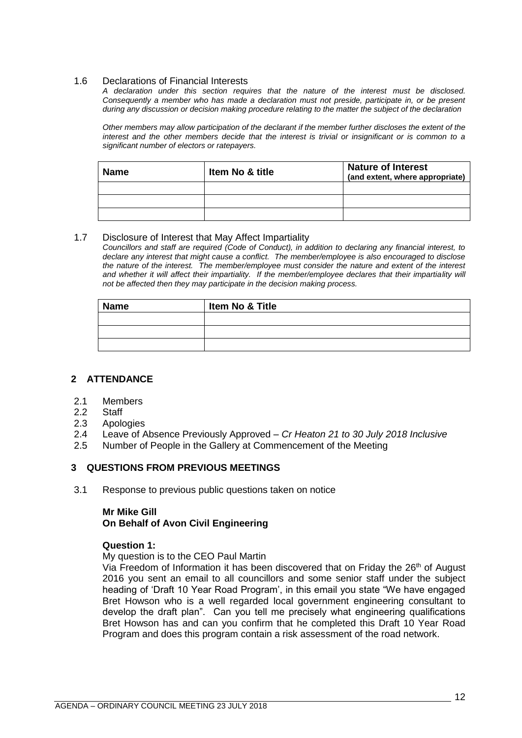1.6 Declarations of Financial Interests

*A declaration under this section requires that the nature of the interest must be disclosed. Consequently a member who has made a declaration must not preside, participate in, or be present during any discussion or decision making procedure relating to the matter the subject of the declaration*

*Other members may allow participation of the declarant if the member further discloses the extent of the interest and the other members decide that the interest is trivial or insignificant or is common to a significant number of electors or ratepayers.*

| **Name** | **Item No & title** | **Nature of Interest (and extent, where appropriate)** |
|---|---|---|
| | | |
| | | |
| | | |

1.7 Disclosure of Interest that May Affect Impartiality

*Councillors and staff are required (Code of Conduct), in addition to declaring any financial interest, to declare any interest that might cause a conflict. The member/employee is also encouraged to disclose the nature of the interest. The member/employee must consider the nature and extent of the interest and whether it will affect their impartiality. If the member/employee declares that their impartiality will not be affected then they may participate in the decision making process.*

| **Name** | **Item No & Title** |
|---|---|
| | |
| | |
| | |

## 2 ATTENDANCE

2.1 Members
2.2 Staff
2.3 Apologies
2.4 Leave of Absence Previously Approved – *Cr Heaton 21 to 30 July 2018 Inclusive*
2.5 Number of People in the Gallery at Commencement of the Meeting

## 3 QUESTIONS FROM PREVIOUS MEETINGS

3.1 Response to previous public questions taken on notice

**Mr Mike Gill**
**On Behalf of Avon Civil Engineering**

**Question 1:**

My question is to the CEO Paul Martin

Via Freedom of Information it has been discovered that on Friday the 26th of August 2016 you sent an email to all councillors and some senior staff under the subject heading of 'Draft 10 Year Road Program', in this email you state "We have engaged Bret Howson who is a well regarded local government engineering consultant to develop the draft plan". Can you tell me precisely what engineering qualifications Bret Howson has and can you confirm that he completed this Draft 10 Year Road Program and does this program contain a risk assessment of the road network.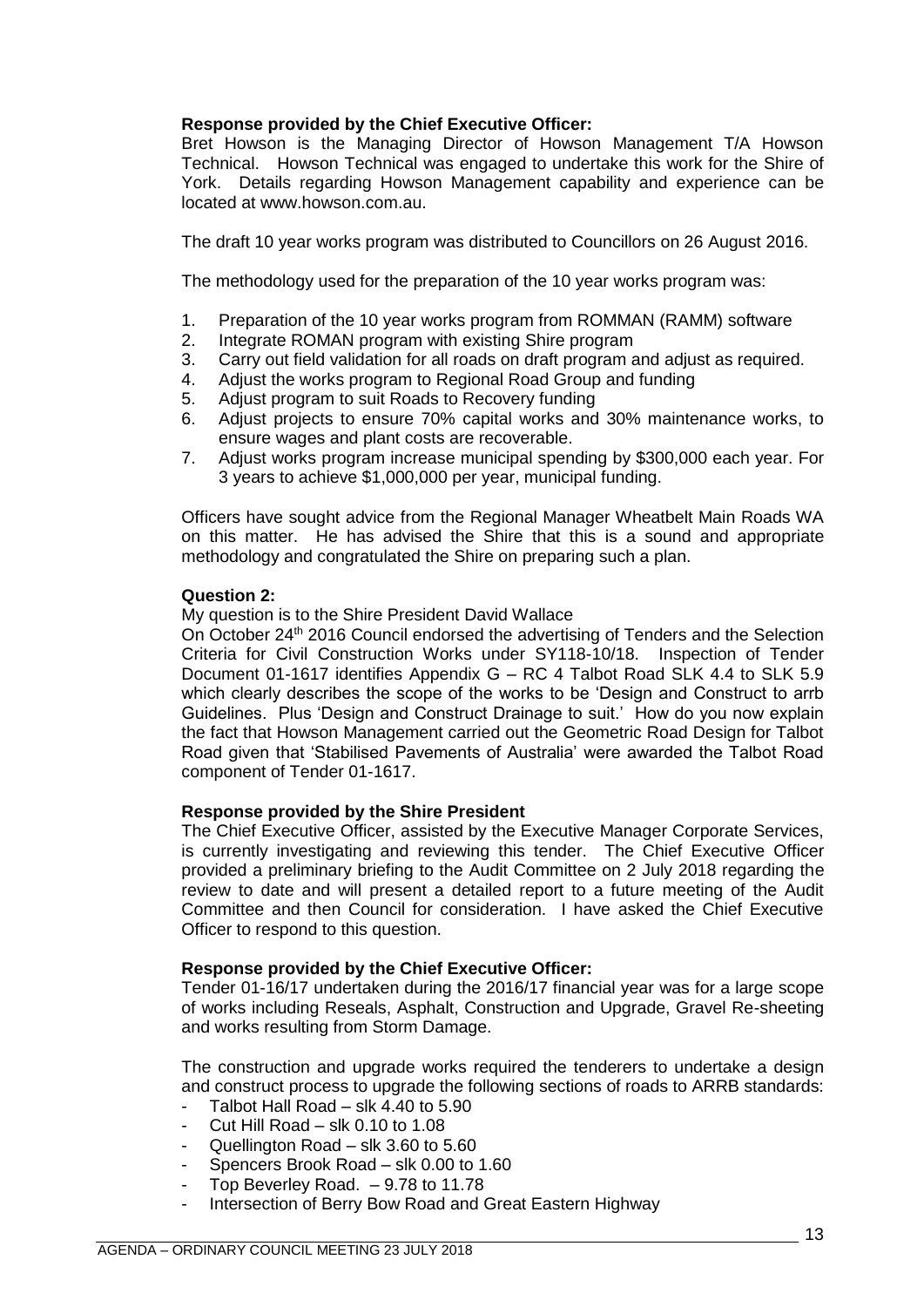**Response provided by the Chief Executive Officer:**

Bret Howson is the Managing Director of Howson Management T/A Howson Technical. Howson Technical was engaged to undertake this work for the Shire of York. Details regarding Howson Management capability and experience can be located at www.howson.com.au.

The draft 10 year works program was distributed to Councillors on 26 August 2016.

The methodology used for the preparation of the 10 year works program was:

1. Preparation of the 10 year works program from ROMMAN (RAMM) software
2. Integrate ROMAN program with existing Shire program
3. Carry out field validation for all roads on draft program and adjust as required.
4. Adjust the works program to Regional Road Group and funding
5. Adjust program to suit Roads to Recovery funding
6. Adjust projects to ensure 70% capital works and 30% maintenance works, to ensure wages and plant costs are recoverable.
7. Adjust works program increase municipal spending by $300,000 each year. For 3 years to achieve $1,000,000 per year, municipal funding.

Officers have sought advice from the Regional Manager Wheatbelt Main Roads WA on this matter. He has advised the Shire that this is a sound and appropriate methodology and congratulated the Shire on preparing such a plan.

**Question 2:**

My question is to the Shire President David Wallace

On October 24th 2016 Council endorsed the advertising of Tenders and the Selection Criteria for Civil Construction Works under SY118-10/18. Inspection of Tender Document 01-1617 identifies Appendix G – RC 4 Talbot Road SLK 4.4 to SLK 5.9 which clearly describes the scope of the works to be 'Design and Construct to arrb Guidelines. Plus 'Design and Construct Drainage to suit.' How do you now explain the fact that Howson Management carried out the Geometric Road Design for Talbot Road given that 'Stabilised Pavements of Australia' were awarded the Talbot Road component of Tender 01-1617.

**Response provided by the Shire President**

The Chief Executive Officer, assisted by the Executive Manager Corporate Services, is currently investigating and reviewing this tender. The Chief Executive Officer provided a preliminary briefing to the Audit Committee on 2 July 2018 regarding the review to date and will present a detailed report to a future meeting of the Audit Committee and then Council for consideration. I have asked the Chief Executive Officer to respond to this question.

**Response provided by the Chief Executive Officer:**

Tender 01-16/17 undertaken during the 2016/17 financial year was for a large scope of works including Reseals, Asphalt, Construction and Upgrade, Gravel Re-sheeting and works resulting from Storm Damage.

The construction and upgrade works required the tenderers to undertake a design and construct process to upgrade the following sections of roads to ARRB standards:

- Talbot Hall Road – slk 4.40 to 5.90
- Cut Hill Road – slk 0.10 to 1.08
- Quellington Road – slk 3.60 to 5.60
- Spencers Brook Road – slk 0.00 to 1.60
- Top Beverley Road. – 9.78 to 11.78
- Intersection of Berry Bow Road and Great Eastern Highway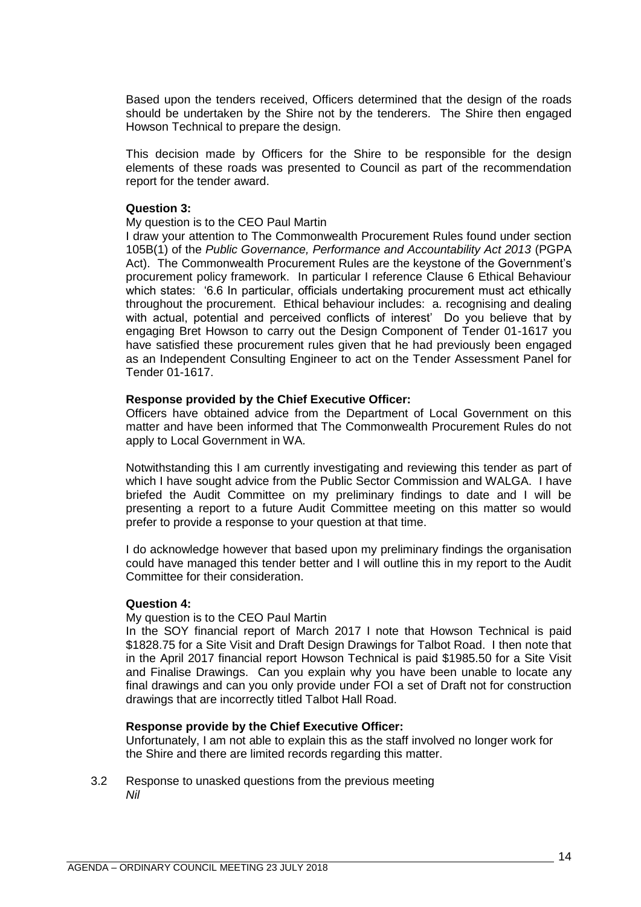Based upon the tenders received, Officers determined that the design of the roads should be undertaken by the Shire not by the tenderers. The Shire then engaged Howson Technical to prepare the design.

This decision made by Officers for the Shire to be responsible for the design elements of these roads was presented to Council as part of the recommendation report for the tender award.

**Question 3:**

My question is to the CEO Paul Martin

I draw your attention to The Commonwealth Procurement Rules found under section 105B(1) of the *Public Governance, Performance and Accountability Act 2013* (PGPA Act). The Commonwealth Procurement Rules are the keystone of the Government's procurement policy framework. In particular I reference Clause 6 Ethical Behaviour which states: '6.6 In particular, officials undertaking procurement must act ethically throughout the procurement. Ethical behaviour includes: a. recognising and dealing with actual, potential and perceived conflicts of interest' Do you believe that by engaging Bret Howson to carry out the Design Component of Tender 01-1617 you have satisfied these procurement rules given that he had previously been engaged as an Independent Consulting Engineer to act on the Tender Assessment Panel for Tender 01-1617.

**Response provided by the Chief Executive Officer:**

Officers have obtained advice from the Department of Local Government on this matter and have been informed that The Commonwealth Procurement Rules do not apply to Local Government in WA.

Notwithstanding this I am currently investigating and reviewing this tender as part of which I have sought advice from the Public Sector Commission and WALGA. I have briefed the Audit Committee on my preliminary findings to date and I will be presenting a report to a future Audit Committee meeting on this matter so would prefer to provide a response to your question at that time.

I do acknowledge however that based upon my preliminary findings the organisation could have managed this tender better and I will outline this in my report to the Audit Committee for their consideration.

**Question 4:**

My question is to the CEO Paul Martin

In the SOY financial report of March 2017 I note that Howson Technical is paid $1828.75 for a Site Visit and Draft Design Drawings for Talbot Road. I then note that in the April 2017 financial report Howson Technical is paid $1985.50 for a Site Visit and Finalise Drawings. Can you explain why you have been unable to locate any final drawings and can you only provide under FOI a set of Draft not for construction drawings that are incorrectly titled Talbot Hall Road.

**Response provide by the Chief Executive Officer:**

Unfortunately, I am not able to explain this as the staff involved no longer work for the Shire and there are limited records regarding this matter.

3.2 Response to unasked questions from the previous meeting
*Nil*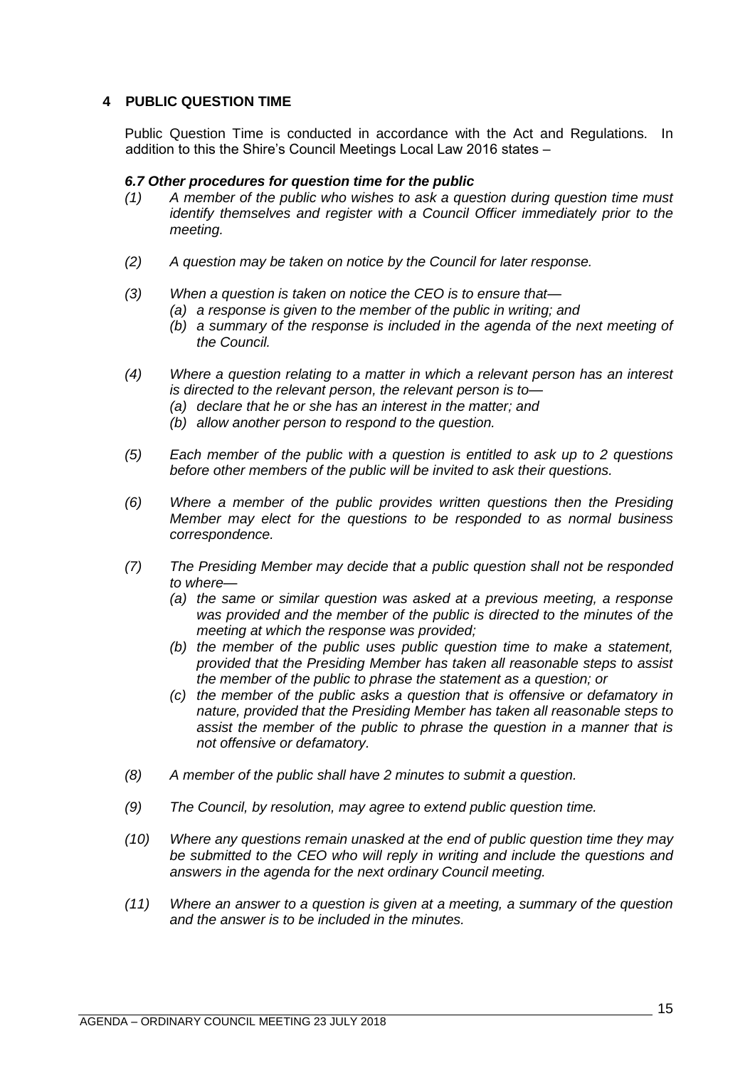## 4 PUBLIC QUESTION TIME

Public Question Time is conducted in accordance with the Act and Regulations. In addition to this the Shire's Council Meetings Local Law 2016 states –

***6.7 Other procedures for question time for the public***

*(1) A member of the public who wishes to ask a question during question time must identify themselves and register with a Council Officer immediately prior to the meeting.*

*(2) A question may be taken on notice by the Council for later response.*

*(3) When a question is taken on notice the CEO is to ensure that—*
  - *(a) a response is given to the member of the public in writing; and*
  - *(b) a summary of the response is included in the agenda of the next meeting of the Council.*

*(4) Where a question relating to a matter in which a relevant person has an interest is directed to the relevant person, the relevant person is to—*
  - *(a) declare that he or she has an interest in the matter; and*
  - *(b) allow another person to respond to the question.*

*(5) Each member of the public with a question is entitled to ask up to 2 questions before other members of the public will be invited to ask their questions.*

*(6) Where a member of the public provides written questions then the Presiding Member may elect for the questions to be responded to as normal business correspondence.*

*(7) The Presiding Member may decide that a public question shall not be responded to where—*
  - *(a) the same or similar question was asked at a previous meeting, a response was provided and the member of the public is directed to the minutes of the meeting at which the response was provided;*
  - *(b) the member of the public uses public question time to make a statement, provided that the Presiding Member has taken all reasonable steps to assist the member of the public to phrase the statement as a question; or*
  - *(c) the member of the public asks a question that is offensive or defamatory in nature, provided that the Presiding Member has taken all reasonable steps to assist the member of the public to phrase the question in a manner that is not offensive or defamatory.*

*(8) A member of the public shall have 2 minutes to submit a question.*

*(9) The Council, by resolution, may agree to extend public question time.*

*(10) Where any questions remain unasked at the end of public question time they may be submitted to the CEO who will reply in writing and include the questions and answers in the agenda for the next ordinary Council meeting.*

*(11) Where an answer to a question is given at a meeting, a summary of the question and the answer is to be included in the minutes.*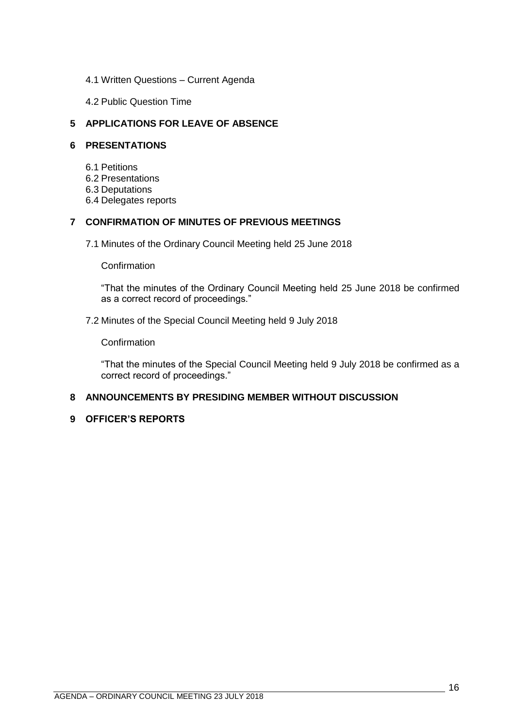4.1 Written Questions – Current Agenda

4.2 Public Question Time

## 5 APPLICATIONS FOR LEAVE OF ABSENCE

## 6 PRESENTATIONS

6.1 Petitions
6.2 Presentations
6.3 Deputations
6.4 Delegates reports

## 7 CONFIRMATION OF MINUTES OF PREVIOUS MEETINGS

7.1 Minutes of the Ordinary Council Meeting held 25 June 2018

Confirmation

"That the minutes of the Ordinary Council Meeting held 25 June 2018 be confirmed as a correct record of proceedings."

7.2 Minutes of the Special Council Meeting held 9 July 2018

Confirmation

"That the minutes of the Special Council Meeting held 9 July 2018 be confirmed as a correct record of proceedings."

## 8 ANNOUNCEMENTS BY PRESIDING MEMBER WITHOUT DISCUSSION

## 9 OFFICER'S REPORTS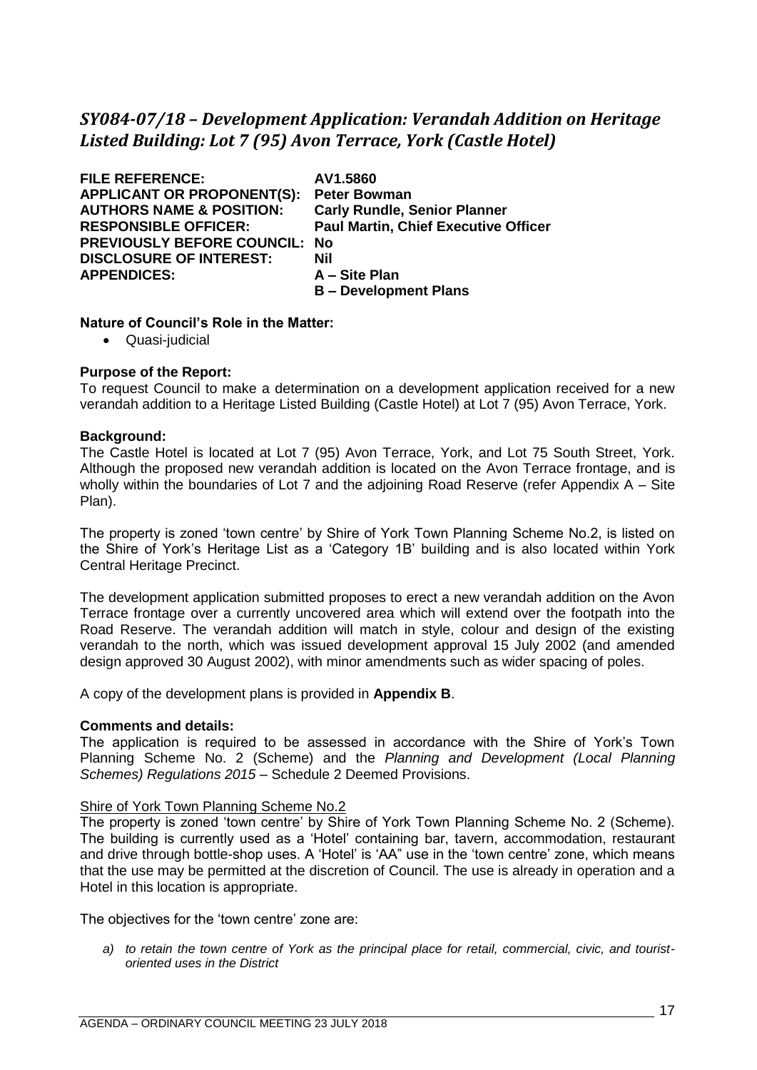## *SY084-07/18 – Development Application: Verandah Addition on Heritage Listed Building: Lot 7 (95) Avon Terrace, York (Castle Hotel)*

**FILE REFERENCE:** **AV1.5860**
**APPLICANT OR PROPONENT(S):** **Peter Bowman**
**AUTHORS NAME & POSITION:** **Carly Rundle, Senior Planner**
**RESPONSIBLE OFFICER:** **Paul Martin, Chief Executive Officer**
**PREVIOUSLY BEFORE COUNCIL:** **No**
**DISCLOSURE OF INTEREST:** **Nil**
**APPENDICES:** **A – Site Plan**
**B – Development Plans**

**Nature of Council's Role in the Matter:**

- Quasi-judicial

**Purpose of the Report:**

To request Council to make a determination on a development application received for a new verandah addition to a Heritage Listed Building (Castle Hotel) at Lot 7 (95) Avon Terrace, York.

**Background:**

The Castle Hotel is located at Lot 7 (95) Avon Terrace, York, and Lot 75 South Street, York. Although the proposed new verandah addition is located on the Avon Terrace frontage, and is wholly within the boundaries of Lot 7 and the adjoining Road Reserve (refer Appendix A – Site Plan).

The property is zoned 'town centre' by Shire of York Town Planning Scheme No.2, is listed on the Shire of York's Heritage List as a 'Category 1B' building and is also located within York Central Heritage Precinct.

The development application submitted proposes to erect a new verandah addition on the Avon Terrace frontage over a currently uncovered area which will extend over the footpath into the Road Reserve. The verandah addition will match in style, colour and design of the existing verandah to the north, which was issued development approval 15 July 2002 (and amended design approved 30 August 2002), with minor amendments such as wider spacing of poles.

A copy of the development plans is provided in **Appendix B**.

**Comments and details:**

The application is required to be assessed in accordance with the Shire of York's Town Planning Scheme No. 2 (Scheme) and the *Planning and Development (Local Planning Schemes) Regulations 2015* – Schedule 2 Deemed Provisions.

Shire of York Town Planning Scheme No.2

The property is zoned 'town centre' by Shire of York Town Planning Scheme No. 2 (Scheme). The building is currently used as a 'Hotel' containing bar, tavern, accommodation, restaurant and drive through bottle-shop uses. A 'Hotel' is 'AA" use in the 'town centre' zone, which means that the use may be permitted at the discretion of Council. The use is already in operation and a Hotel in this location is appropriate.

The objectives for the 'town centre' zone are:

*a) to retain the town centre of York as the principal place for retail, commercial, civic, and tourist-oriented uses in the District*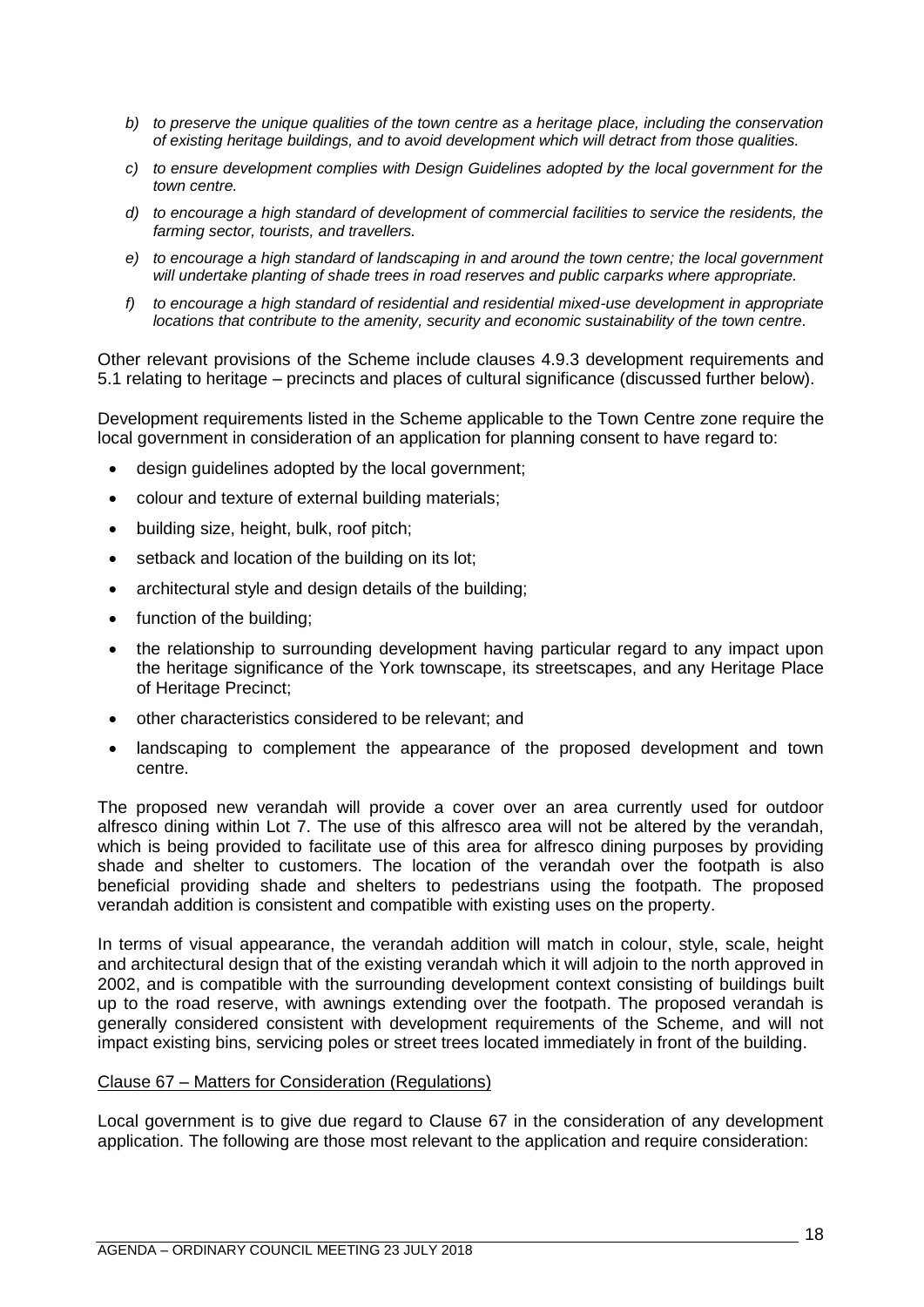*b) to preserve the unique qualities of the town centre as a heritage place, including the conservation of existing heritage buildings, and to avoid development which will detract from those qualities.*

*c) to ensure development complies with Design Guidelines adopted by the local government for the town centre.*

*d) to encourage a high standard of development of commercial facilities to service the residents, the farming sector, tourists, and travellers.*

*e) to encourage a high standard of landscaping in and around the town centre; the local government will undertake planting of shade trees in road reserves and public carparks where appropriate.*

*f) to encourage a high standard of residential and residential mixed-use development in appropriate locations that contribute to the amenity, security and economic sustainability of the town centre.*

Other relevant provisions of the Scheme include clauses 4.9.3 development requirements and 5.1 relating to heritage – precincts and places of cultural significance (discussed further below).

Development requirements listed in the Scheme applicable to the Town Centre zone require the local government in consideration of an application for planning consent to have regard to:

- design guidelines adopted by the local government;
- colour and texture of external building materials;
- building size, height, bulk, roof pitch;
- setback and location of the building on its lot;
- architectural style and design details of the building;
- function of the building;
- the relationship to surrounding development having particular regard to any impact upon the heritage significance of the York townscape, its streetscapes, and any Heritage Place of Heritage Precinct;
- other characteristics considered to be relevant; and
- landscaping to complement the appearance of the proposed development and town centre.

The proposed new verandah will provide a cover over an area currently used for outdoor alfresco dining within Lot 7. The use of this alfresco area will not be altered by the verandah, which is being provided to facilitate use of this area for alfresco dining purposes by providing shade and shelter to customers. The location of the verandah over the footpath is also beneficial providing shade and shelters to pedestrians using the footpath. The proposed verandah addition is consistent and compatible with existing uses on the property.

In terms of visual appearance, the verandah addition will match in colour, style, scale, height and architectural design that of the existing verandah which it will adjoin to the north approved in 2002, and is compatible with the surrounding development context consisting of buildings built up to the road reserve, with awnings extending over the footpath. The proposed verandah is generally considered consistent with development requirements of the Scheme, and will not impact existing bins, servicing poles or street trees located immediately in front of the building.

<u>Clause 67 – Matters for Consideration (Regulations)</u>

Local government is to give due regard to Clause 67 in the consideration of any development application. The following are those most relevant to the application and require consideration: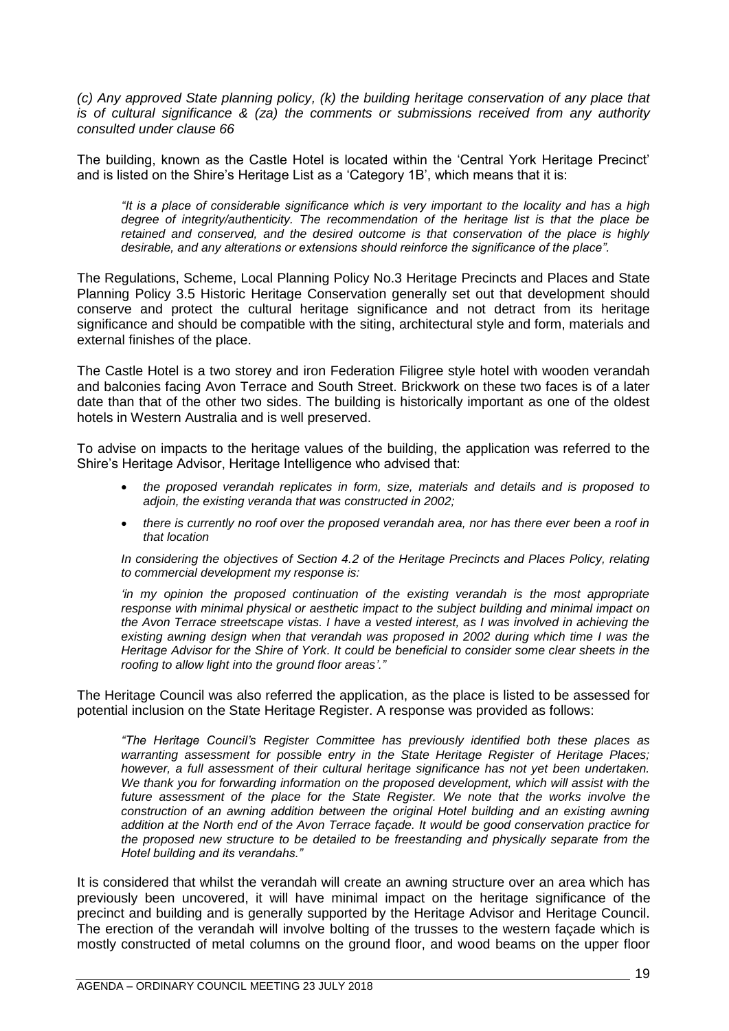*(c) Any approved State planning policy, (k) the building heritage conservation of any place that is of cultural significance & (za) the comments or submissions received from any authority consulted under clause 66*

The building, known as the Castle Hotel is located within the 'Central York Heritage Precinct' and is listed on the Shire's Heritage List as a 'Category 1B', which means that it is:

> *"It is a place of considerable significance which is very important to the locality and has a high degree of integrity/authenticity. The recommendation of the heritage list is that the place be retained and conserved, and the desired outcome is that conservation of the place is highly desirable, and any alterations or extensions should reinforce the significance of the place".*

The Regulations, Scheme, Local Planning Policy No.3 Heritage Precincts and Places and State Planning Policy 3.5 Historic Heritage Conservation generally set out that development should conserve and protect the cultural heritage significance and not detract from its heritage significance and should be compatible with the siting, architectural style and form, materials and external finishes of the place.

The Castle Hotel is a two storey and iron Federation Filigree style hotel with wooden verandah and balconies facing Avon Terrace and South Street. Brickwork on these two faces is of a later date than that of the other two sides. The building is historically important as one of the oldest hotels in Western Australia and is well preserved.

To advise on impacts to the heritage values of the building, the application was referred to the Shire's Heritage Advisor, Heritage Intelligence who advised that:

- *the proposed verandah replicates in form, size, materials and details and is proposed to adjoin, the existing veranda that was constructed in 2002;*
- *there is currently no roof over the proposed verandah area, nor has there ever been a roof in that location*

> *In considering the objectives of Section 4.2 of the Heritage Precincts and Places Policy, relating to commercial development my response is:*
>
> *'in my opinion the proposed continuation of the existing verandah is the most appropriate response with minimal physical or aesthetic impact to the subject building and minimal impact on the Avon Terrace streetscape vistas. I have a vested interest, as I was involved in achieving the existing awning design when that verandah was proposed in 2002 during which time I was the Heritage Advisor for the Shire of York. It could be beneficial to consider some clear sheets in the roofing to allow light into the ground floor areas'."*

The Heritage Council was also referred the application, as the place is listed to be assessed for potential inclusion on the State Heritage Register. A response was provided as follows:

> *"The Heritage Council's Register Committee has previously identified both these places as warranting assessment for possible entry in the State Heritage Register of Heritage Places; however, a full assessment of their cultural heritage significance has not yet been undertaken. We thank you for forwarding information on the proposed development, which will assist with the future assessment of the place for the State Register. We note that the works involve the construction of an awning addition between the original Hotel building and an existing awning addition at the North end of the Avon Terrace façade. It would be good conservation practice for the proposed new structure to be detailed to be freestanding and physically separate from the Hotel building and its verandahs."*

It is considered that whilst the verandah will create an awning structure over an area which has previously been uncovered, it will have minimal impact on the heritage significance of the precinct and building and is generally supported by the Heritage Advisor and Heritage Council. The erection of the verandah will involve bolting of the trusses to the western façade which is mostly constructed of metal columns on the ground floor, and wood beams on the upper floor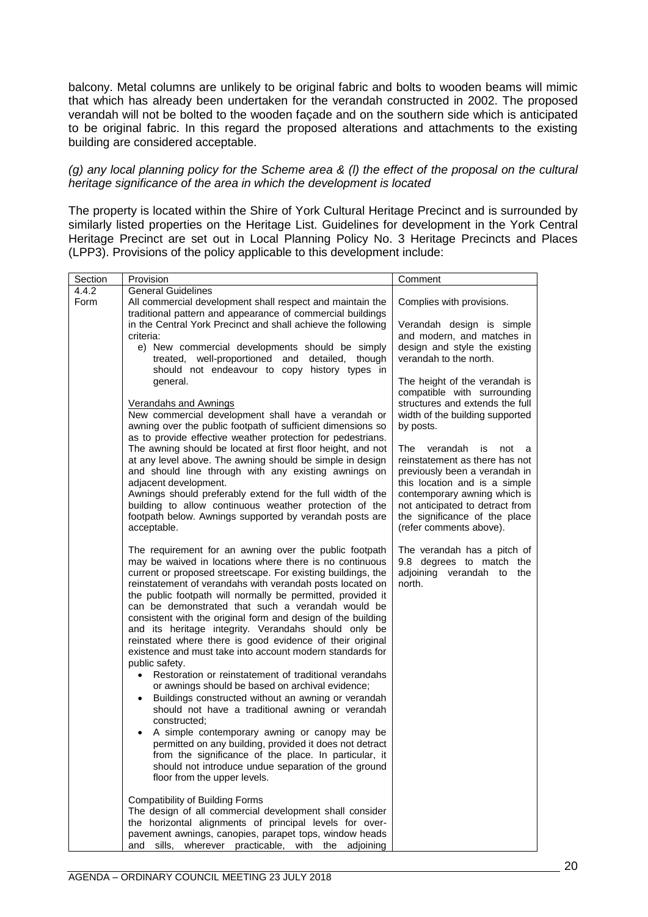balcony. Metal columns are unlikely to be original fabric and bolts to wooden beams will mimic that which has already been undertaken for the verandah constructed in 2002. The proposed verandah will not be bolted to the wooden façade and on the southern side which is anticipated to be original fabric. In this regard the proposed alterations and attachments to the existing building are considered acceptable.

*(g) any local planning policy for the Scheme area & (l) the effect of the proposal on the cultural heritage significance of the area in which the development is located*

The property is located within the Shire of York Cultural Heritage Precinct and is surrounded by similarly listed properties on the Heritage List. Guidelines for development in the York Central Heritage Precinct are set out in Local Planning Policy No. 3 Heritage Precincts and Places (LPP3). Provisions of the policy applicable to this development include:

| Section | Provision | Comment |
|---|---|---|
| 4.4.2 Form | General Guidelines<br>All commercial development shall respect and maintain the traditional pattern and appearance of commercial buildings in the Central York Precinct and shall achieve the following criteria:<br>e) New commercial developments should be simply treated, well-proportioned and detailed, though should not endeavour to copy history types in general.<br><br>Verandahs and Awnings<br>New commercial development shall have a verandah or awning over the public footpath of sufficient dimensions so as to provide effective weather protection for pedestrians. The awning should be located at first floor height, and not at any level above. The awning should be simple in design and should line through with any existing awnings on adjacent development.<br>Awnings should preferably extend for the full width of the building to allow continuous weather protection of the footpath below. Awnings supported by verandah posts are acceptable.<br><br>The requirement for an awning over the public footpath may be waived in locations where there is no continuous current or proposed streetscape. For existing buildings, the reinstatement of verandahs with verandah posts located on the public footpath will normally be permitted, provided it can be demonstrated that such a verandah would be consistent with the original form and design of the building and its heritage integrity. Verandahs should only be reinstated where there is good evidence of their original existence and must take into account modern standards for public safety.<br>• Restoration or reinstatement of traditional verandahs or awnings should be based on archival evidence;<br>• Buildings constructed without an awning or verandah should not have a traditional awning or verandah constructed;<br>• A simple contemporary awning or canopy may be permitted on any building, provided it does not detract from the significance of the place. In particular, it should not introduce undue separation of the ground floor from the upper levels.<br><br>Compatibility of Building Forms<br>The design of all commercial development shall consider the horizontal alignments of principal levels for over-pavement awnings, canopies, parapet tops, window heads and sills, wherever practicable, with the adjoining | Complies with provisions.<br><br>Verandah design is simple and modern, and matches in design and style the existing verandah to the north.<br><br>The height of the verandah is compatible with surrounding structures and extends the full width of the building supported by posts.<br><br>The verandah is not a reinstatement as there has not previously been a verandah in this location and is a simple contemporary awning which is not anticipated to detract from the significance of the place (refer comments above).<br><br>The verandah has a pitch of 9.8 degrees to match the adjoining verandah to the north. |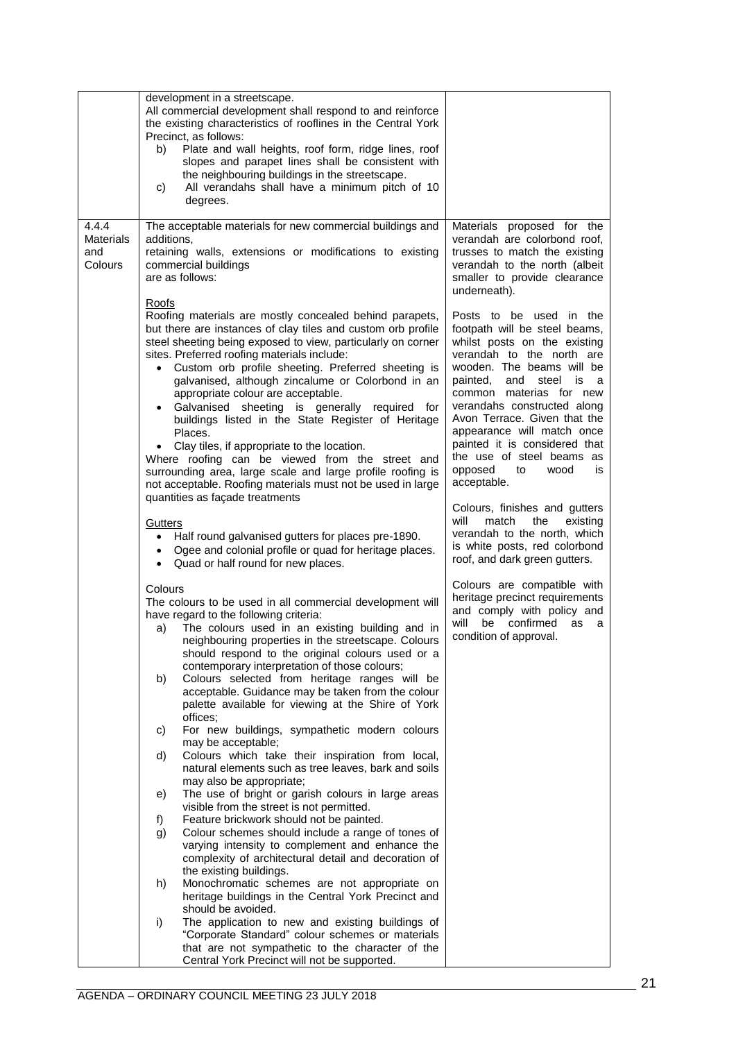| | | |
|---|---|---|
| | development in a streetscape.<br>All commercial development shall respond to and reinforce the existing characteristics of rooflines in the Central York Precinct, as follows:<br>b) Plate and wall heights, roof form, ridge lines, roof slopes and parapet lines shall be consistent with the neighbouring buildings in the streetscape.<br>c) All verandahs shall have a minimum pitch of 10 degrees. | |
| 4.4.4 Materials and Colours | The acceptable materials for new commercial buildings and additions,<br>retaining walls, extensions or modifications to existing commercial buildings<br>are as follows:<br><br>Roofs<br>Roofing materials are mostly concealed behind parapets, but there are instances of clay tiles and custom orb profile steel sheeting being exposed to view, particularly on corner sites. Preferred roofing materials include:<br>• Custom orb profile sheeting. Preferred sheeting is galvanised, although zincalume or Colorbond in an appropriate colour are acceptable.<br>• Galvanised sheeting is generally required for buildings listed in the State Register of Heritage Places.<br>• Clay tiles, if appropriate to the location.<br>Where roofing can be viewed from the street and surrounding area, large scale and large profile roofing is not acceptable. Roofing materials must not be used in large quantities as façade treatments<br><br>Gutters<br>• Half round galvanised gutters for places pre-1890.<br>• Ogee and colonial profile or quad for heritage places.<br>• Quad or half round for new places.<br><br>Colours<br>The colours to be used in all commercial development will have regard to the following criteria:<br>a) The colours used in an existing building and in neighbouring properties in the streetscape. Colours should respond to the original colours used or a contemporary interpretation of those colours;<br>b) Colours selected from heritage ranges will be acceptable. Guidance may be taken from the colour palette available for viewing at the Shire of York offices;<br>c) For new buildings, sympathetic modern colours may be acceptable;<br>d) Colours which take their inspiration from local, natural elements such as tree leaves, bark and soils may also be appropriate;<br>e) The use of bright or garish colours in large areas visible from the street is not permitted.<br>f) Feature brickwork should not be painted.<br>g) Colour schemes should include a range of tones of varying intensity to complement and enhance the complexity of architectural detail and decoration of the existing buildings.<br>h) Monochromatic schemes are not appropriate on heritage buildings in the Central York Precinct and should be avoided.<br>i) The application to new and existing buildings of "Corporate Standard" colour schemes or materials that are not sympathetic to the character of the Central York Precinct will not be supported. | Materials proposed for the verandah are colorbond roof, trusses to match the existing verandah to the north (albeit smaller to provide clearance underneath).<br><br>Posts to be used in the footpath will be steel beams, whilst posts on the existing verandah to the north are wooden. The beams will be painted, and steel is a common materias for new verandahs constructed along Avon Terrace. Given that the appearance will match once painted it is considered that the use of steel beams as opposed to wood is acceptable.<br><br>Colours, finishes and gutters will match the existing verandah to the north, which is white posts, red colorbond roof, and dark green gutters.<br><br>Colours are compatible with heritage precinct requirements and comply with policy and will be confirmed as a condition of approval. |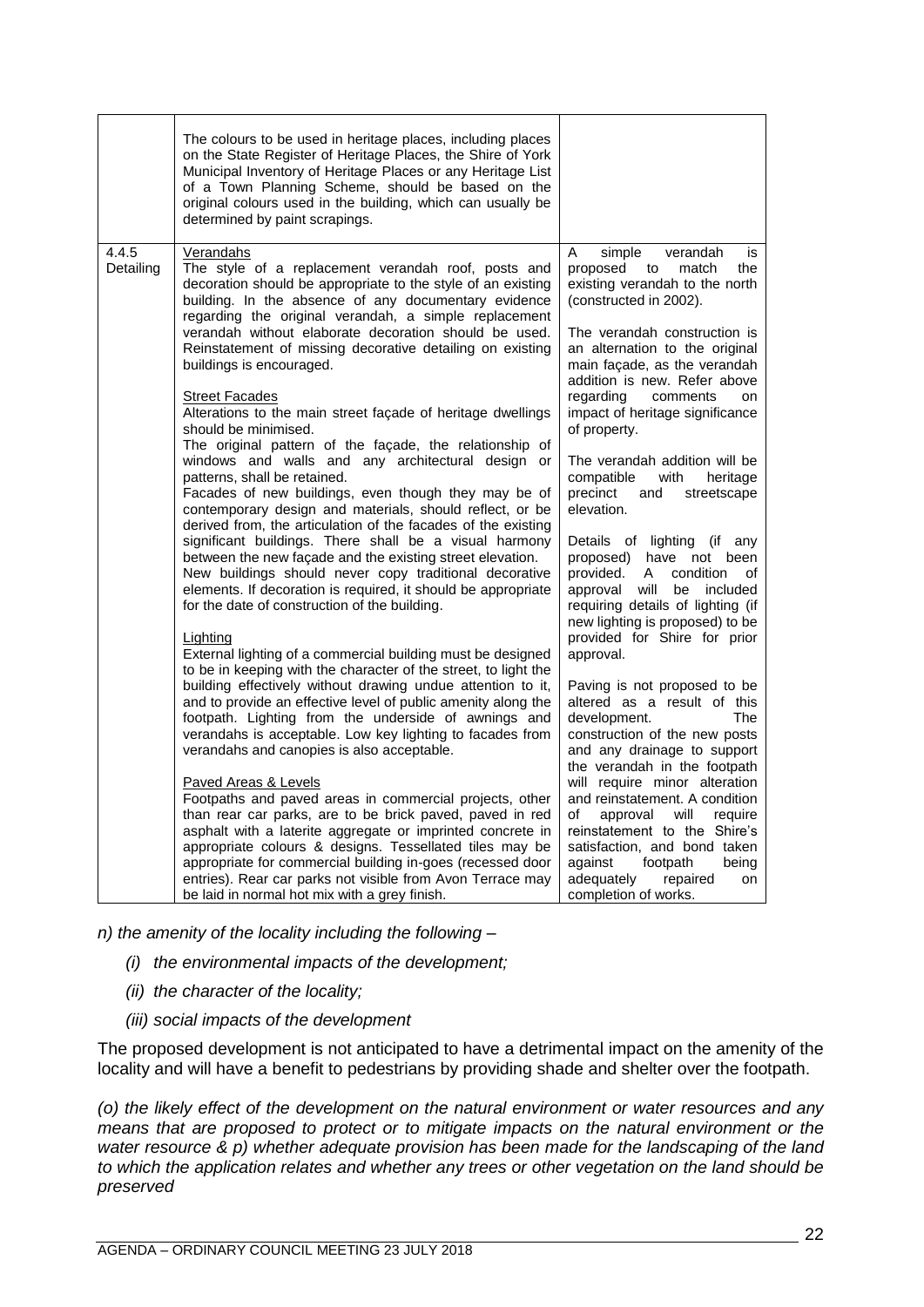| | | |
|---|---|---|
| | The colours to be used in heritage places, including places on the State Register of Heritage Places, the Shire of York Municipal Inventory of Heritage Places or any Heritage List of a Town Planning Scheme, should be based on the original colours used in the building, which can usually be determined by paint scrapings. | |
| 4.4.5 Detailing | <u>Verandahs</u><br>The style of a replacement verandah roof, posts and decoration should be appropriate to the style of an existing building. In the absence of any documentary evidence regarding the original verandah, a simple replacement verandah without elaborate decoration should be used. Reinstatement of missing decorative detailing on existing buildings is encouraged.<br><br><u>Street Facades</u><br>Alterations to the main street façade of heritage dwellings should be minimised.<br>The original pattern of the façade, the relationship of windows and walls and any architectural design or patterns, shall be retained.<br>Facades of new buildings, even though they may be of contemporary design and materials, should reflect, or be derived from, the articulation of the facades of the existing significant buildings. There shall be a visual harmony between the new façade and the existing street elevation.<br>New buildings should never copy traditional decorative elements. If decoration is required, it should be appropriate for the date of construction of the building.<br><br><u>Lighting</u><br>External lighting of a commercial building must be designed to be in keeping with the character of the street, to light the building effectively without drawing undue attention to it, and to provide an effective level of public amenity along the footpath. Lighting from the underside of awnings and verandahs is acceptable. Low key lighting to facades from verandahs and canopies is also acceptable.<br><br><u>Paved Areas & Levels</u><br>Footpaths and paved areas in commercial projects, other than rear car parks, are to be brick paved, paved in red asphalt with a laterite aggregate or imprinted concrete in appropriate colours & designs. Tessellated tiles may be appropriate for commercial building in-goes (recessed door entries). Rear car parks not visible from Avon Terrace may be laid in normal hot mix with a grey finish. | A simple verandah is proposed to match the existing verandah to the north (constructed in 2002).<br><br>The verandah construction is an alternation to the original main façade, as the verandah addition is new. Refer above regarding comments on impact of heritage significance of property.<br><br>The verandah addition will be compatible with heritage precinct and streetscape elevation.<br><br>Details of lighting (if any proposed) have not been provided. A condition of approval will be included requiring details of lighting (if new lighting is proposed) to be provided for Shire for prior approval.<br><br>Paving is not proposed to be altered as a result of this development. The construction of the new posts and any drainage to support the verandah in the footpath will require minor alteration and reinstatement. A condition of approval will require reinstatement to the Shire's satisfaction, and bond taken against footpath being adequately repaired on completion of works. |

*n) the amenity of the locality including the following –*

- *(i) the environmental impacts of the development;*
- *(ii) the character of the locality;*
- *(iii) social impacts of the development*

The proposed development is not anticipated to have a detrimental impact on the amenity of the locality and will have a benefit to pedestrians by providing shade and shelter over the footpath.

*(o) the likely effect of the development on the natural environment or water resources and any means that are proposed to protect or to mitigate impacts on the natural environment or the water resource & p) whether adequate provision has been made for the landscaping of the land to which the application relates and whether any trees or other vegetation on the land should be preserved*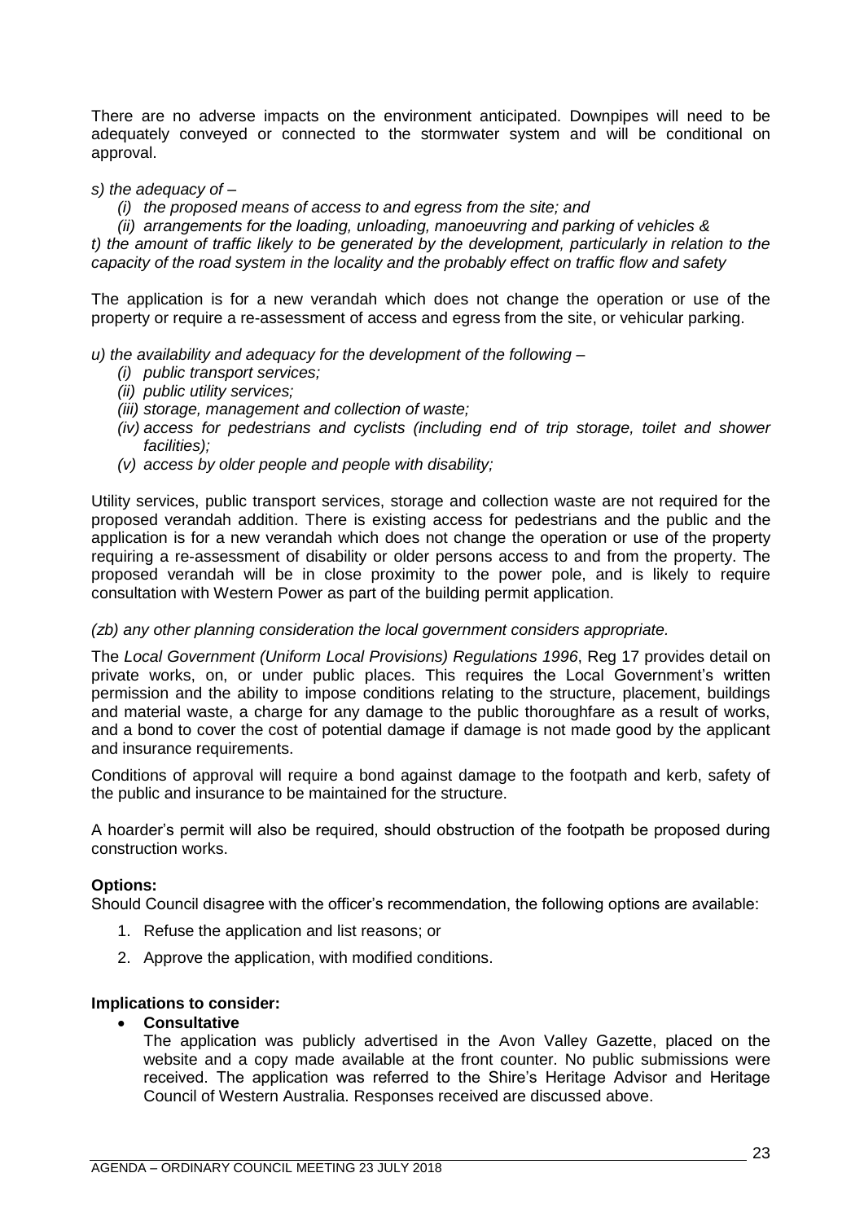There are no adverse impacts on the environment anticipated. Downpipes will need to be adequately conveyed or connected to the stormwater system and will be conditional on approval.

*s) the adequacy of –*

- *(i) the proposed means of access to and egress from the site; and*
- *(ii) arrangements for the loading, unloading, manoeuvring and parking of vehicles &*

*t) the amount of traffic likely to be generated by the development, particularly in relation to the capacity of the road system in the locality and the probably effect on traffic flow and safety*

The application is for a new verandah which does not change the operation or use of the property or require a re-assessment of access and egress from the site, or vehicular parking.

*u) the availability and adequacy for the development of the following –*

- *(i) public transport services;*
- *(ii) public utility services;*
- *(iii) storage, management and collection of waste;*
- *(iv) access for pedestrians and cyclists (including end of trip storage, toilet and shower facilities);*
- *(v) access by older people and people with disability;*

Utility services, public transport services, storage and collection waste are not required for the proposed verandah addition. There is existing access for pedestrians and the public and the application is for a new verandah which does not change the operation or use of the property requiring a re-assessment of disability or older persons access to and from the property. The proposed verandah will be in close proximity to the power pole, and is likely to require consultation with Western Power as part of the building permit application.

*(zb) any other planning consideration the local government considers appropriate.*

The *Local Government (Uniform Local Provisions) Regulations 1996*, Reg 17 provides detail on private works, on, or under public places. This requires the Local Government's written permission and the ability to impose conditions relating to the structure, placement, buildings and material waste, a charge for any damage to the public thoroughfare as a result of works, and a bond to cover the cost of potential damage if damage is not made good by the applicant and insurance requirements.

Conditions of approval will require a bond against damage to the footpath and kerb, safety of the public and insurance to be maintained for the structure.

A hoarder's permit will also be required, should obstruction of the footpath be proposed during construction works.

**Options:**

Should Council disagree with the officer's recommendation, the following options are available:

1. Refuse the application and list reasons; or
2. Approve the application, with modified conditions.

**Implications to consider:**

- **Consultative**

  The application was publicly advertised in the Avon Valley Gazette, placed on the website and a copy made available at the front counter. No public submissions were received. The application was referred to the Shire's Heritage Advisor and Heritage Council of Western Australia. Responses received are discussed above.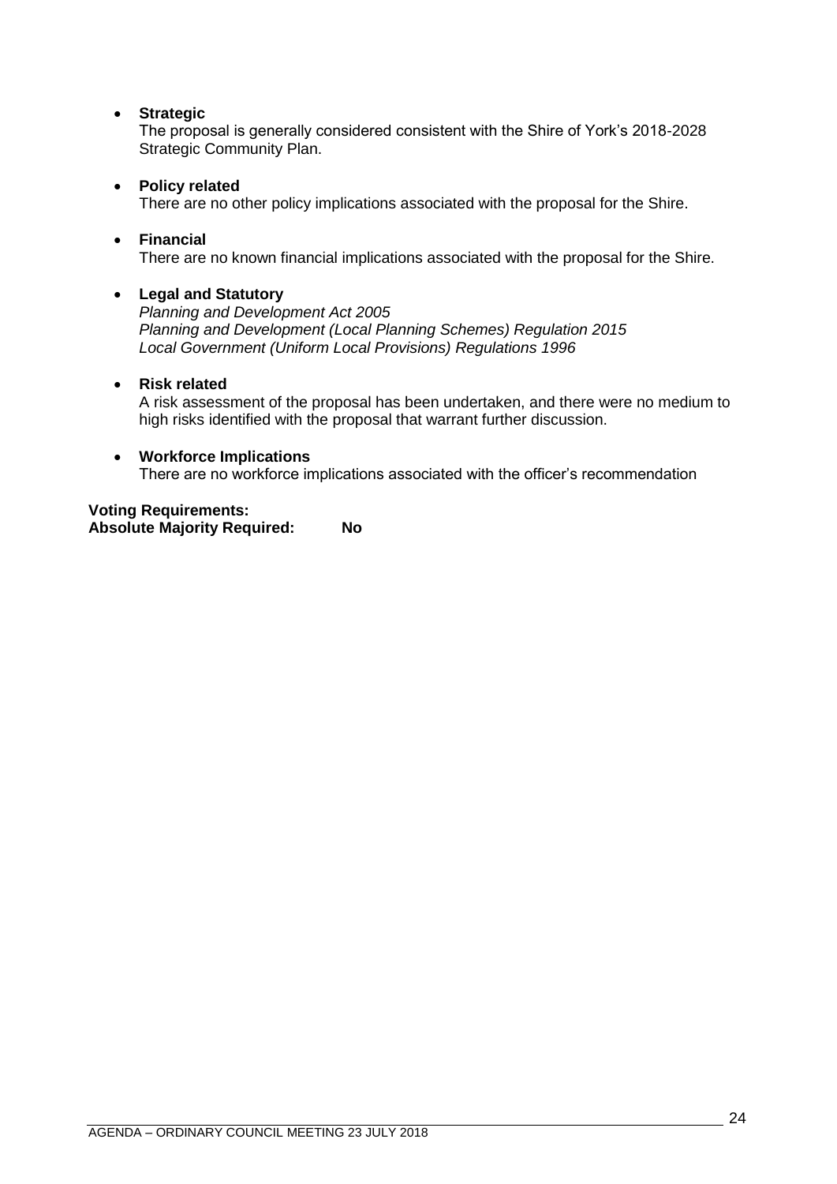- **Strategic**
  The proposal is generally considered consistent with the Shire of York's 2018-2028 Strategic Community Plan.

- **Policy related**
  There are no other policy implications associated with the proposal for the Shire.

- **Financial**
  There are no known financial implications associated with the proposal for the Shire.

- **Legal and Statutory**
  *Planning and Development Act 2005*
  *Planning and Development (Local Planning Schemes) Regulation 2015*
  *Local Government (Uniform Local Provisions) Regulations 1996*

- **Risk related**
  A risk assessment of the proposal has been undertaken, and there were no medium to high risks identified with the proposal that warrant further discussion.

- **Workforce Implications**
  There are no workforce implications associated with the officer's recommendation

**Voting Requirements:**
**Absolute Majority Required: No**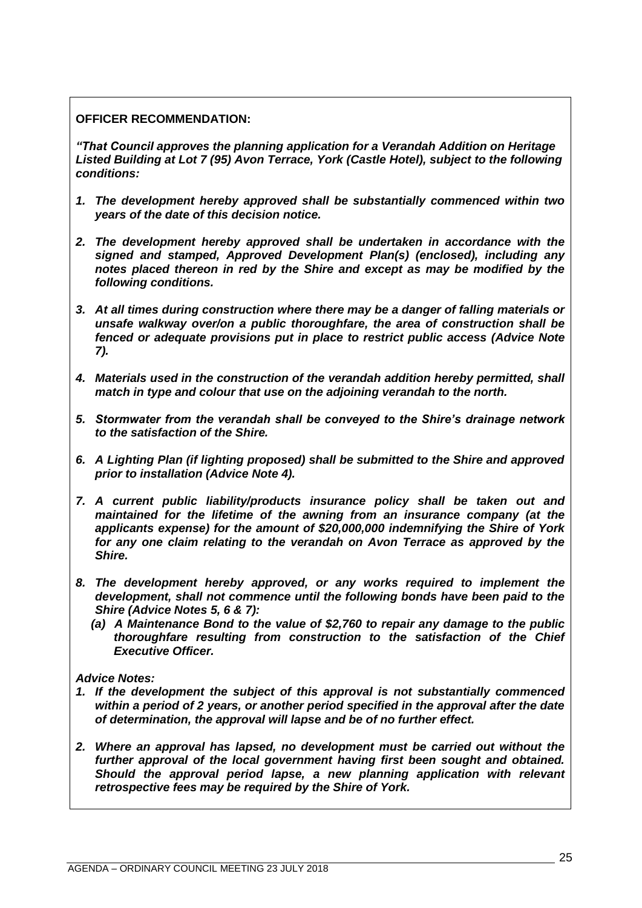**OFFICER RECOMMENDATION:**

***"That Council approves the planning application for a Verandah Addition on Heritage Listed Building at Lot 7 (95) Avon Terrace, York (Castle Hotel), subject to the following conditions:***

1. ***The development hereby approved shall be substantially commenced within two years of the date of this decision notice.***
2. ***The development hereby approved shall be undertaken in accordance with the signed and stamped, Approved Development Plan(s) (enclosed), including any notes placed thereon in red by the Shire and except as may be modified by the following conditions.***
3. ***At all times during construction where there may be a danger of falling materials or unsafe walkway over/on a public thoroughfare, the area of construction shall be fenced or adequate provisions put in place to restrict public access (Advice Note 7).***
4. ***Materials used in the construction of the verandah addition hereby permitted, shall match in type and colour that use on the adjoining verandah to the north.***
5. ***Stormwater from the verandah shall be conveyed to the Shire's drainage network to the satisfaction of the Shire.***
6. ***A Lighting Plan (if lighting proposed) shall be submitted to the Shire and approved prior to installation (Advice Note 4).***
7. ***A current public liability/products insurance policy shall be taken out and maintained for the lifetime of the awning from an insurance company (at the applicants expense) for the amount of $20,000,000 indemnifying the Shire of York for any one claim relating to the verandah on Avon Terrace as approved by the Shire.***
8. ***The development hereby approved, or any works required to implement the development, shall not commence until the following bonds have been paid to the Shire (Advice Notes 5, 6 & 7):***
   ***(a) A Maintenance Bond to the value of $2,760 to repair any damage to the public thoroughfare resulting from construction to the satisfaction of the Chief Executive Officer.***

***Advice Notes:***

1. ***If the development the subject of this approval is not substantially commenced within a period of 2 years, or another period specified in the approval after the date of determination, the approval will lapse and be of no further effect.***
2. ***Where an approval has lapsed, no development must be carried out without the further approval of the local government having first been sought and obtained. Should the approval period lapse, a new planning application with relevant retrospective fees may be required by the Shire of York.***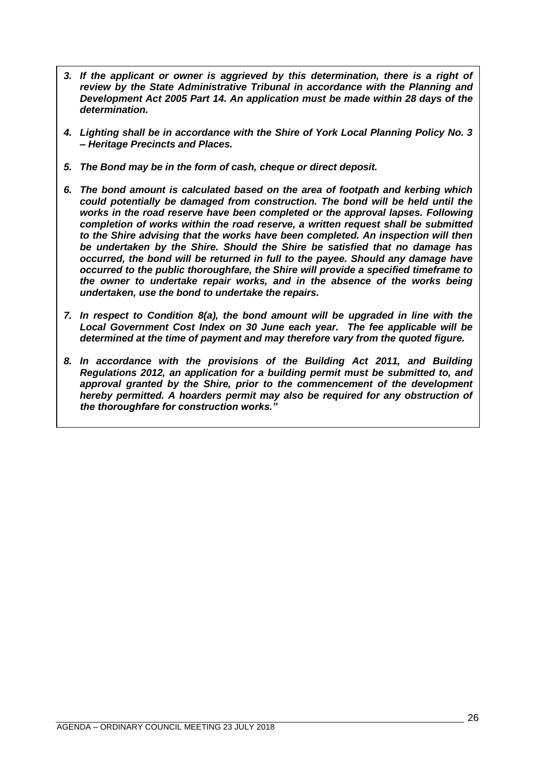3. ***If the applicant or owner is aggrieved by this determination, there is a right of review by the State Administrative Tribunal in accordance with the Planning and Development Act 2005 Part 14. An application must be made within 28 days of the determination.***

4. ***Lighting shall be in accordance with the Shire of York Local Planning Policy No. 3 – Heritage Precincts and Places.***

5. ***The Bond may be in the form of cash, cheque or direct deposit.***

6. ***The bond amount is calculated based on the area of footpath and kerbing which could potentially be damaged from construction. The bond will be held until the works in the road reserve have been completed or the approval lapses. Following completion of works within the road reserve, a written request shall be submitted to the Shire advising that the works have been completed. An inspection will then be undertaken by the Shire. Should the Shire be satisfied that no damage has occurred, the bond will be returned in full to the payee. Should any damage have occurred to the public thoroughfare, the Shire will provide a specified timeframe to the owner to undertake repair works, and in the absence of the works being undertaken, use the bond to undertake the repairs.***

7. ***In respect to Condition 8(a), the bond amount will be upgraded in line with the Local Government Cost Index on 30 June each year. The fee applicable will be determined at the time of payment and may therefore vary from the quoted figure.***

8. ***In accordance with the provisions of the Building Act 2011, and Building Regulations 2012, an application for a building permit must be submitted to, and approval granted by the Shire, prior to the commencement of the development hereby permitted. A hoarders permit may also be required for any obstruction of the thoroughfare for construction works."***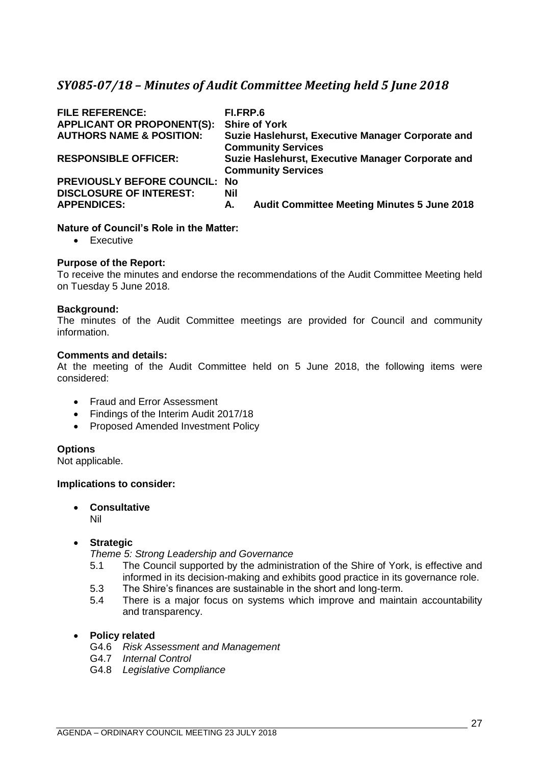## *SY085-07/18 – Minutes of Audit Committee Meeting held 5 June 2018*

| | |
|---|---|
| **FILE REFERENCE:** | **FI.FRP.6** |
| **APPLICANT OR PROPONENT(S):** | **Shire of York** |
| **AUTHORS NAME & POSITION:** | **Suzie Haslehurst, Executive Manager Corporate and Community Services** |
| **RESPONSIBLE OFFICER:** | **Suzie Haslehurst, Executive Manager Corporate and Community Services** |
| **PREVIOUSLY BEFORE COUNCIL:** | **No** |
| **DISCLOSURE OF INTEREST:** | **Nil** |
| **APPENDICES:** | **A. Audit Committee Meeting Minutes 5 June 2018** |

**Nature of Council's Role in the Matter:**

- Executive

**Purpose of the Report:**

To receive the minutes and endorse the recommendations of the Audit Committee Meeting held on Tuesday 5 June 2018.

**Background:**

The minutes of the Audit Committee meetings are provided for Council and community information.

**Comments and details:**

At the meeting of the Audit Committee held on 5 June 2018, the following items were considered:

- Fraud and Error Assessment
- Findings of the Interim Audit 2017/18
- Proposed Amended Investment Policy

**Options**

Not applicable.

**Implications to consider:**

- **Consultative**

  Nil

- **Strategic**

  *Theme 5: Strong Leadership and Governance*

  5.1 The Council supported by the administration of the Shire of York, is effective and informed in its decision-making and exhibits good practice in its governance role.

  5.3 The Shire's finances are sustainable in the short and long-term.

  5.4 There is a major focus on systems which improve and maintain accountability and transparency.

- **Policy related**

  G4.6 *Risk Assessment and Management*

  G4.7 *Internal Control*

  G4.8 *Legislative Compliance*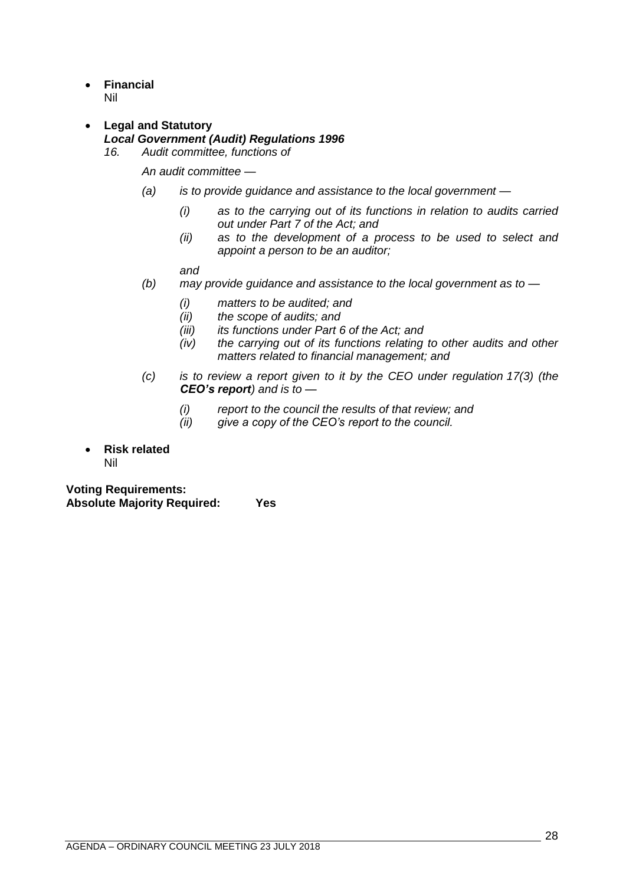- **Financial**
  Nil

- **Legal and Statutory**
  ***Local Government (Audit) Regulations 1996***
  *16. Audit committee, functions of*

  *An audit committee —*

  *(a) is to provide guidance and assistance to the local government —*

  *(i) as to the carrying out of its functions in relation to audits carried out under Part 7 of the Act; and*
  *(ii) as to the development of a process to be used to select and appoint a person to be an auditor;*

  *and*

  *(b) may provide guidance and assistance to the local government as to —*

  *(i) matters to be audited; and*
  *(ii) the scope of audits; and*
  *(iii) its functions under Part 6 of the Act; and*
  *(iv) the carrying out of its functions relating to other audits and other matters related to financial management; and*

  *(c) is to review a report given to it by the CEO under regulation 17(3) (the* ***CEO's report****) and is to —*

  *(i) report to the council the results of that review; and*
  *(ii) give a copy of the CEO's report to the council.*

- **Risk related**
  Nil

**Voting Requirements:**
**Absolute Majority Required: Yes**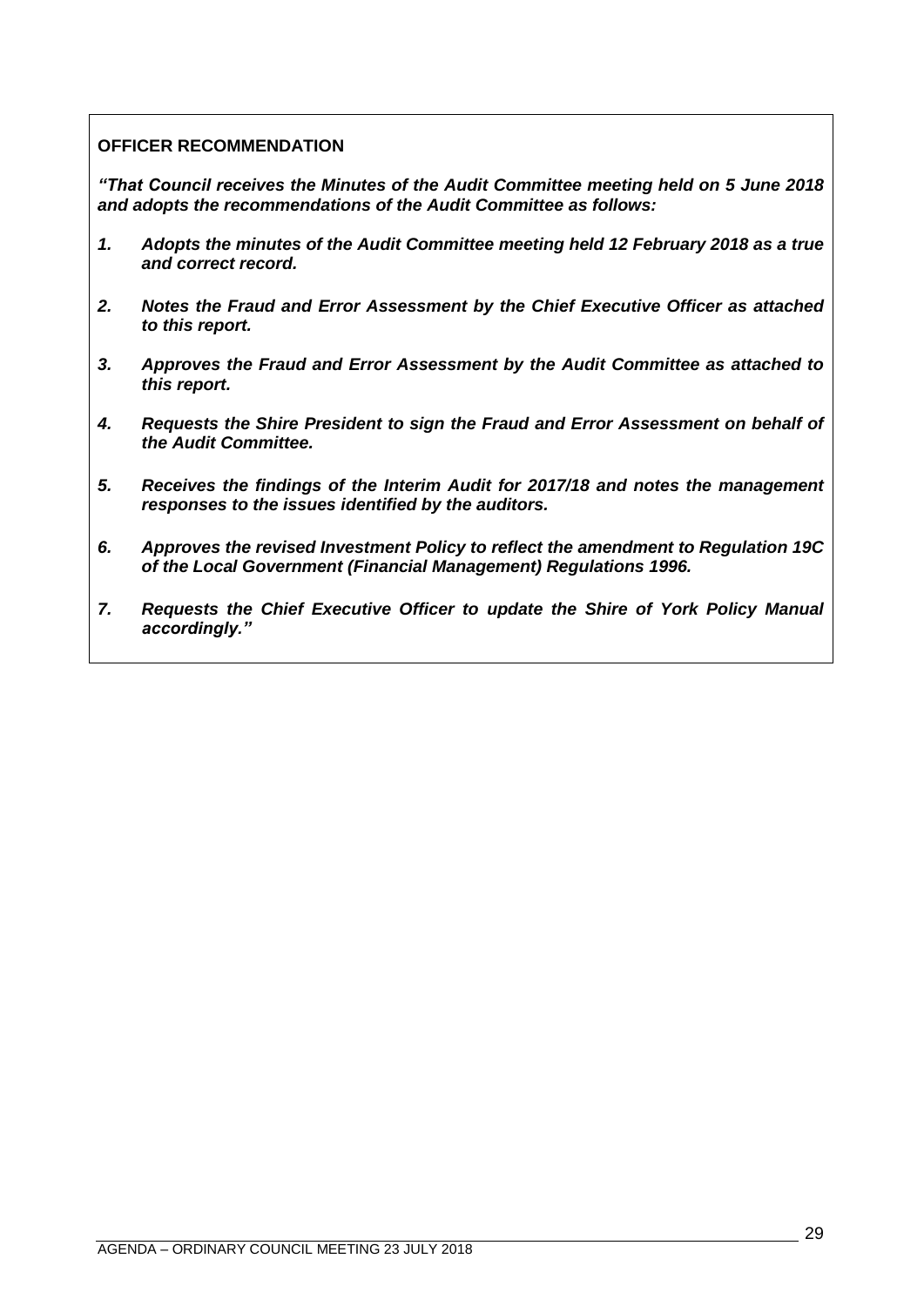**OFFICER RECOMMENDATION**

***"That Council receives the Minutes of the Audit Committee meeting held on 5 June 2018 and adopts the recommendations of the Audit Committee as follows:***

1. ***Adopts the minutes of the Audit Committee meeting held 12 February 2018 as a true and correct record.***

2. ***Notes the Fraud and Error Assessment by the Chief Executive Officer as attached to this report.***

3. ***Approves the Fraud and Error Assessment by the Audit Committee as attached to this report.***

4. ***Requests the Shire President to sign the Fraud and Error Assessment on behalf of the Audit Committee.***

5. ***Receives the findings of the Interim Audit for 2017/18 and notes the management responses to the issues identified by the auditors.***

6. ***Approves the revised Investment Policy to reflect the amendment to Regulation 19C of the Local Government (Financial Management) Regulations 1996.***

7. ***Requests the Chief Executive Officer to update the Shire of York Policy Manual accordingly."***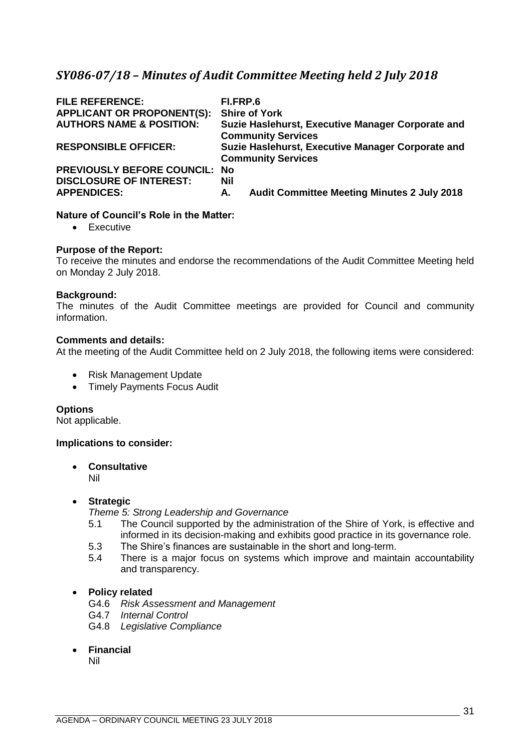## *SY086-07/18 – Minutes of Audit Committee Meeting held 2 July 2018*

| | |
|---|---|
| **FILE REFERENCE:** | **FI.FRP.6** |
| **APPLICANT OR PROPONENT(S):** | **Shire of York** |
| **AUTHORS NAME & POSITION:** | **Suzie Haslehurst, Executive Manager Corporate and Community Services** |
| **RESPONSIBLE OFFICER:** | **Suzie Haslehurst, Executive Manager Corporate and Community Services** |
| **PREVIOUSLY BEFORE COUNCIL:** | **No** |
| **DISCLOSURE OF INTEREST:** | **Nil** |
| **APPENDICES:** | **A. Audit Committee Meeting Minutes 2 July 2018** |

**Nature of Council's Role in the Matter:**

- Executive

**Purpose of the Report:**
To receive the minutes and endorse the recommendations of the Audit Committee Meeting held on Monday 2 July 2018.

**Background:**
The minutes of the Audit Committee meetings are provided for Council and community information.

**Comments and details:**
At the meeting of the Audit Committee held on 2 July 2018, the following items were considered:

- Risk Management Update
- Timely Payments Focus Audit

**Options**
Not applicable.

**Implications to consider:**

- **Consultative**
  Nil

- **Strategic**
  *Theme 5: Strong Leadership and Governance*
  5.1 The Council supported by the administration of the Shire of York, is effective and informed in its decision-making and exhibits good practice in its governance role.
  5.3 The Shire's finances are sustainable in the short and long-term.
  5.4 There is a major focus on systems which improve and maintain accountability and transparency.

- **Policy related**
  G4.6 *Risk Assessment and Management*
  G4.7 *Internal Control*
  G4.8 *Legislative Compliance*

- **Financial**
  Nil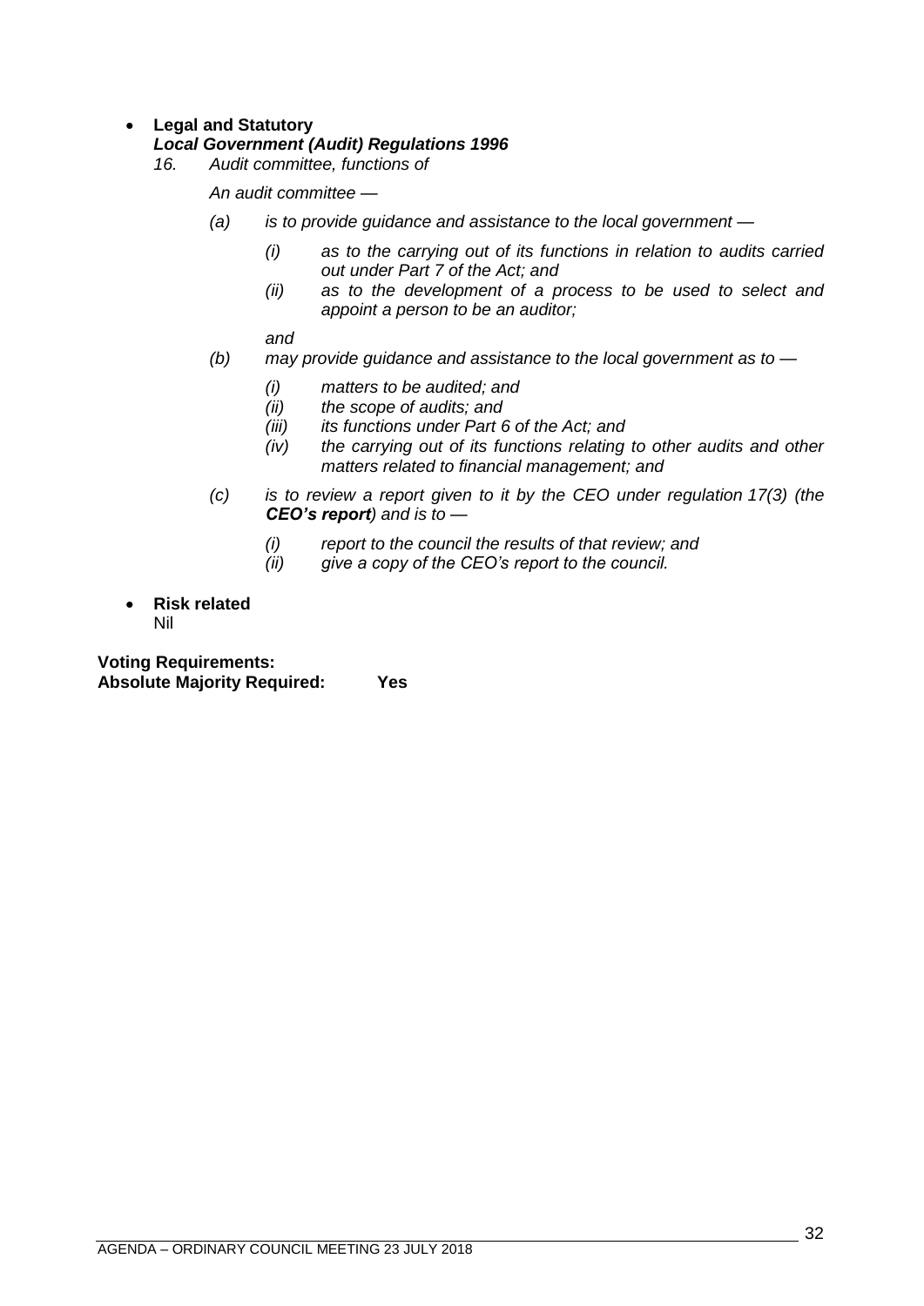- **Legal and Statutory**
  ***Local Government (Audit) Regulations 1996***
  *16. Audit committee, functions of*

  *An audit committee —*

  *(a) is to provide guidance and assistance to the local government —*

  *(i) as to the carrying out of its functions in relation to audits carried out under Part 7 of the Act; and*
  *(ii) as to the development of a process to be used to select and appoint a person to be an auditor;*

  *and*

  *(b) may provide guidance and assistance to the local government as to —*

  *(i) matters to be audited; and*
  *(ii) the scope of audits; and*
  *(iii) its functions under Part 6 of the Act; and*
  *(iv) the carrying out of its functions relating to other audits and other matters related to financial management; and*

  *(c) is to review a report given to it by the CEO under regulation 17(3) (the **CEO's report**) and is to —*

  *(i) report to the council the results of that review; and*
  *(ii) give a copy of the CEO's report to the council.*

- **Risk related**
  Nil

**Voting Requirements:**
**Absolute Majority Required: Yes**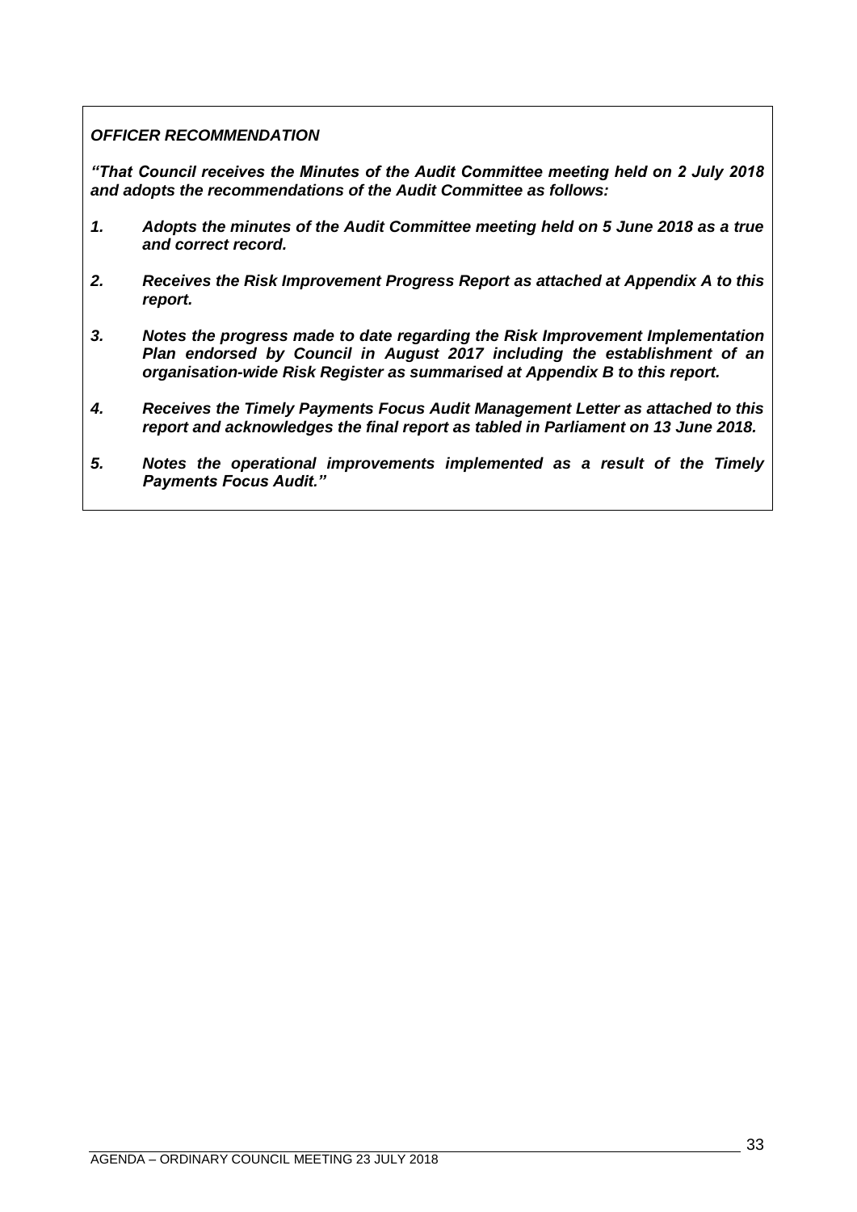***OFFICER RECOMMENDATION***

***"That Council receives the Minutes of the Audit Committee meeting held on 2 July 2018 and adopts the recommendations of the Audit Committee as follows:***

1. ***Adopts the minutes of the Audit Committee meeting held on 5 June 2018 as a true and correct record.***

2. ***Receives the Risk Improvement Progress Report as attached at Appendix A to this report.***

3. ***Notes the progress made to date regarding the Risk Improvement Implementation Plan endorsed by Council in August 2017 including the establishment of an organisation-wide Risk Register as summarised at Appendix B to this report.***

4. ***Receives the Timely Payments Focus Audit Management Letter as attached to this report and acknowledges the final report as tabled in Parliament on 13 June 2018.***

5. ***Notes the operational improvements implemented as a result of the Timely Payments Focus Audit."***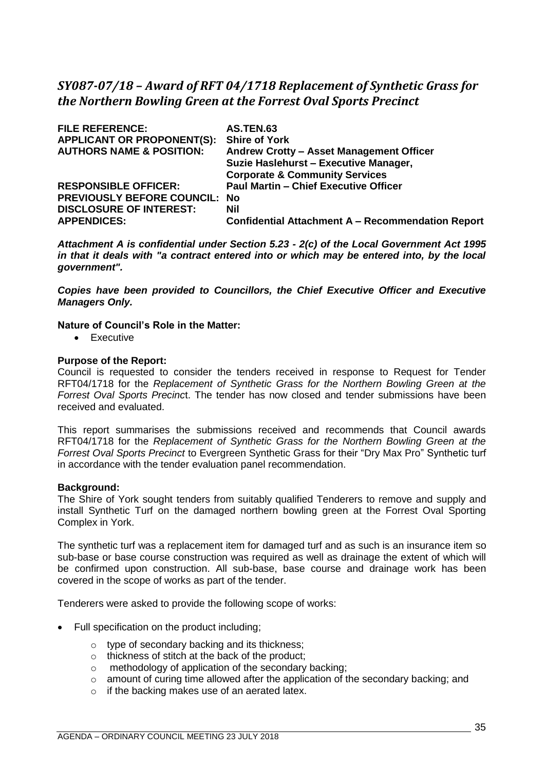## *SY087-07/18 – Award of RFT 04/1718 Replacement of Synthetic Grass for the Northern Bowling Green at the Forrest Oval Sports Precinct*

| | |
|---|---|
| **FILE REFERENCE:** | **AS.TEN.63** |
| **APPLICANT OR PROPONENT(S):** | **Shire of York** |
| **AUTHORS NAME & POSITION:** | **Andrew Crotty – Asset Management Officer**<br>**Suzie Haslehurst – Executive Manager, Corporate & Community Services** |
| **RESPONSIBLE OFFICER:** | **Paul Martin – Chief Executive Officer** |
| **PREVIOUSLY BEFORE COUNCIL:** | **No** |
| **DISCLOSURE OF INTEREST:** | **Nil** |
| **APPENDICES:** | **Confidential Attachment A – Recommendation Report** |

***Attachment A is confidential under Section 5.23 - 2(c) of the Local Government Act 1995 in that it deals with "a contract entered into or which may be entered into, by the local government".***

***Copies have been provided to Councillors, the Chief Executive Officer and Executive Managers Only.***

**Nature of Council's Role in the Matter:**

- Executive

**Purpose of the Report:**

Council is requested to consider the tenders received in response to Request for Tender RFT04/1718 for the *Replacement of Synthetic Grass for the Northern Bowling Green at the Forrest Oval Sports Precinc*t. The tender has now closed and tender submissions have been received and evaluated.

This report summarises the submissions received and recommends that Council awards RFT04/1718 for the *Replacement of Synthetic Grass for the Northern Bowling Green at the Forrest Oval Sports Precinct* to Evergreen Synthetic Grass for their "Dry Max Pro" Synthetic turf in accordance with the tender evaluation panel recommendation.

**Background:**

The Shire of York sought tenders from suitably qualified Tenderers to remove and supply and install Synthetic Turf on the damaged northern bowling green at the Forrest Oval Sporting Complex in York.

The synthetic turf was a replacement item for damaged turf and as such is an insurance item so sub-base or base course construction was required as well as drainage the extent of which will be confirmed upon construction. All sub-base, base course and drainage work has been covered in the scope of works as part of the tender.

Tenderers were asked to provide the following scope of works:

- Full specification on the product including;
  - type of secondary backing and its thickness;
  - thickness of stitch at the back of the product;
  - methodology of application of the secondary backing;
  - amount of curing time allowed after the application of the secondary backing; and
  - if the backing makes use of an aerated latex.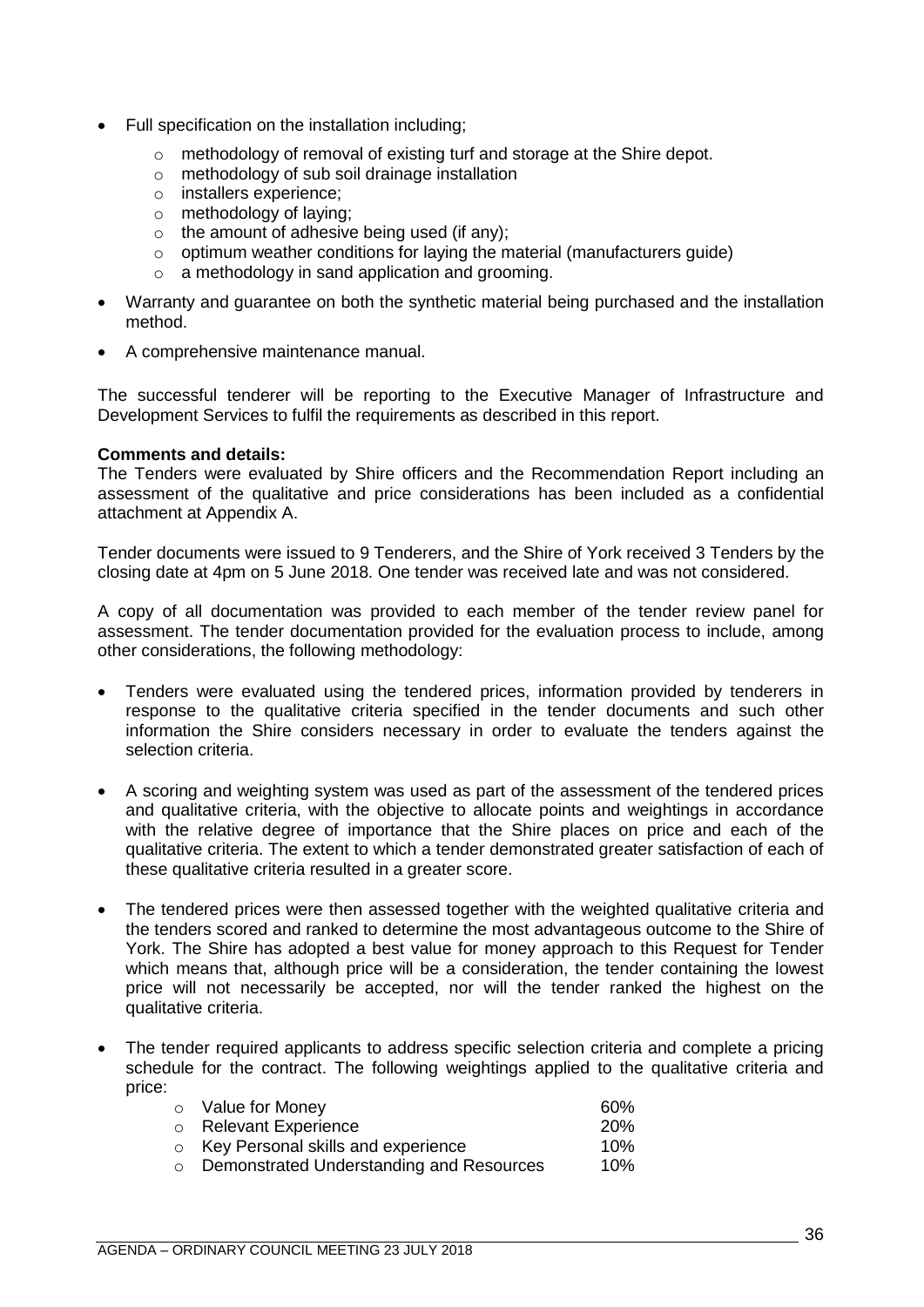- Full specification on the installation including;
  - methodology of removal of existing turf and storage at the Shire depot.
  - methodology of sub soil drainage installation
  - installers experience;
  - methodology of laying;
  - the amount of adhesive being used (if any);
  - optimum weather conditions for laying the material (manufacturers guide)
  - a methodology in sand application and grooming.
- Warranty and guarantee on both the synthetic material being purchased and the installation method.
- A comprehensive maintenance manual.

The successful tenderer will be reporting to the Executive Manager of Infrastructure and Development Services to fulfil the requirements as described in this report.

**Comments and details:**
The Tenders were evaluated by Shire officers and the Recommendation Report including an assessment of the qualitative and price considerations has been included as a confidential attachment at Appendix A.

Tender documents were issued to 9 Tenderers, and the Shire of York received 3 Tenders by the closing date at 4pm on 5 June 2018. One tender was received late and was not considered.

A copy of all documentation was provided to each member of the tender review panel for assessment. The tender documentation provided for the evaluation process to include, among other considerations, the following methodology:

- Tenders were evaluated using the tendered prices, information provided by tenderers in response to the qualitative criteria specified in the tender documents and such other information the Shire considers necessary in order to evaluate the tenders against the selection criteria.
- A scoring and weighting system was used as part of the assessment of the tendered prices and qualitative criteria, with the objective to allocate points and weightings in accordance with the relative degree of importance that the Shire places on price and each of the qualitative criteria. The extent to which a tender demonstrated greater satisfaction of each of these qualitative criteria resulted in a greater score.
- The tendered prices were then assessed together with the weighted qualitative criteria and the tenders scored and ranked to determine the most advantageous outcome to the Shire of York. The Shire has adopted a best value for money approach to this Request for Tender which means that, although price will be a consideration, the tender containing the lowest price will not necessarily be accepted, nor will the tender ranked the highest on the qualitative criteria.
- The tender required applicants to address specific selection criteria and complete a pricing schedule for the contract. The following weightings applied to the qualitative criteria and price:
  - Value for Money 60%
  - Relevant Experience 20%
  - Key Personal skills and experience 10%
  - Demonstrated Understanding and Resources 10%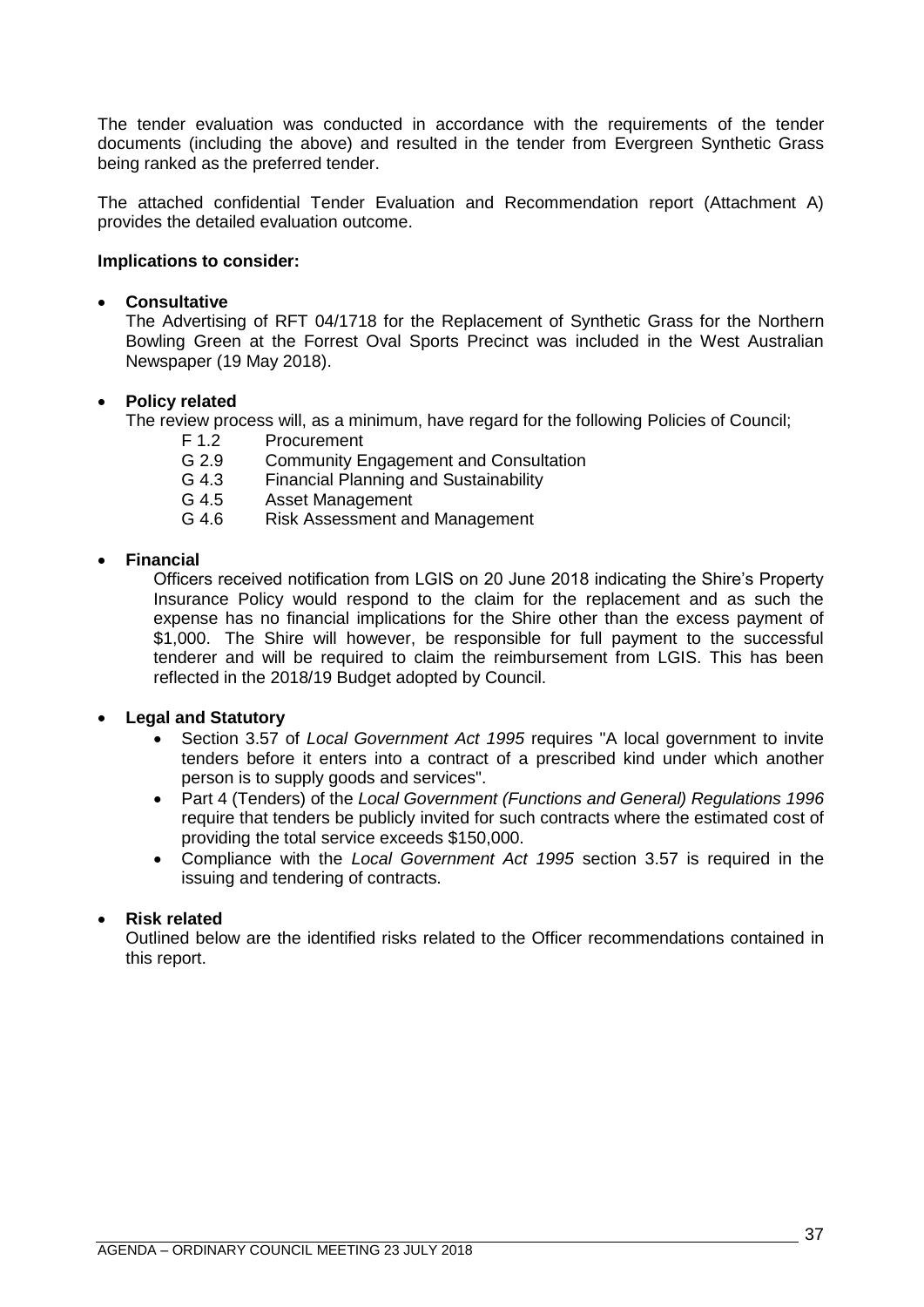The tender evaluation was conducted in accordance with the requirements of the tender documents (including the above) and resulted in the tender from Evergreen Synthetic Grass being ranked as the preferred tender.

The attached confidential Tender Evaluation and Recommendation report (Attachment A) provides the detailed evaluation outcome.

**Implications to consider:**

- **Consultative**
  The Advertising of RFT 04/1718 for the Replacement of Synthetic Grass for the Northern Bowling Green at the Forrest Oval Sports Precinct was included in the West Australian Newspaper (19 May 2018).

- **Policy related**
  The review process will, as a minimum, have regard for the following Policies of Council;
  - F 1.2 Procurement
  - G 2.9 Community Engagement and Consultation
  - G 4.3 Financial Planning and Sustainability
  - G 4.5 Asset Management
  - G 4.6 Risk Assessment and Management

- **Financial**
  Officers received notification from LGIS on 20 June 2018 indicating the Shire's Property Insurance Policy would respond to the claim for the replacement and as such the expense has no financial implications for the Shire other than the excess payment of $1,000. The Shire will however, be responsible for full payment to the successful tenderer and will be required to claim the reimbursement from LGIS. This has been reflected in the 2018/19 Budget adopted by Council.

- **Legal and Statutory**
  - Section 3.57 of *Local Government Act 1995* requires "A local government to invite tenders before it enters into a contract of a prescribed kind under which another person is to supply goods and services".
  - Part 4 (Tenders) of the *Local Government (Functions and General) Regulations 1996* require that tenders be publicly invited for such contracts where the estimated cost of providing the total service exceeds $150,000.
  - Compliance with the *Local Government Act 1995* section 3.57 is required in the issuing and tendering of contracts.

- **Risk related**
  Outlined below are the identified risks related to the Officer recommendations contained in this report.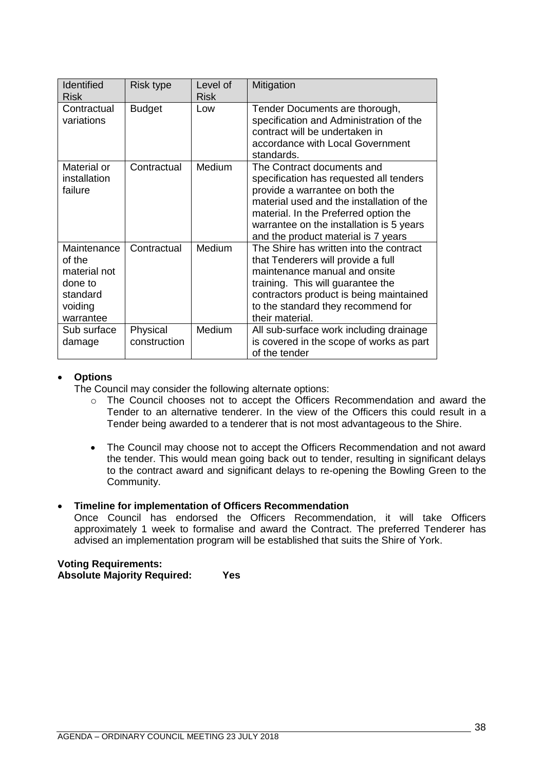| Identified Risk | Risk type | Level of Risk | Mitigation |
|---|---|---|---|
| Contractual variations | Budget | Low | Tender Documents are thorough, specification and Administration of the contract will be undertaken in accordance with Local Government standards. |
| Material or installation failure | Contractual | Medium | The Contract documents and specification has requested all tenders provide a warrantee on both the material used and the installation of the material. In the Preferred option the warrantee on the installation is 5 years and the product material is 7 years |
| Maintenance of the material not done to standard voiding warrantee | Contractual | Medium | The Shire has written into the contract that Tenderers will provide a full maintenance manual and onsite training. This will guarantee the contractors product is being maintained to the standard they recommend for their material. |
| Sub surface damage | Physical construction | Medium | All sub-surface work including drainage is covered in the scope of works as part of the tender |

- **Options**

  The Council may consider the following alternate options:
  - The Council chooses not to accept the Officers Recommendation and award the Tender to an alternative tenderer. In the view of the Officers this could result in a Tender being awarded to a tenderer that is not most advantageous to the Shire.
  - The Council may choose not to accept the Officers Recommendation and not award the tender. This would mean going back out to tender, resulting in significant delays to the contract award and significant delays to re-opening the Bowling Green to the Community.

- **Timeline for implementation of Officers Recommendation**

  Once Council has endorsed the Officers Recommendation, it will take Officers approximately 1 week to formalise and award the Contract. The preferred Tenderer has advised an implementation program will be established that suits the Shire of York.

**Voting Requirements:**
**Absolute Majority Required: Yes**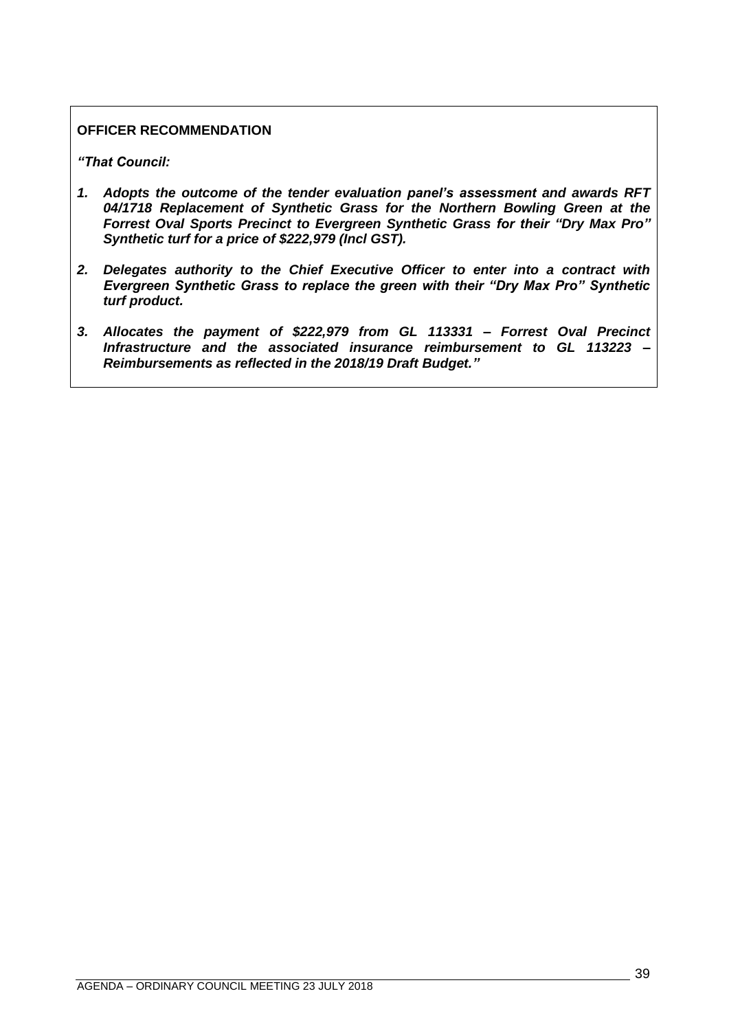**OFFICER RECOMMENDATION**

***"That Council:***

1. ***Adopts the outcome of the tender evaluation panel's assessment and awards RFT 04/1718 Replacement of Synthetic Grass for the Northern Bowling Green at the Forrest Oval Sports Precinct to Evergreen Synthetic Grass for their "Dry Max Pro" Synthetic turf for a price of $222,979 (Incl GST).***

2. ***Delegates authority to the Chief Executive Officer to enter into a contract with Evergreen Synthetic Grass to replace the green with their "Dry Max Pro" Synthetic turf product.***

3. ***Allocates the payment of $222,979 from GL 113331 – Forrest Oval Precinct Infrastructure and the associated insurance reimbursement to GL 113223 – Reimbursements as reflected in the 2018/19 Draft Budget."***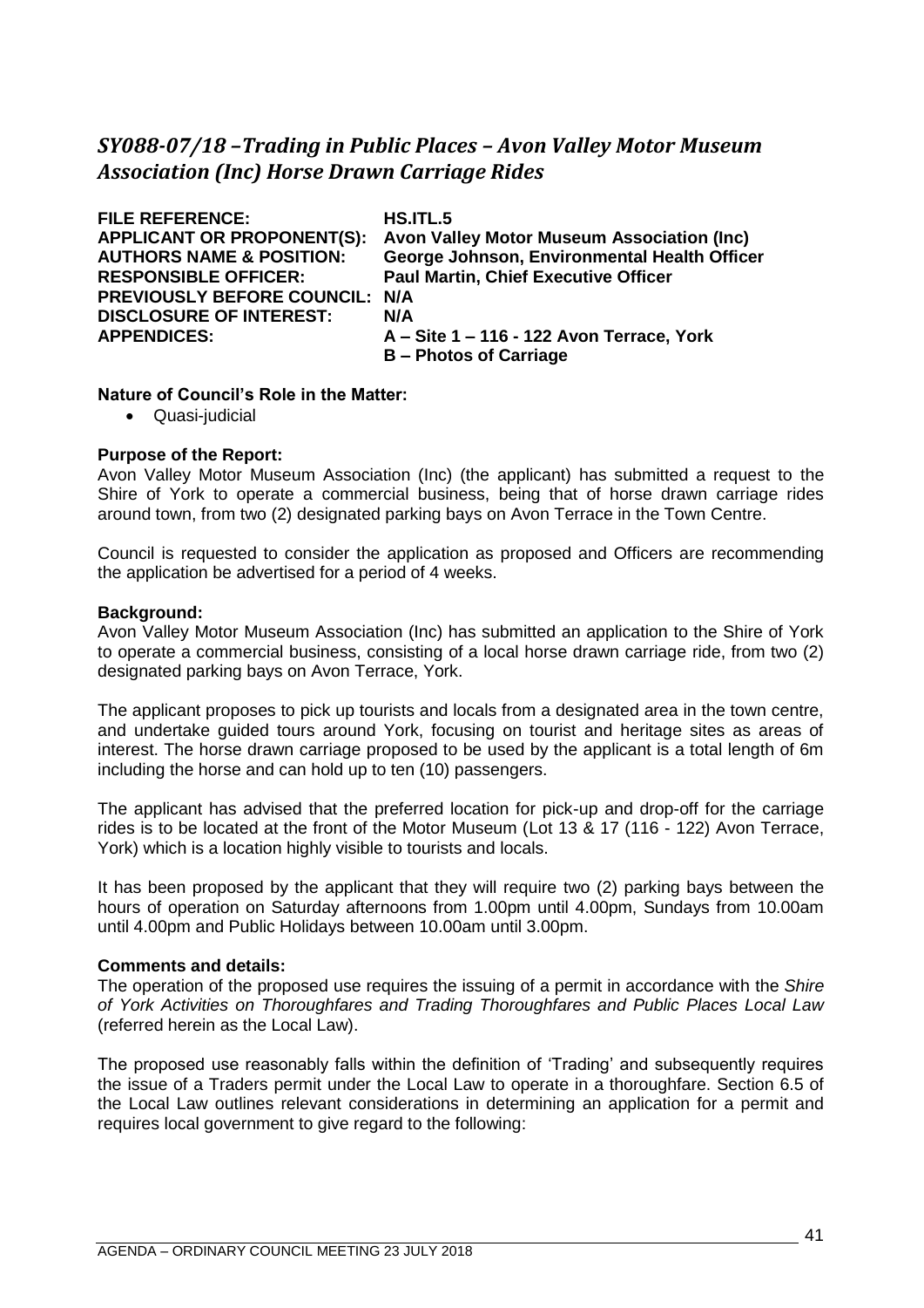## *SY088-07/18 –Trading in Public Places – Avon Valley Motor Museum Association (Inc) Horse Drawn Carriage Rides*

| | |
|---|---|
| **FILE REFERENCE:** | **HS.ITL.5** |
| **APPLICANT OR PROPONENT(S):** | **Avon Valley Motor Museum Association (Inc)** |
| **AUTHORS NAME & POSITION:** | **George Johnson, Environmental Health Officer** |
| **RESPONSIBLE OFFICER:** | **Paul Martin, Chief Executive Officer** |
| **PREVIOUSLY BEFORE COUNCIL:** | **N/A** |
| **DISCLOSURE OF INTEREST:** | **N/A** |
| **APPENDICES:** | **A – Site 1 – 116 - 122 Avon Terrace, York**<br>**B – Photos of Carriage** |

**Nature of Council's Role in the Matter:**

- Quasi-judicial

**Purpose of the Report:**

Avon Valley Motor Museum Association (Inc) (the applicant) has submitted a request to the Shire of York to operate a commercial business, being that of horse drawn carriage rides around town, from two (2) designated parking bays on Avon Terrace in the Town Centre.

Council is requested to consider the application as proposed and Officers are recommending the application be advertised for a period of 4 weeks.

**Background:**

Avon Valley Motor Museum Association (Inc) has submitted an application to the Shire of York to operate a commercial business, consisting of a local horse drawn carriage ride, from two (2) designated parking bays on Avon Terrace, York.

The applicant proposes to pick up tourists and locals from a designated area in the town centre, and undertake guided tours around York, focusing on tourist and heritage sites as areas of interest. The horse drawn carriage proposed to be used by the applicant is a total length of 6m including the horse and can hold up to ten (10) passengers.

The applicant has advised that the preferred location for pick-up and drop-off for the carriage rides is to be located at the front of the Motor Museum (Lot 13 & 17 (116 - 122) Avon Terrace, York) which is a location highly visible to tourists and locals.

It has been proposed by the applicant that they will require two (2) parking bays between the hours of operation on Saturday afternoons from 1.00pm until 4.00pm, Sundays from 10.00am until 4.00pm and Public Holidays between 10.00am until 3.00pm.

**Comments and details:**

The operation of the proposed use requires the issuing of a permit in accordance with the *Shire of York Activities on Thoroughfares and Trading Thoroughfares and Public Places Local Law* (referred herein as the Local Law).

The proposed use reasonably falls within the definition of 'Trading' and subsequently requires the issue of a Traders permit under the Local Law to operate in a thoroughfare. Section 6.5 of the Local Law outlines relevant considerations in determining an application for a permit and requires local government to give regard to the following: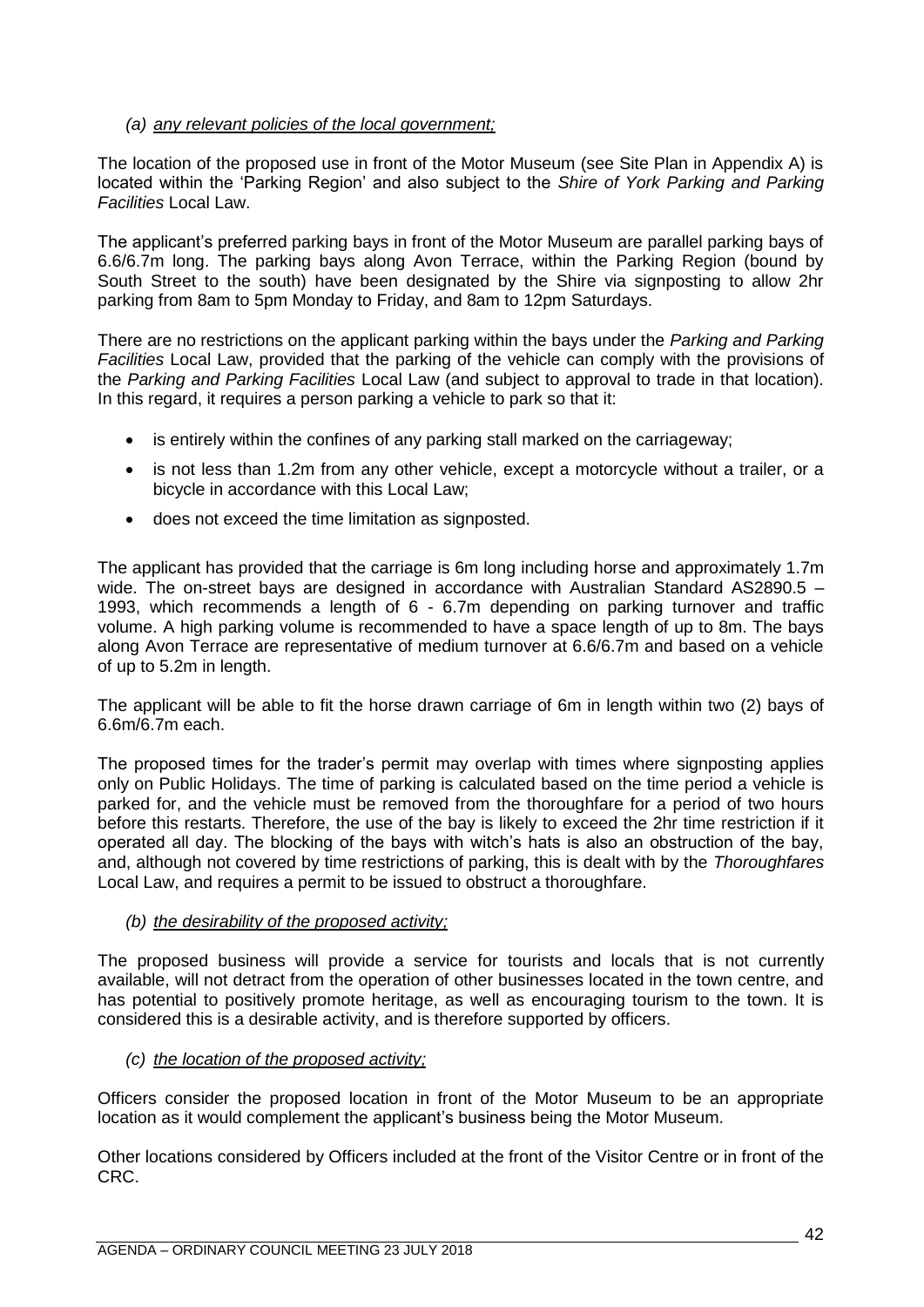*(a) any relevant policies of the local government;*

The location of the proposed use in front of the Motor Museum (see Site Plan in Appendix A) is located within the 'Parking Region' and also subject to the *Shire of York Parking and Parking Facilities* Local Law.

The applicant's preferred parking bays in front of the Motor Museum are parallel parking bays of 6.6/6.7m long. The parking bays along Avon Terrace, within the Parking Region (bound by South Street to the south) have been designated by the Shire via signposting to allow 2hr parking from 8am to 5pm Monday to Friday, and 8am to 12pm Saturdays.

There are no restrictions on the applicant parking within the bays under the *Parking and Parking Facilities* Local Law, provided that the parking of the vehicle can comply with the provisions of the *Parking and Parking Facilities* Local Law (and subject to approval to trade in that location). In this regard, it requires a person parking a vehicle to park so that it:

- is entirely within the confines of any parking stall marked on the carriageway;
- is not less than 1.2m from any other vehicle, except a motorcycle without a trailer, or a bicycle in accordance with this Local Law;
- does not exceed the time limitation as signposted.

The applicant has provided that the carriage is 6m long including horse and approximately 1.7m wide. The on-street bays are designed in accordance with Australian Standard AS2890.5 – 1993, which recommends a length of 6 - 6.7m depending on parking turnover and traffic volume. A high parking volume is recommended to have a space length of up to 8m. The bays along Avon Terrace are representative of medium turnover at 6.6/6.7m and based on a vehicle of up to 5.2m in length.

The applicant will be able to fit the horse drawn carriage of 6m in length within two (2) bays of 6.6m/6.7m each.

The proposed times for the trader's permit may overlap with times where signposting applies only on Public Holidays. The time of parking is calculated based on the time period a vehicle is parked for, and the vehicle must be removed from the thoroughfare for a period of two hours before this restarts. Therefore, the use of the bay is likely to exceed the 2hr time restriction if it operated all day. The blocking of the bays with witch's hats is also an obstruction of the bay, and, although not covered by time restrictions of parking, this is dealt with by the *Thoroughfares* Local Law, and requires a permit to be issued to obstruct a thoroughfare.

*(b) the desirability of the proposed activity;*

The proposed business will provide a service for tourists and locals that is not currently available, will not detract from the operation of other businesses located in the town centre, and has potential to positively promote heritage, as well as encouraging tourism to the town. It is considered this is a desirable activity, and is therefore supported by officers.

*(c) the location of the proposed activity;*

Officers consider the proposed location in front of the Motor Museum to be an appropriate location as it would complement the applicant's business being the Motor Museum.

Other locations considered by Officers included at the front of the Visitor Centre or in front of the CRC.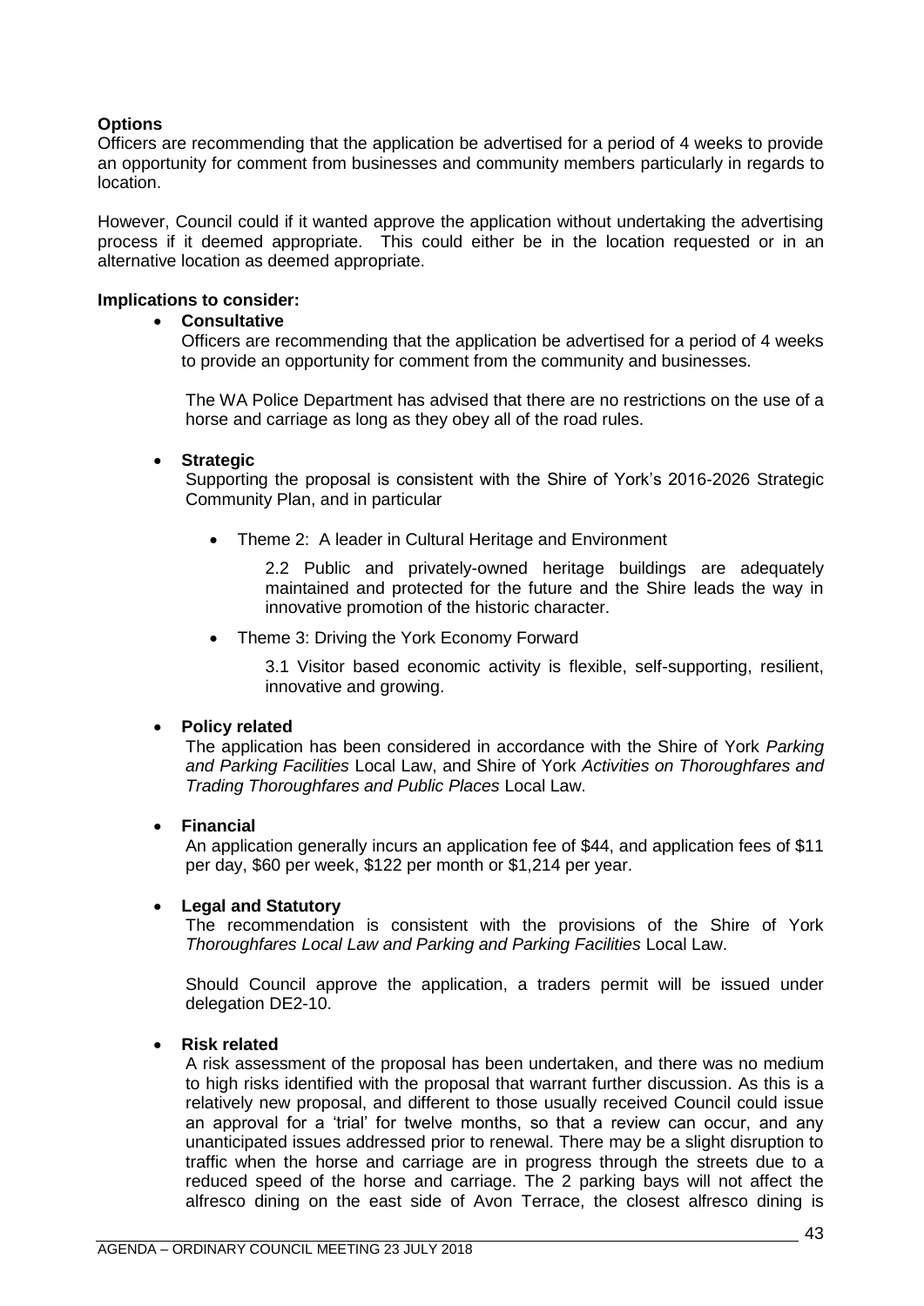**Options**

Officers are recommending that the application be advertised for a period of 4 weeks to provide an opportunity for comment from businesses and community members particularly in regards to location.

However, Council could if it wanted approve the application without undertaking the advertising process if it deemed appropriate. This could either be in the location requested or in an alternative location as deemed appropriate.

**Implications to consider:**

- **Consultative**

  Officers are recommending that the application be advertised for a period of 4 weeks to provide an opportunity for comment from the community and businesses.

  The WA Police Department has advised that there are no restrictions on the use of a horse and carriage as long as they obey all of the road rules.

- **Strategic**

  Supporting the proposal is consistent with the Shire of York's 2016-2026 Strategic Community Plan, and in particular

  - Theme 2: A leader in Cultural Heritage and Environment

    2.2 Public and privately-owned heritage buildings are adequately maintained and protected for the future and the Shire leads the way in innovative promotion of the historic character.

  - Theme 3: Driving the York Economy Forward

    3.1 Visitor based economic activity is flexible, self-supporting, resilient, innovative and growing.

- **Policy related**

  The application has been considered in accordance with the Shire of York *Parking and Parking Facilities* Local Law, and Shire of York *Activities on Thoroughfares and Trading Thoroughfares and Public Places* Local Law.

- **Financial**

  An application generally incurs an application fee of $44, and application fees of $11 per day, $60 per week, $122 per month or $1,214 per year.

- **Legal and Statutory**

  The recommendation is consistent with the provisions of the Shire of York *Thoroughfares Local Law and Parking and Parking Facilities* Local Law.

  Should Council approve the application, a traders permit will be issued under delegation DE2-10.

- **Risk related**

  A risk assessment of the proposal has been undertaken, and there was no medium to high risks identified with the proposal that warrant further discussion. As this is a relatively new proposal, and different to those usually received Council could issue an approval for a 'trial' for twelve months, so that a review can occur, and any unanticipated issues addressed prior to renewal. There may be a slight disruption to traffic when the horse and carriage are in progress through the streets due to a reduced speed of the horse and carriage. The 2 parking bays will not affect the alfresco dining on the east side of Avon Terrace, the closest alfresco dining is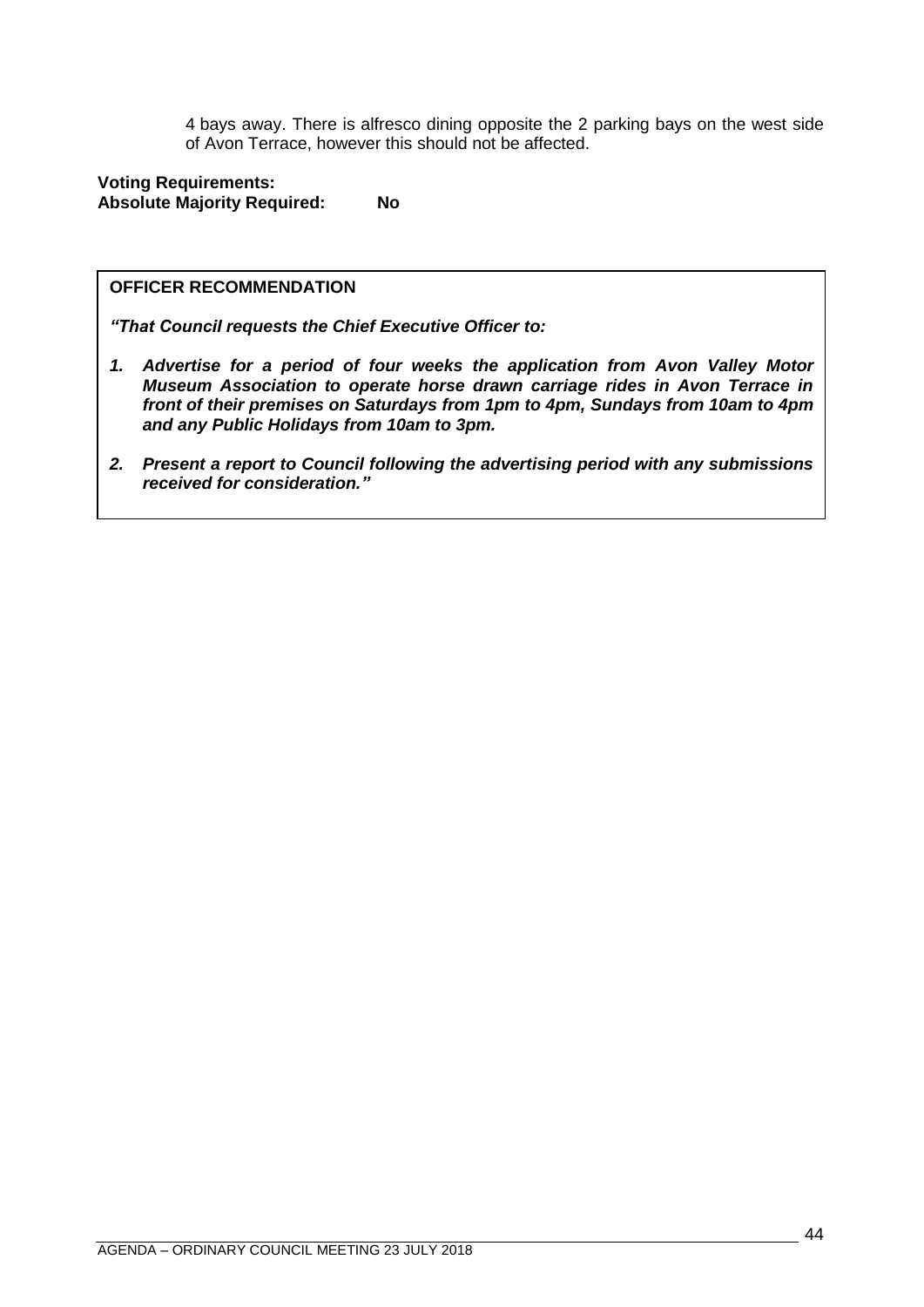4 bays away. There is alfresco dining opposite the 2 parking bays on the west side of Avon Terrace, however this should not be affected.

**Voting Requirements:**
**Absolute Majority Required: No**

**OFFICER RECOMMENDATION**

***"That Council requests the Chief Executive Officer to:***

1. ***Advertise for a period of four weeks the application from Avon Valley Motor Museum Association to operate horse drawn carriage rides in Avon Terrace in front of their premises on Saturdays from 1pm to 4pm, Sundays from 10am to 4pm and any Public Holidays from 10am to 3pm.***

2. ***Present a report to Council following the advertising period with any submissions received for consideration."***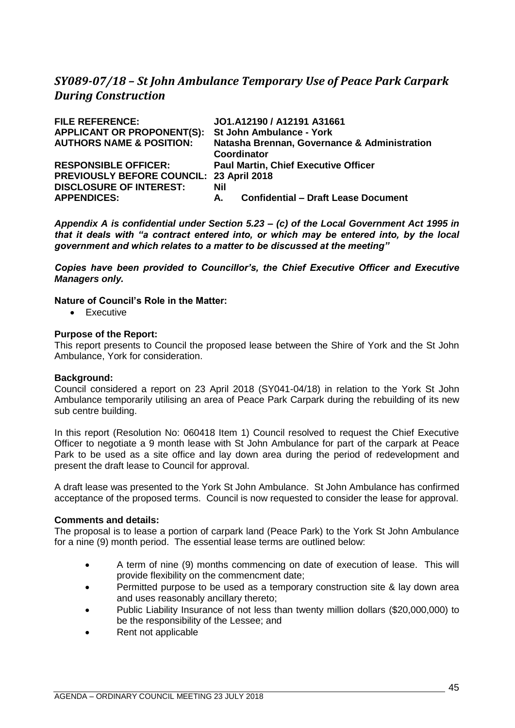## *SY089-07/18 – St John Ambulance Temporary Use of Peace Park Carpark During Construction*

| | |
|---|---|
| **FILE REFERENCE:** | **JO1.A12190 / A12191 A31661** |
| **APPLICANT OR PROPONENT(S):** | **St John Ambulance - York** |
| **AUTHORS NAME & POSITION:** | **Natasha Brennan, Governance & Administration Coordinator** |
| **RESPONSIBLE OFFICER:** | **Paul Martin, Chief Executive Officer** |
| **PREVIOUSLY BEFORE COUNCIL:** | **23 April 2018** |
| **DISCLOSURE OF INTEREST:** | **Nil** |
| **APPENDICES:** | **A. Confidential – Draft Lease Document** |

***Appendix A is confidential under Section 5.23 – (c) of the Local Government Act 1995 in that it deals with "a contract entered into, or which may be entered into, by the local government and which relates to a matter to be discussed at the meeting"***

***Copies have been provided to Councillor's, the Chief Executive Officer and Executive Managers only.***

**Nature of Council's Role in the Matter:**

- Executive

**Purpose of the Report:**

This report presents to Council the proposed lease between the Shire of York and the St John Ambulance, York for consideration.

**Background:**

Council considered a report on 23 April 2018 (SY041-04/18) in relation to the York St John Ambulance temporarily utilising an area of Peace Park Carpark during the rebuilding of its new sub centre building.

In this report (Resolution No: 060418 Item 1) Council resolved to request the Chief Executive Officer to negotiate a 9 month lease with St John Ambulance for part of the carpark at Peace Park to be used as a site office and lay down area during the period of redevelopment and present the draft lease to Council for approval.

A draft lease was presented to the York St John Ambulance. St John Ambulance has confirmed acceptance of the proposed terms. Council is now requested to consider the lease for approval.

**Comments and details:**

The proposal is to lease a portion of carpark land (Peace Park) to the York St John Ambulance for a nine (9) month period. The essential lease terms are outlined below:

- A term of nine (9) months commencing on date of execution of lease. This will provide flexibility on the commencment date;
- Permitted purpose to be used as a temporary construction site & lay down area and uses reasonably ancillary thereto;
- Public Liability Insurance of not less than twenty million dollars ($20,000,000) to be the responsibility of the Lessee; and
- Rent not applicable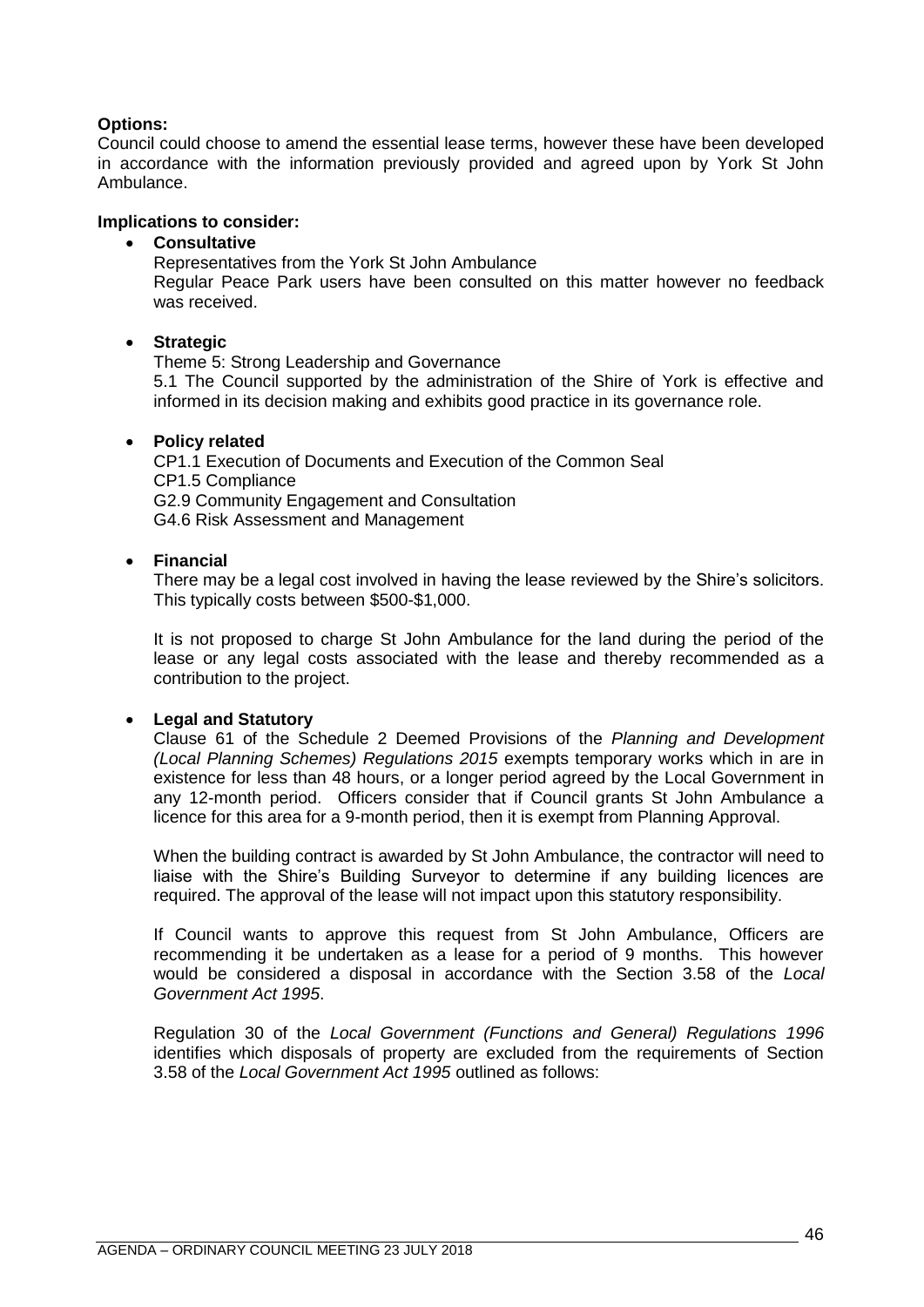**Options:**
Council could choose to amend the essential lease terms, however these have been developed in accordance with the information previously provided and agreed upon by York St John Ambulance.

**Implications to consider:**

- **Consultative**

  Representatives from the York St John Ambulance
  Regular Peace Park users have been consulted on this matter however no feedback was received.

- **Strategic**

  Theme 5: Strong Leadership and Governance
  5.1 The Council supported by the administration of the Shire of York is effective and informed in its decision making and exhibits good practice in its governance role.

- **Policy related**

  CP1.1 Execution of Documents and Execution of the Common Seal
  CP1.5 Compliance
  G2.9 Community Engagement and Consultation
  G4.6 Risk Assessment and Management

- **Financial**

  There may be a legal cost involved in having the lease reviewed by the Shire's solicitors. This typically costs between $500-$1,000.

  It is not proposed to charge St John Ambulance for the land during the period of the lease or any legal costs associated with the lease and thereby recommended as a contribution to the project.

- **Legal and Statutory**

  Clause 61 of the Schedule 2 Deemed Provisions of the *Planning and Development (Local Planning Schemes) Regulations 2015* exempts temporary works which in are in existence for less than 48 hours, or a longer period agreed by the Local Government in any 12-month period. Officers consider that if Council grants St John Ambulance a licence for this area for a 9-month period, then it is exempt from Planning Approval.

  When the building contract is awarded by St John Ambulance, the contractor will need to liaise with the Shire's Building Surveyor to determine if any building licences are required. The approval of the lease will not impact upon this statutory responsibility.

  If Council wants to approve this request from St John Ambulance, Officers are recommending it be undertaken as a lease for a period of 9 months. This however would be considered a disposal in accordance with the Section 3.58 of the *Local Government Act 1995*.

  Regulation 30 of the *Local Government (Functions and General) Regulations 1996* identifies which disposals of property are excluded from the requirements of Section 3.58 of the *Local Government Act 1995* outlined as follows: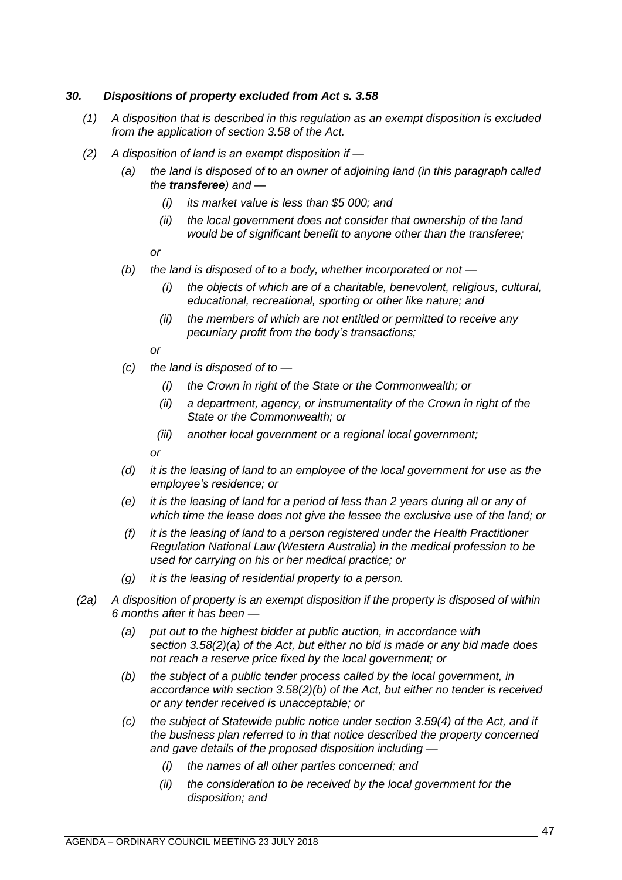### *30. Dispositions of property excluded from Act s. 3.58*

*(1) A disposition that is described in this regulation as an exempt disposition is excluded from the application of section 3.58 of the Act.*

*(2) A disposition of land is an exempt disposition if —*

*(a) the land is disposed of to an owner of adjoining land (in this paragraph called the **transferee**) and —*

*(i) its market value is less than $5 000; and*

*(ii) the local government does not consider that ownership of the land would be of significant benefit to anyone other than the transferee;*

*or*

*(b) the land is disposed of to a body, whether incorporated or not —*

*(i) the objects of which are of a charitable, benevolent, religious, cultural, educational, recreational, sporting or other like nature; and*

*(ii) the members of which are not entitled or permitted to receive any pecuniary profit from the body's transactions;*

*or*

*(c) the land is disposed of to —*

*(i) the Crown in right of the State or the Commonwealth; or*

*(ii) a department, agency, or instrumentality of the Crown in right of the State or the Commonwealth; or*

*(iii) another local government or a regional local government;*

*or*

*(d) it is the leasing of land to an employee of the local government for use as the employee's residence; or*

*(e) it is the leasing of land for a period of less than 2 years during all or any of which time the lease does not give the lessee the exclusive use of the land; or*

*(f) it is the leasing of land to a person registered under the Health Practitioner Regulation National Law (Western Australia) in the medical profession to be used for carrying on his or her medical practice; or*

*(g) it is the leasing of residential property to a person.*

*(2a) A disposition of property is an exempt disposition if the property is disposed of within 6 months after it has been —*

*(a) put out to the highest bidder at public auction, in accordance with section 3.58(2)(a) of the Act, but either no bid is made or any bid made does not reach a reserve price fixed by the local government; or*

*(b) the subject of a public tender process called by the local government, in accordance with section 3.58(2)(b) of the Act, but either no tender is received or any tender received is unacceptable; or*

*(c) the subject of Statewide public notice under section 3.59(4) of the Act, and if the business plan referred to in that notice described the property concerned and gave details of the proposed disposition including —*

*(i) the names of all other parties concerned; and*

*(ii) the consideration to be received by the local government for the disposition; and*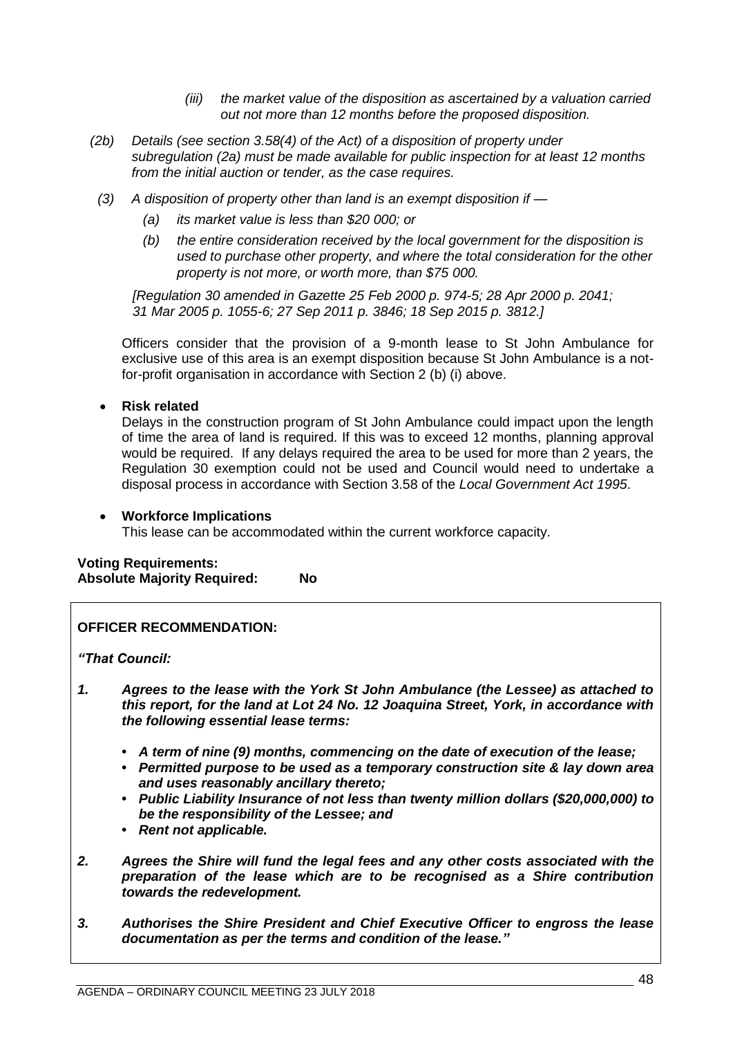*(iii) the market value of the disposition as ascertained by a valuation carried out not more than 12 months before the proposed disposition.*

*(2b) Details (see section 3.58(4) of the Act) of a disposition of property under subregulation (2a) must be made available for public inspection for at least 12 months from the initial auction or tender, as the case requires.*

*(3) A disposition of property other than land is an exempt disposition if —*

*(a) its market value is less than $20 000; or*

*(b) the entire consideration received by the local government for the disposition is used to purchase other property, and where the total consideration for the other property is not more, or worth more, than $75 000.*

*[Regulation 30 amended in Gazette 25 Feb 2000 p. 974-5; 28 Apr 2000 p. 2041; 31 Mar 2005 p. 1055-6; 27 Sep 2011 p. 3846; 18 Sep 2015 p. 3812.]*

Officers consider that the provision of a 9-month lease to St John Ambulance for exclusive use of this area is an exempt disposition because St John Ambulance is a not-for-profit organisation in accordance with Section 2 (b) (i) above.

- **Risk related**

  Delays in the construction program of St John Ambulance could impact upon the length of time the area of land is required. If this was to exceed 12 months, planning approval would be required. If any delays required the area to be used for more than 2 years, the Regulation 30 exemption could not be used and Council would need to undertake a disposal process in accordance with Section 3.58 of the *Local Government Act 1995*.

- **Workforce Implications**

  This lease can be accommodated within the current workforce capacity.

**Voting Requirements:**
**Absolute Majority Required: No**

**OFFICER RECOMMENDATION:**

***"That Council:***

***1. Agrees to the lease with the York St John Ambulance (the Lessee) as attached to this report, for the land at Lot 24 No. 12 Joaquina Street, York, in accordance with the following essential lease terms:***

- ***A term of nine (9) months, commencing on the date of execution of the lease;***
- ***Permitted purpose to be used as a temporary construction site & lay down area and uses reasonably ancillary thereto;***
- ***Public Liability Insurance of not less than twenty million dollars ($20,000,000) to be the responsibility of the Lessee; and***
- ***Rent not applicable.***

***2. Agrees the Shire will fund the legal fees and any other costs associated with the preparation of the lease which are to be recognised as a Shire contribution towards the redevelopment.***

***3. Authorises the Shire President and Chief Executive Officer to engross the lease documentation as per the terms and condition of the lease."***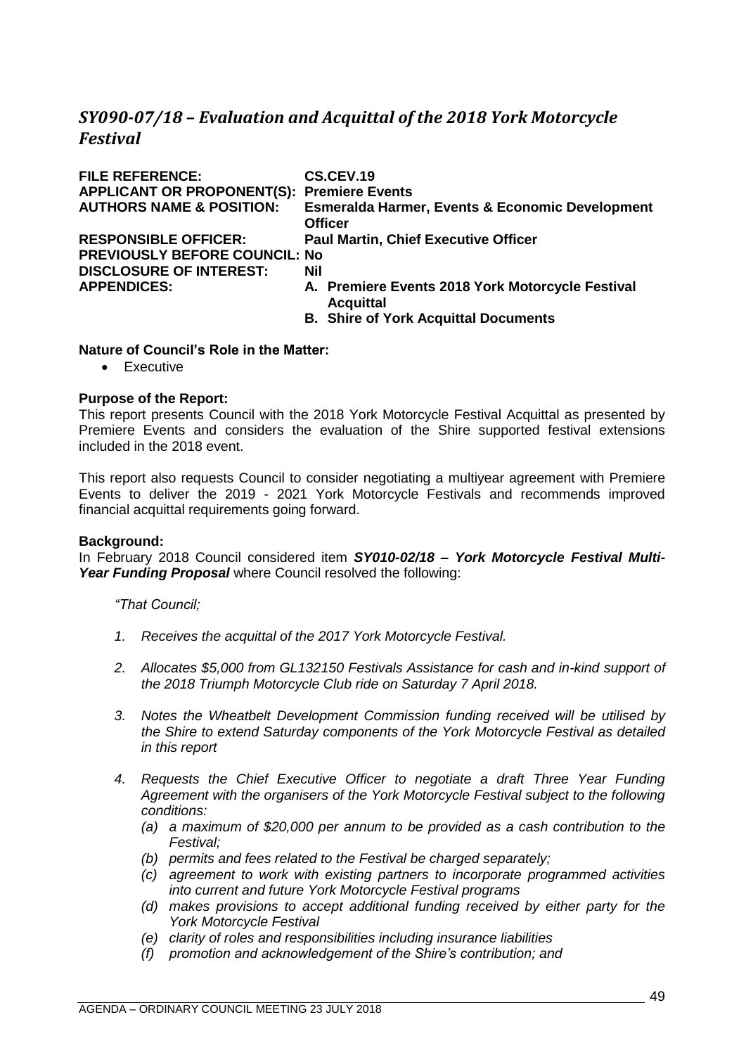# *SY090-07/18 – Evaluation and Acquittal of the 2018 York Motorcycle Festival*

| | |
|---|---|
| **FILE REFERENCE:** | **CS.CEV.19** |
| **APPLICANT OR PROPONENT(S):** | **Premiere Events** |
| **AUTHORS NAME & POSITION:** | **Esmeralda Harmer, Events & Economic Development Officer** |
| **RESPONSIBLE OFFICER:** | **Paul Martin, Chief Executive Officer** |
| **PREVIOUSLY BEFORE COUNCIL:** | **No** |
| **DISCLOSURE OF INTEREST:** | **Nil** |
| **APPENDICES:** | **A. Premiere Events 2018 York Motorcycle Festival Acquittal**<br>**B. Shire of York Acquittal Documents** |

**Nature of Council's Role in the Matter:**

- Executive

**Purpose of the Report:**

This report presents Council with the 2018 York Motorcycle Festival Acquittal as presented by Premiere Events and considers the evaluation of the Shire supported festival extensions included in the 2018 event.

This report also requests Council to consider negotiating a multiyear agreement with Premiere Events to deliver the 2019 - 2021 York Motorcycle Festivals and recommends improved financial acquittal requirements going forward.

**Background:**

In February 2018 Council considered item ***SY010-02/18 – York Motorcycle Festival Multi-Year Funding Proposal*** where Council resolved the following:

*"That Council;*

1. *Receives the acquittal of the 2017 York Motorcycle Festival.*
2. *Allocates $5,000 from GL132150 Festivals Assistance for cash and in-kind support of the 2018 Triumph Motorcycle Club ride on Saturday 7 April 2018.*
3. *Notes the Wheatbelt Development Commission funding received will be utilised by the Shire to extend Saturday components of the York Motorcycle Festival as detailed in this report*
4. *Requests the Chief Executive Officer to negotiate a draft Three Year Funding Agreement with the organisers of the York Motorcycle Festival subject to the following conditions:*
   - *(a) a maximum of $20,000 per annum to be provided as a cash contribution to the Festival;*
   - *(b) permits and fees related to the Festival be charged separately;*
   - *(c) agreement to work with existing partners to incorporate programmed activities into current and future York Motorcycle Festival programs*
   - *(d) makes provisions to accept additional funding received by either party for the York Motorcycle Festival*
   - *(e) clarity of roles and responsibilities including insurance liabilities*
   - *(f) promotion and acknowledgement of the Shire's contribution; and*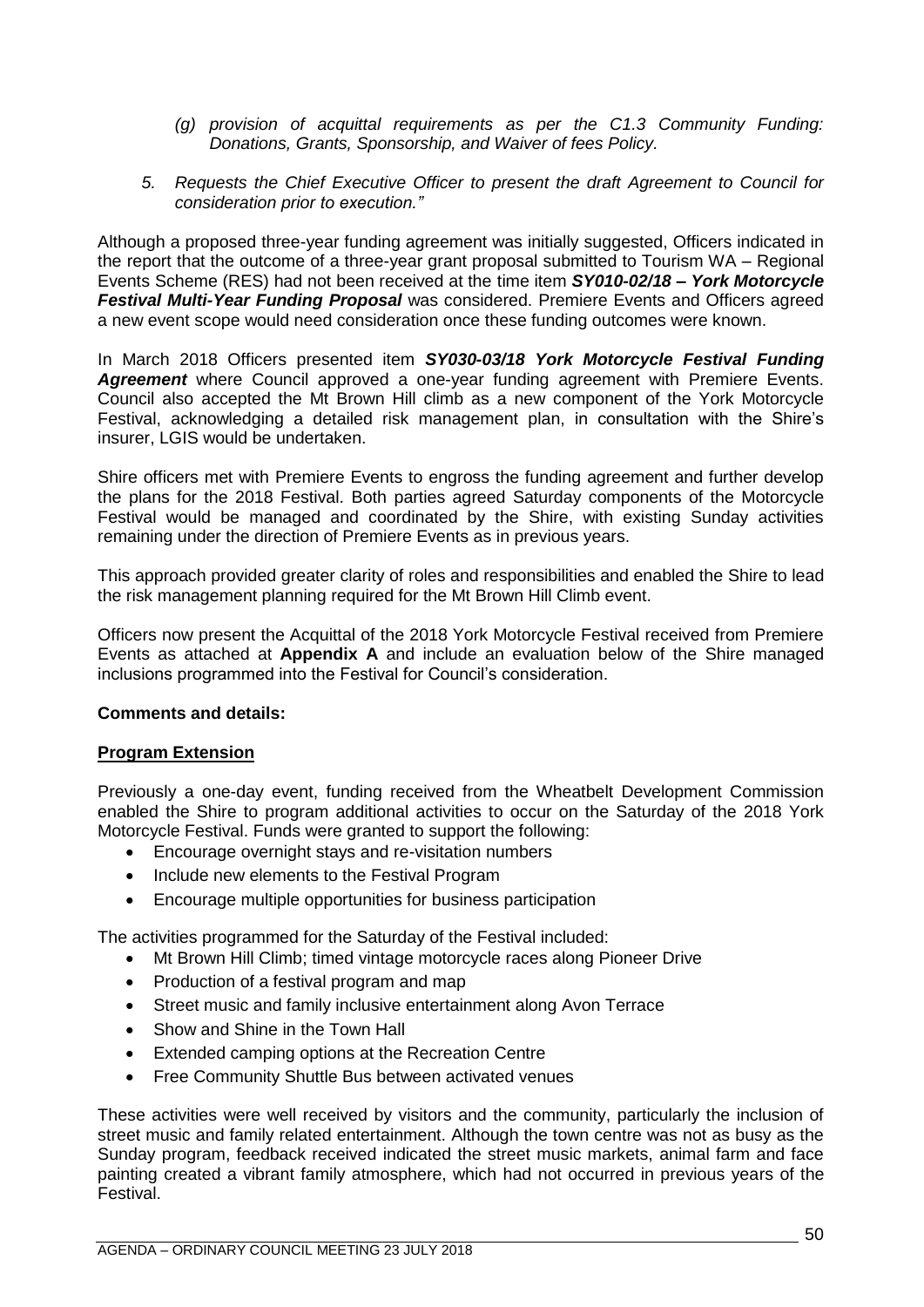*(g) provision of acquittal requirements as per the C1.3 Community Funding: Donations, Grants, Sponsorship, and Waiver of fees Policy.*

*5. Requests the Chief Executive Officer to present the draft Agreement to Council for consideration prior to execution."*

Although a proposed three-year funding agreement was initially suggested, Officers indicated in the report that the outcome of a three-year grant proposal submitted to Tourism WA – Regional Events Scheme (RES) had not been received at the time item ***SY010-02/18 – York Motorcycle Festival Multi-Year Funding Proposal*** was considered. Premiere Events and Officers agreed a new event scope would need consideration once these funding outcomes were known.

In March 2018 Officers presented item ***SY030-03/18 York Motorcycle Festival Funding Agreement*** where Council approved a one-year funding agreement with Premiere Events. Council also accepted the Mt Brown Hill climb as a new component of the York Motorcycle Festival, acknowledging a detailed risk management plan, in consultation with the Shire's insurer, LGIS would be undertaken.

Shire officers met with Premiere Events to engross the funding agreement and further develop the plans for the 2018 Festival. Both parties agreed Saturday components of the Motorcycle Festival would be managed and coordinated by the Shire, with existing Sunday activities remaining under the direction of Premiere Events as in previous years.

This approach provided greater clarity of roles and responsibilities and enabled the Shire to lead the risk management planning required for the Mt Brown Hill Climb event.

Officers now present the Acquittal of the 2018 York Motorcycle Festival received from Premiere Events as attached at **Appendix A** and include an evaluation below of the Shire managed inclusions programmed into the Festival for Council's consideration.

**Comments and details:**

**Program Extension**

Previously a one-day event, funding received from the Wheatbelt Development Commission enabled the Shire to program additional activities to occur on the Saturday of the 2018 York Motorcycle Festival. Funds were granted to support the following:

- Encourage overnight stays and re-visitation numbers
- Include new elements to the Festival Program
- Encourage multiple opportunities for business participation

The activities programmed for the Saturday of the Festival included:

- Mt Brown Hill Climb; timed vintage motorcycle races along Pioneer Drive
- Production of a festival program and map
- Street music and family inclusive entertainment along Avon Terrace
- Show and Shine in the Town Hall
- Extended camping options at the Recreation Centre
- Free Community Shuttle Bus between activated venues

These activities were well received by visitors and the community, particularly the inclusion of street music and family related entertainment. Although the town centre was not as busy as the Sunday program, feedback received indicated the street music markets, animal farm and face painting created a vibrant family atmosphere, which had not occurred in previous years of the Festival.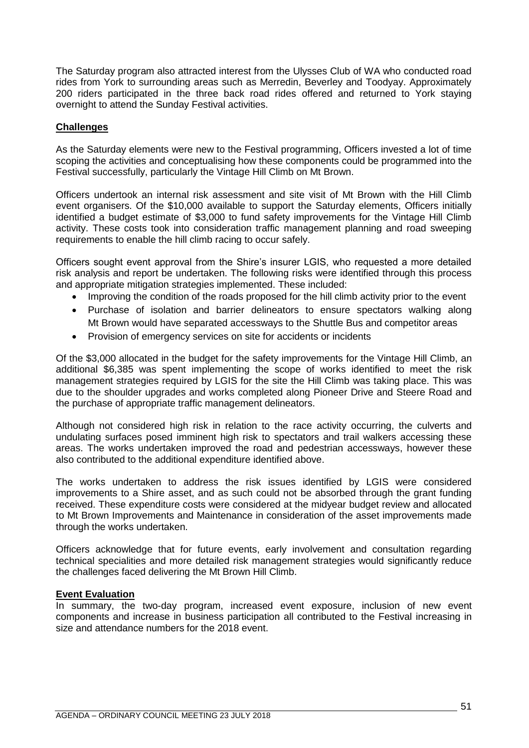The Saturday program also attracted interest from the Ulysses Club of WA who conducted road rides from York to surrounding areas such as Merredin, Beverley and Toodyay. Approximately 200 riders participated in the three back road rides offered and returned to York staying overnight to attend the Sunday Festival activities.

**Challenges**

As the Saturday elements were new to the Festival programming, Officers invested a lot of time scoping the activities and conceptualising how these components could be programmed into the Festival successfully, particularly the Vintage Hill Climb on Mt Brown.

Officers undertook an internal risk assessment and site visit of Mt Brown with the Hill Climb event organisers. Of the $10,000 available to support the Saturday elements, Officers initially identified a budget estimate of $3,000 to fund safety improvements for the Vintage Hill Climb activity. These costs took into consideration traffic management planning and road sweeping requirements to enable the hill climb racing to occur safely.

Officers sought event approval from the Shire's insurer LGIS, who requested a more detailed risk analysis and report be undertaken. The following risks were identified through this process and appropriate mitigation strategies implemented. These included:

- Improving the condition of the roads proposed for the hill climb activity prior to the event
- Purchase of isolation and barrier delineators to ensure spectators walking along Mt Brown would have separated accessways to the Shuttle Bus and competitor areas
- Provision of emergency services on site for accidents or incidents

Of the $3,000 allocated in the budget for the safety improvements for the Vintage Hill Climb, an additional $6,385 was spent implementing the scope of works identified to meet the risk management strategies required by LGIS for the site the Hill Climb was taking place. This was due to the shoulder upgrades and works completed along Pioneer Drive and Steere Road and the purchase of appropriate traffic management delineators.

Although not considered high risk in relation to the race activity occurring, the culverts and undulating surfaces posed imminent high risk to spectators and trail walkers accessing these areas. The works undertaken improved the road and pedestrian accessways, however these also contributed to the additional expenditure identified above.

The works undertaken to address the risk issues identified by LGIS were considered improvements to a Shire asset, and as such could not be absorbed through the grant funding received. These expenditure costs were considered at the midyear budget review and allocated to Mt Brown Improvements and Maintenance in consideration of the asset improvements made through the works undertaken.

Officers acknowledge that for future events, early involvement and consultation regarding technical specialities and more detailed risk management strategies would significantly reduce the challenges faced delivering the Mt Brown Hill Climb.

**Event Evaluation**

In summary, the two-day program, increased event exposure, inclusion of new event components and increase in business participation all contributed to the Festival increasing in size and attendance numbers for the 2018 event.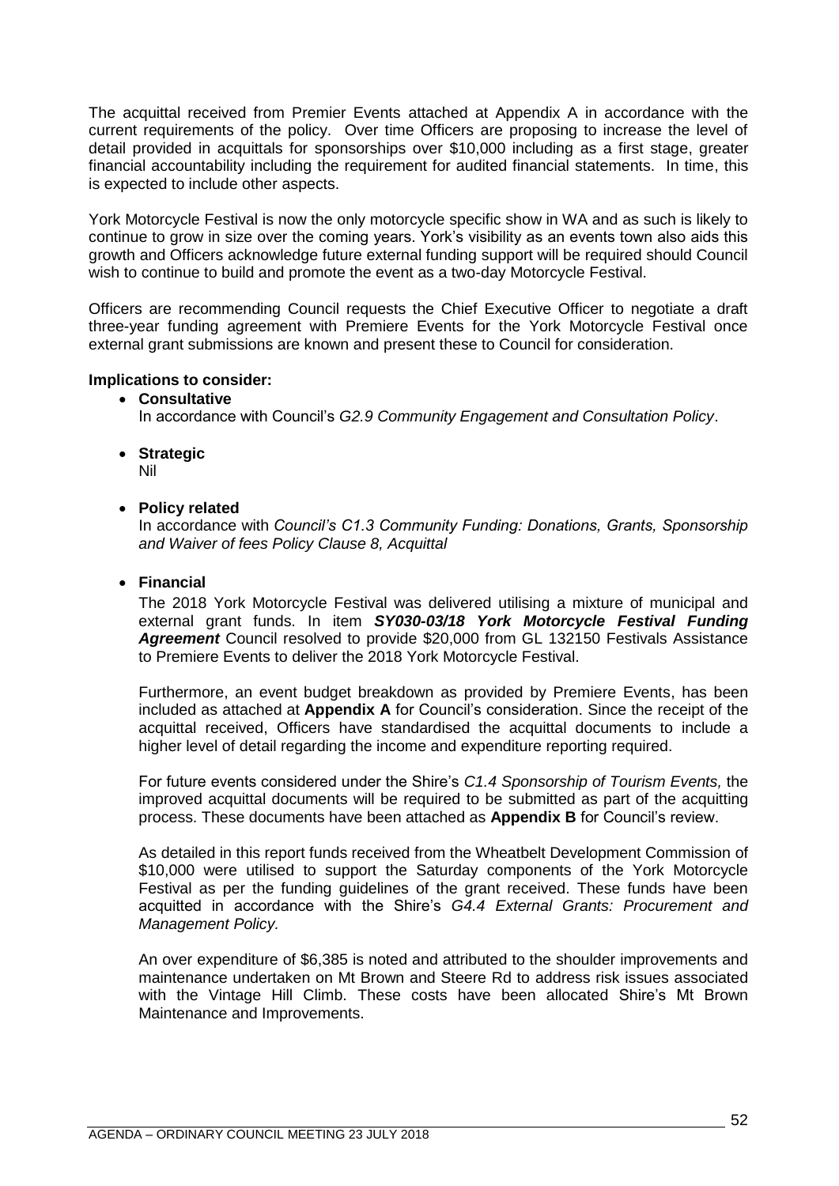The acquittal received from Premier Events attached at Appendix A in accordance with the current requirements of the policy. Over time Officers are proposing to increase the level of detail provided in acquittals for sponsorships over $10,000 including as a first stage, greater financial accountability including the requirement for audited financial statements. In time, this is expected to include other aspects.

York Motorcycle Festival is now the only motorcycle specific show in WA and as such is likely to continue to grow in size over the coming years. York's visibility as an events town also aids this growth and Officers acknowledge future external funding support will be required should Council wish to continue to build and promote the event as a two-day Motorcycle Festival.

Officers are recommending Council requests the Chief Executive Officer to negotiate a draft three-year funding agreement with Premiere Events for the York Motorcycle Festival once external grant submissions are known and present these to Council for consideration.

**Implications to consider:**

- **Consultative**
  In accordance with Council's *G2.9 Community Engagement and Consultation Policy*.

- **Strategic**
  Nil

- **Policy related**
  In accordance with *Council's C1.3 Community Funding: Donations, Grants, Sponsorship and Waiver of fees Policy Clause 8, Acquittal*

- **Financial**
  The 2018 York Motorcycle Festival was delivered utilising a mixture of municipal and external grant funds. In item ***SY030-03/18 York Motorcycle Festival Funding Agreement*** Council resolved to provide $20,000 from GL 132150 Festivals Assistance to Premiere Events to deliver the 2018 York Motorcycle Festival.

  Furthermore, an event budget breakdown as provided by Premiere Events, has been included as attached at **Appendix A** for Council's consideration. Since the receipt of the acquittal received, Officers have standardised the acquittal documents to include a higher level of detail regarding the income and expenditure reporting required.

  For future events considered under the Shire's *C1.4 Sponsorship of Tourism Events,* the improved acquittal documents will be required to be submitted as part of the acquitting process. These documents have been attached as **Appendix B** for Council's review.

  As detailed in this report funds received from the Wheatbelt Development Commission of $10,000 were utilised to support the Saturday components of the York Motorcycle Festival as per the funding guidelines of the grant received. These funds have been acquitted in accordance with the Shire's *G4.4 External Grants: Procurement and Management Policy.*

  An over expenditure of $6,385 is noted and attributed to the shoulder improvements and maintenance undertaken on Mt Brown and Steere Rd to address risk issues associated with the Vintage Hill Climb. These costs have been allocated Shire's Mt Brown Maintenance and Improvements.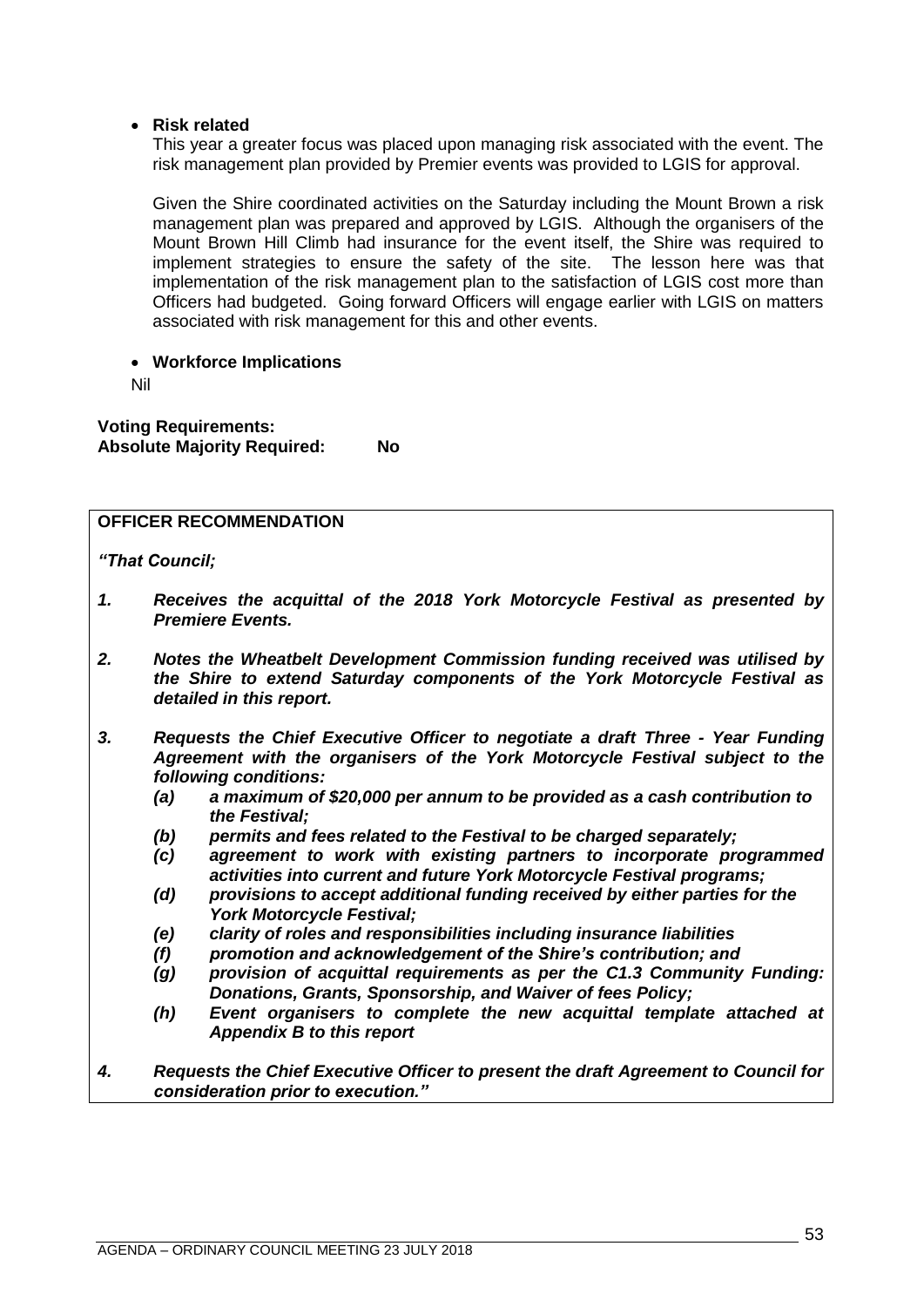- **Risk related**

  This year a greater focus was placed upon managing risk associated with the event. The risk management plan provided by Premier events was provided to LGIS for approval.

  Given the Shire coordinated activities on the Saturday including the Mount Brown a risk management plan was prepared and approved by LGIS. Although the organisers of the Mount Brown Hill Climb had insurance for the event itself, the Shire was required to implement strategies to ensure the safety of the site. The lesson here was that implementation of the risk management plan to the satisfaction of LGIS cost more than Officers had budgeted. Going forward Officers will engage earlier with LGIS on matters associated with risk management for this and other events.

- **Workforce Implications**

  Nil

**Voting Requirements:**
**Absolute Majority Required: No**

**OFFICER RECOMMENDATION**

***"That Council;***

***1. Receives the acquittal of the 2018 York Motorcycle Festival as presented by Premiere Events.***

***2. Notes the Wheatbelt Development Commission funding received was utilised by the Shire to extend Saturday components of the York Motorcycle Festival as detailed in this report.***

***3. Requests the Chief Executive Officer to negotiate a draft Three - Year Funding Agreement with the organisers of the York Motorcycle Festival subject to the following conditions:***

***(a) a maximum of $20,000 per annum to be provided as a cash contribution to the Festival;***

***(b) permits and fees related to the Festival to be charged separately;***

***(c) agreement to work with existing partners to incorporate programmed activities into current and future York Motorcycle Festival programs;***

***(d) provisions to accept additional funding received by either parties for the York Motorcycle Festival;***

***(e) clarity of roles and responsibilities including insurance liabilities***

***(f) promotion and acknowledgement of the Shire's contribution; and***

***(g) provision of acquittal requirements as per the C1.3 Community Funding: Donations, Grants, Sponsorship, and Waiver of fees Policy;***

***(h) Event organisers to complete the new acquittal template attached at Appendix B to this report***

***4. Requests the Chief Executive Officer to present the draft Agreement to Council for consideration prior to execution."***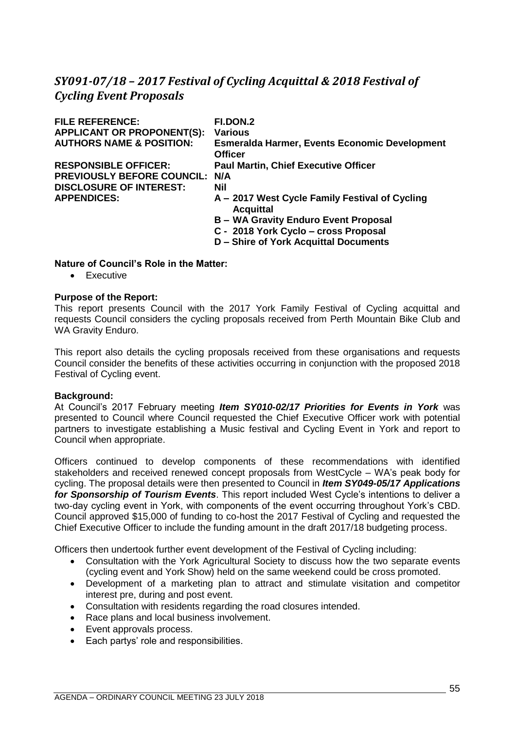## *SY091-07/18 – 2017 Festival of Cycling Acquittal & 2018 Festival of Cycling Event Proposals*

| | |
|---|---|
| **FILE REFERENCE:** | **FI.DON.2** |
| **APPLICANT OR PROPONENT(S):** | **Various** |
| **AUTHORS NAME & POSITION:** | **Esmeralda Harmer, Events Economic Development Officer** |
| **RESPONSIBLE OFFICER:** | **Paul Martin, Chief Executive Officer** |
| **PREVIOUSLY BEFORE COUNCIL:** | **N/A** |
| **DISCLOSURE OF INTEREST:** | **Nil** |
| **APPENDICES:** | **A – 2017 West Cycle Family Festival of Cycling Acquittal**<br>**B – WA Gravity Enduro Event Proposal**<br>**C - 2018 York Cyclo – cross Proposal**<br>**D – Shire of York Acquittal Documents** |

**Nature of Council's Role in the Matter:**

- Executive

**Purpose of the Report:**

This report presents Council with the 2017 York Family Festival of Cycling acquittal and requests Council considers the cycling proposals received from Perth Mountain Bike Club and WA Gravity Enduro.

This report also details the cycling proposals received from these organisations and requests Council consider the benefits of these activities occurring in conjunction with the proposed 2018 Festival of Cycling event.

**Background:**

At Council's 2017 February meeting ***Item SY010-02/17 Priorities for Events in York*** was presented to Council where Council requested the Chief Executive Officer work with potential partners to investigate establishing a Music festival and Cycling Event in York and report to Council when appropriate.

Officers continued to develop components of these recommendations with identified stakeholders and received renewed concept proposals from WestCycle – WA's peak body for cycling. The proposal details were then presented to Council in ***Item SY049-05/17 Applications for Sponsorship of Tourism Events***. This report included West Cycle's intentions to deliver a two-day cycling event in York, with components of the event occurring throughout York's CBD. Council approved $15,000 of funding to co-host the 2017 Festival of Cycling and requested the Chief Executive Officer to include the funding amount in the draft 2017/18 budgeting process.

Officers then undertook further event development of the Festival of Cycling including:

- Consultation with the York Agricultural Society to discuss how the two separate events (cycling event and York Show) held on the same weekend could be cross promoted.
- Development of a marketing plan to attract and stimulate visitation and competitor interest pre, during and post event.
- Consultation with residents regarding the road closures intended.
- Race plans and local business involvement.
- Event approvals process.
- Each partys' role and responsibilities.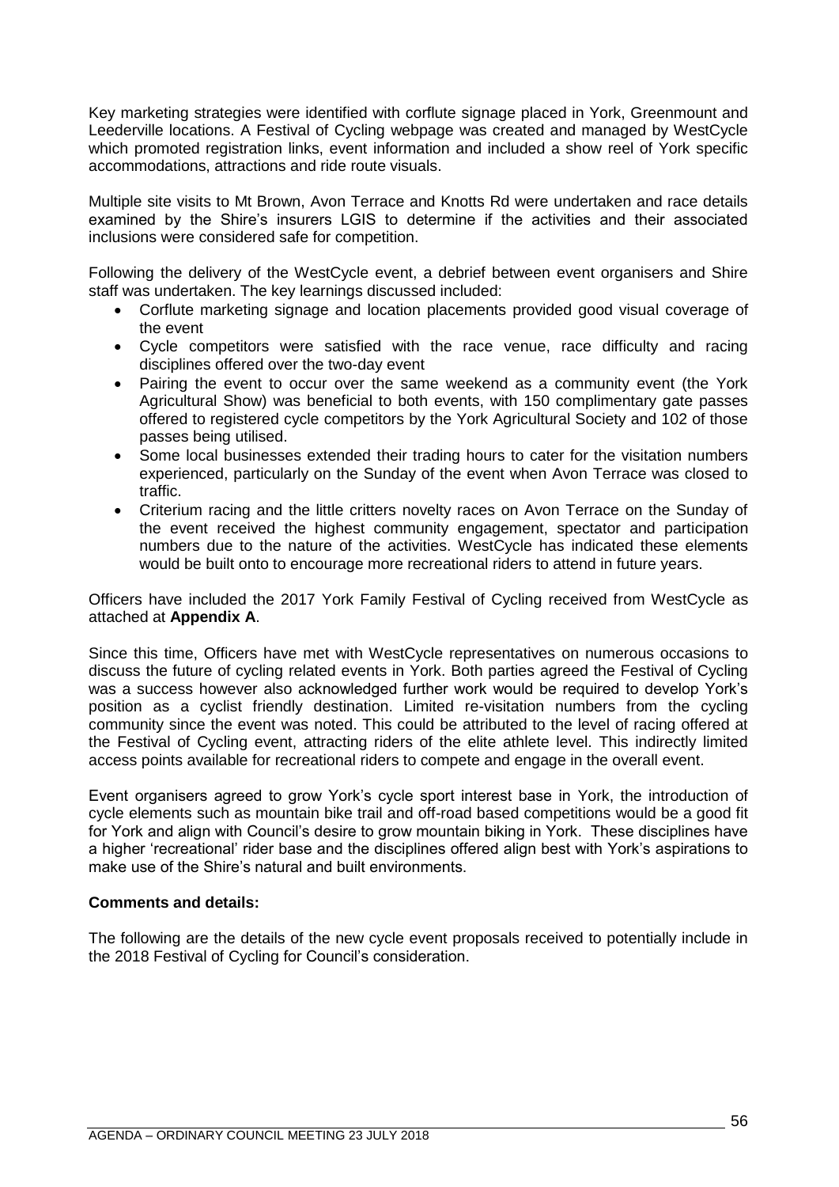Key marketing strategies were identified with corflute signage placed in York, Greenmount and Leederville locations. A Festival of Cycling webpage was created and managed by WestCycle which promoted registration links, event information and included a show reel of York specific accommodations, attractions and ride route visuals.

Multiple site visits to Mt Brown, Avon Terrace and Knotts Rd were undertaken and race details examined by the Shire's insurers LGIS to determine if the activities and their associated inclusions were considered safe for competition.

Following the delivery of the WestCycle event, a debrief between event organisers and Shire staff was undertaken. The key learnings discussed included:

- Corflute marketing signage and location placements provided good visual coverage of the event
- Cycle competitors were satisfied with the race venue, race difficulty and racing disciplines offered over the two-day event
- Pairing the event to occur over the same weekend as a community event (the York Agricultural Show) was beneficial to both events, with 150 complimentary gate passes offered to registered cycle competitors by the York Agricultural Society and 102 of those passes being utilised.
- Some local businesses extended their trading hours to cater for the visitation numbers experienced, particularly on the Sunday of the event when Avon Terrace was closed to traffic.
- Criterium racing and the little critters novelty races on Avon Terrace on the Sunday of the event received the highest community engagement, spectator and participation numbers due to the nature of the activities. WestCycle has indicated these elements would be built onto to encourage more recreational riders to attend in future years.

Officers have included the 2017 York Family Festival of Cycling received from WestCycle as attached at **Appendix A**.

Since this time, Officers have met with WestCycle representatives on numerous occasions to discuss the future of cycling related events in York. Both parties agreed the Festival of Cycling was a success however also acknowledged further work would be required to develop York's position as a cyclist friendly destination. Limited re-visitation numbers from the cycling community since the event was noted. This could be attributed to the level of racing offered at the Festival of Cycling event, attracting riders of the elite athlete level. This indirectly limited access points available for recreational riders to compete and engage in the overall event.

Event organisers agreed to grow York's cycle sport interest base in York, the introduction of cycle elements such as mountain bike trail and off-road based competitions would be a good fit for York and align with Council's desire to grow mountain biking in York. These disciplines have a higher 'recreational' rider base and the disciplines offered align best with York's aspirations to make use of the Shire's natural and built environments.

**Comments and details:**

The following are the details of the new cycle event proposals received to potentially include in the 2018 Festival of Cycling for Council's consideration.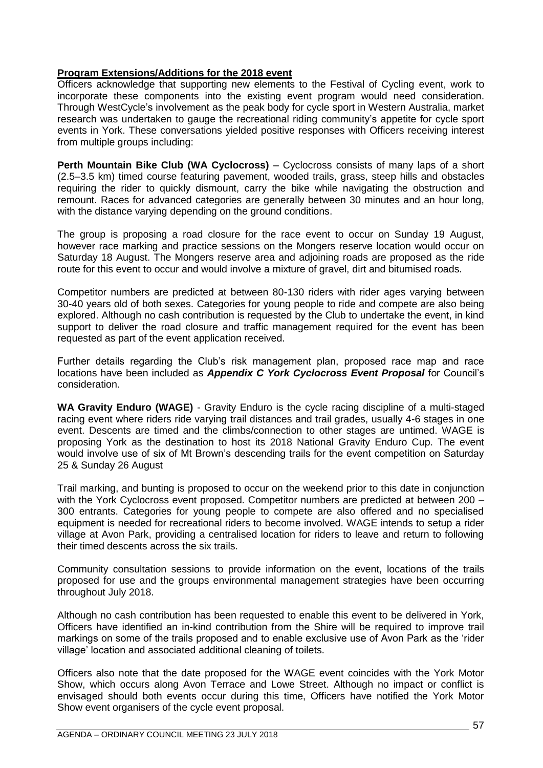**Program Extensions/Additions for the 2018 event**

Officers acknowledge that supporting new elements to the Festival of Cycling event, work to incorporate these components into the existing event program would need consideration. Through WestCycle's involvement as the peak body for cycle sport in Western Australia, market research was undertaken to gauge the recreational riding community's appetite for cycle sport events in York. These conversations yielded positive responses with Officers receiving interest from multiple groups including:

**Perth Mountain Bike Club (WA Cyclocross)** – Cyclocross consists of many laps of a short (2.5–3.5 km) timed course featuring pavement, wooded trails, grass, steep hills and obstacles requiring the rider to quickly dismount, carry the bike while navigating the obstruction and remount. Races for advanced categories are generally between 30 minutes and an hour long, with the distance varying depending on the ground conditions.

The group is proposing a road closure for the race event to occur on Sunday 19 August, however race marking and practice sessions on the Mongers reserve location would occur on Saturday 18 August. The Mongers reserve area and adjoining roads are proposed as the ride route for this event to occur and would involve a mixture of gravel, dirt and bitumised roads.

Competitor numbers are predicted at between 80-130 riders with rider ages varying between 30-40 years old of both sexes. Categories for young people to ride and compete are also being explored. Although no cash contribution is requested by the Club to undertake the event, in kind support to deliver the road closure and traffic management required for the event has been requested as part of the event application received.

Further details regarding the Club's risk management plan, proposed race map and race locations have been included as ***Appendix C York Cyclocross Event Proposal*** for Council's consideration.

**WA Gravity Enduro (WAGE)** - Gravity Enduro is the cycle racing discipline of a multi-staged racing event where riders ride varying trail distances and trail grades, usually 4-6 stages in one event. Descents are timed and the climbs/connection to other stages are untimed. WAGE is proposing York as the destination to host its 2018 National Gravity Enduro Cup. The event would involve use of six of Mt Brown's descending trails for the event competition on Saturday 25 & Sunday 26 August

Trail marking, and bunting is proposed to occur on the weekend prior to this date in conjunction with the York Cyclocross event proposed. Competitor numbers are predicted at between 200 – 300 entrants. Categories for young people to compete are also offered and no specialised equipment is needed for recreational riders to become involved. WAGE intends to setup a rider village at Avon Park, providing a centralised location for riders to leave and return to following their timed descents across the six trails.

Community consultation sessions to provide information on the event, locations of the trails proposed for use and the groups environmental management strategies have been occurring throughout July 2018.

Although no cash contribution has been requested to enable this event to be delivered in York, Officers have identified an in-kind contribution from the Shire will be required to improve trail markings on some of the trails proposed and to enable exclusive use of Avon Park as the 'rider village' location and associated additional cleaning of toilets.

Officers also note that the date proposed for the WAGE event coincides with the York Motor Show, which occurs along Avon Terrace and Lowe Street. Although no impact or conflict is envisaged should both events occur during this time, Officers have notified the York Motor Show event organisers of the cycle event proposal.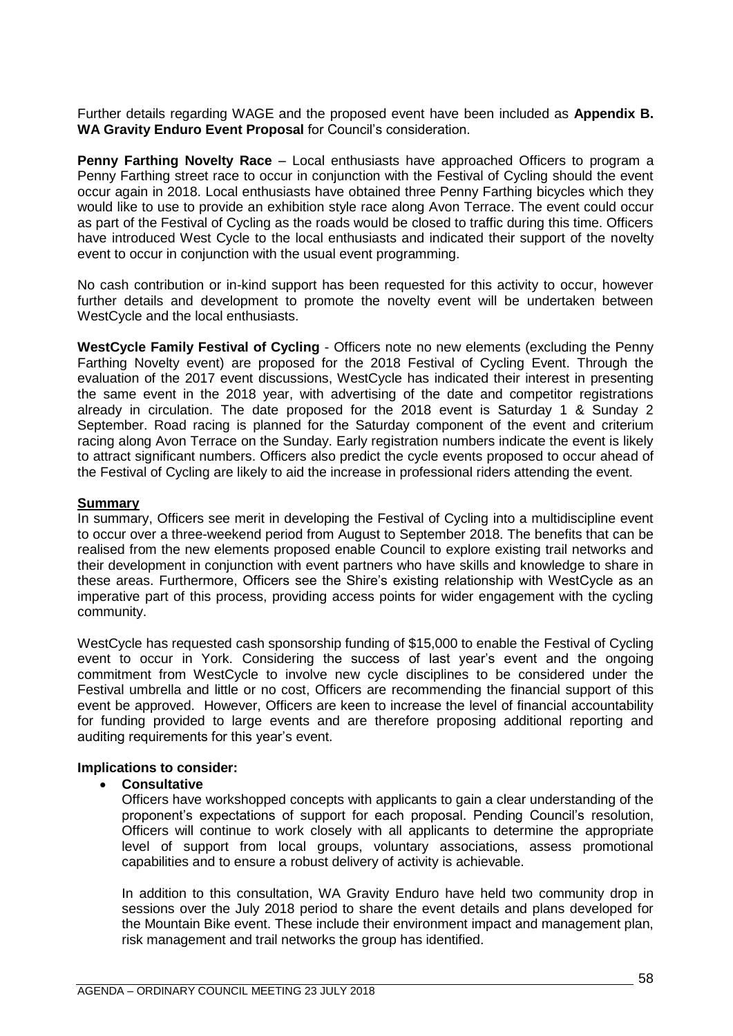Further details regarding WAGE and the proposed event have been included as **Appendix B. WA Gravity Enduro Event Proposal** for Council's consideration.

**Penny Farthing Novelty Race** – Local enthusiasts have approached Officers to program a Penny Farthing street race to occur in conjunction with the Festival of Cycling should the event occur again in 2018. Local enthusiasts have obtained three Penny Farthing bicycles which they would like to use to provide an exhibition style race along Avon Terrace. The event could occur as part of the Festival of Cycling as the roads would be closed to traffic during this time. Officers have introduced West Cycle to the local enthusiasts and indicated their support of the novelty event to occur in conjunction with the usual event programming.

No cash contribution or in-kind support has been requested for this activity to occur, however further details and development to promote the novelty event will be undertaken between WestCycle and the local enthusiasts.

**WestCycle Family Festival of Cycling** - Officers note no new elements (excluding the Penny Farthing Novelty event) are proposed for the 2018 Festival of Cycling Event. Through the evaluation of the 2017 event discussions, WestCycle has indicated their interest in presenting the same event in the 2018 year, with advertising of the date and competitor registrations already in circulation. The date proposed for the 2018 event is Saturday 1 & Sunday 2 September. Road racing is planned for the Saturday component of the event and criterium racing along Avon Terrace on the Sunday. Early registration numbers indicate the event is likely to attract significant numbers. Officers also predict the cycle events proposed to occur ahead of the Festival of Cycling are likely to aid the increase in professional riders attending the event.

**Summary**

In summary, Officers see merit in developing the Festival of Cycling into a multidiscipline event to occur over a three-weekend period from August to September 2018. The benefits that can be realised from the new elements proposed enable Council to explore existing trail networks and their development in conjunction with event partners who have skills and knowledge to share in these areas. Furthermore, Officers see the Shire's existing relationship with WestCycle as an imperative part of this process, providing access points for wider engagement with the cycling community.

WestCycle has requested cash sponsorship funding of $15,000 to enable the Festival of Cycling event to occur in York. Considering the success of last year's event and the ongoing commitment from WestCycle to involve new cycle disciplines to be considered under the Festival umbrella and little or no cost, Officers are recommending the financial support of this event be approved. However, Officers are keen to increase the level of financial accountability for funding provided to large events and are therefore proposing additional reporting and auditing requirements for this year's event.

**Implications to consider:**

- **Consultative**

  Officers have workshopped concepts with applicants to gain a clear understanding of the proponent's expectations of support for each proposal. Pending Council's resolution, Officers will continue to work closely with all applicants to determine the appropriate level of support from local groups, voluntary associations, assess promotional capabilities and to ensure a robust delivery of activity is achievable.

  In addition to this consultation, WA Gravity Enduro have held two community drop in sessions over the July 2018 period to share the event details and plans developed for the Mountain Bike event. These include their environment impact and management plan, risk management and trail networks the group has identified.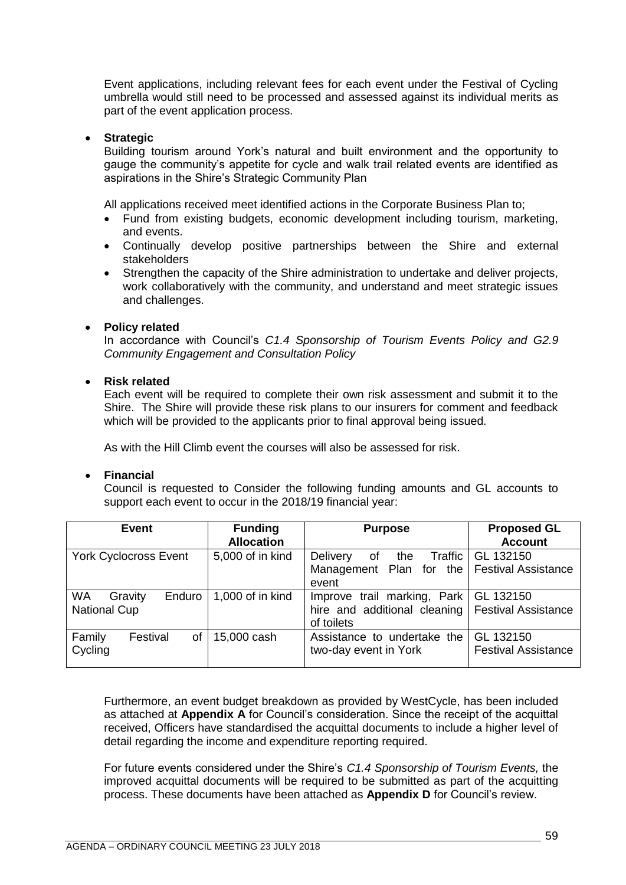Event applications, including relevant fees for each event under the Festival of Cycling umbrella would still need to be processed and assessed against its individual merits as part of the event application process.

- **Strategic**

  Building tourism around York's natural and built environment and the opportunity to gauge the community's appetite for cycle and walk trail related events are identified as aspirations in the Shire's Strategic Community Plan

  All applications received meet identified actions in the Corporate Business Plan to;

  - Fund from existing budgets, economic development including tourism, marketing, and events.
  - Continually develop positive partnerships between the Shire and external stakeholders
  - Strengthen the capacity of the Shire administration to undertake and deliver projects, work collaboratively with the community, and understand and meet strategic issues and challenges.

- **Policy related**

  In accordance with Council's *C1.4 Sponsorship of Tourism Events Policy and G2.9 Community Engagement and Consultation Policy*

- **Risk related**

  Each event will be required to complete their own risk assessment and submit it to the Shire. The Shire will provide these risk plans to our insurers for comment and feedback which will be provided to the applicants prior to final approval being issued.

  As with the Hill Climb event the courses will also be assessed for risk.

- **Financial**

  Council is requested to Consider the following funding amounts and GL accounts to support each event to occur in the 2018/19 financial year:

| Event | Funding Allocation | Purpose | Proposed GL Account |
|---|---|---|---|
| York Cyclocross Event | 5,000 of in kind | Delivery of the Traffic Management Plan for the event | GL 132150 Festival Assistance |
| WA Gravity Enduro National Cup | 1,000 of in kind | Improve trail marking, Park hire and additional cleaning of toilets | GL 132150 Festival Assistance |
| Family Festival of Cycling | 15,000 cash | Assistance to undertake the two-day event in York | GL 132150 Festival Assistance |

Furthermore, an event budget breakdown as provided by WestCycle, has been included as attached at **Appendix A** for Council's consideration. Since the receipt of the acquittal received, Officers have standardised the acquittal documents to include a higher level of detail regarding the income and expenditure reporting required.

For future events considered under the Shire's *C1.4 Sponsorship of Tourism Events,* the improved acquittal documents will be required to be submitted as part of the acquitting process. These documents have been attached as **Appendix D** for Council's review.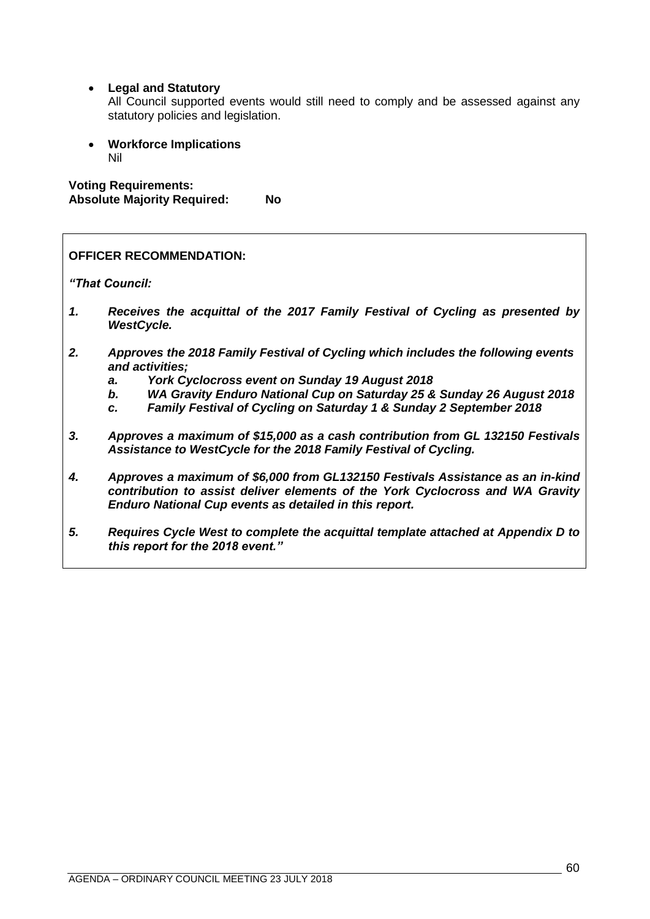- **Legal and Statutory**
  All Council supported events would still need to comply and be assessed against any statutory policies and legislation.

- **Workforce Implications**
  Nil

**Voting Requirements:**
**Absolute Majority Required: No**

**OFFICER RECOMMENDATION:**

***"That Council:***

1. ***Receives the acquittal of the 2017 Family Festival of Cycling as presented by WestCycle.***

2. ***Approves the 2018 Family Festival of Cycling which includes the following events and activities;***
   a. ***York Cyclocross event on Sunday 19 August 2018***
   b. ***WA Gravity Enduro National Cup on Saturday 25 & Sunday 26 August 2018***
   c. ***Family Festival of Cycling on Saturday 1 & Sunday 2 September 2018***

3. ***Approves a maximum of $15,000 as a cash contribution from GL 132150 Festivals Assistance to WestCycle for the 2018 Family Festival of Cycling.***

4. ***Approves a maximum of $6,000 from GL132150 Festivals Assistance as an in-kind contribution to assist deliver elements of the York Cyclocross and WA Gravity Enduro National Cup events as detailed in this report.***

5. ***Requires Cycle West to complete the acquittal template attached at Appendix D to this report for the 2018 event."***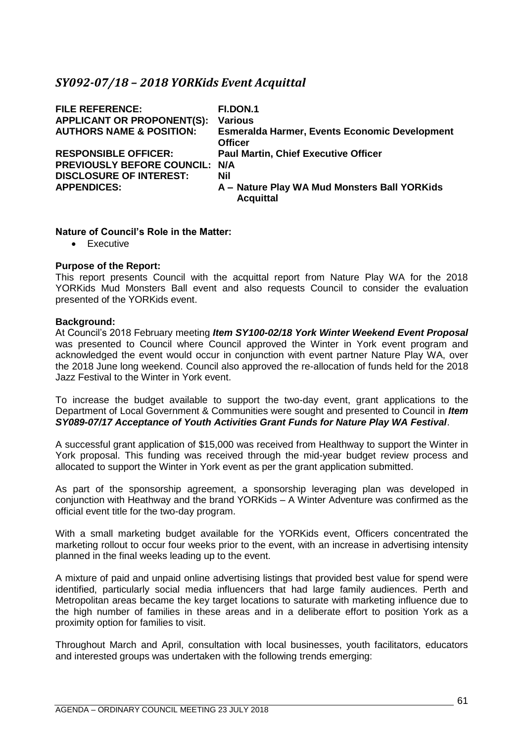## *SY092-07/18 – 2018 YORKids Event Acquittal*

| | |
|---|---|
| **FILE REFERENCE:** | **FI.DON.1** |
| **APPLICANT OR PROPONENT(S):** | **Various** |
| **AUTHORS NAME & POSITION:** | **Esmeralda Harmer, Events Economic Development Officer** |
| **RESPONSIBLE OFFICER:** | **Paul Martin, Chief Executive Officer** |
| **PREVIOUSLY BEFORE COUNCIL:** | **N/A** |
| **DISCLOSURE OF INTEREST:** | **Nil** |
| **APPENDICES:** | **A – Nature Play WA Mud Monsters Ball YORKids Acquittal** |

**Nature of Council's Role in the Matter:**

- Executive

**Purpose of the Report:**

This report presents Council with the acquittal report from Nature Play WA for the 2018 YORKids Mud Monsters Ball event and also requests Council to consider the evaluation presented of the YORKids event.

**Background:**

At Council's 2018 February meeting ***Item SY100-02/18 York Winter Weekend Event Proposal*** was presented to Council where Council approved the Winter in York event program and acknowledged the event would occur in conjunction with event partner Nature Play WA, over the 2018 June long weekend. Council also approved the re-allocation of funds held for the 2018 Jazz Festival to the Winter in York event.

To increase the budget available to support the two-day event, grant applications to the Department of Local Government & Communities were sought and presented to Council in ***Item SY089-07/17 Acceptance of Youth Activities Grant Funds for Nature Play WA Festival***.

A successful grant application of $15,000 was received from Healthway to support the Winter in York proposal. This funding was received through the mid-year budget review process and allocated to support the Winter in York event as per the grant application submitted.

As part of the sponsorship agreement, a sponsorship leveraging plan was developed in conjunction with Heathway and the brand YORKids – A Winter Adventure was confirmed as the official event title for the two-day program.

With a small marketing budget available for the YORKids event, Officers concentrated the marketing rollout to occur four weeks prior to the event, with an increase in advertising intensity planned in the final weeks leading up to the event.

A mixture of paid and unpaid online advertising listings that provided best value for spend were identified, particularly social media influencers that had large family audiences. Perth and Metropolitan areas became the key target locations to saturate with marketing influence due to the high number of families in these areas and in a deliberate effort to position York as a proximity option for families to visit.

Throughout March and April, consultation with local businesses, youth facilitators, educators and interested groups was undertaken with the following trends emerging: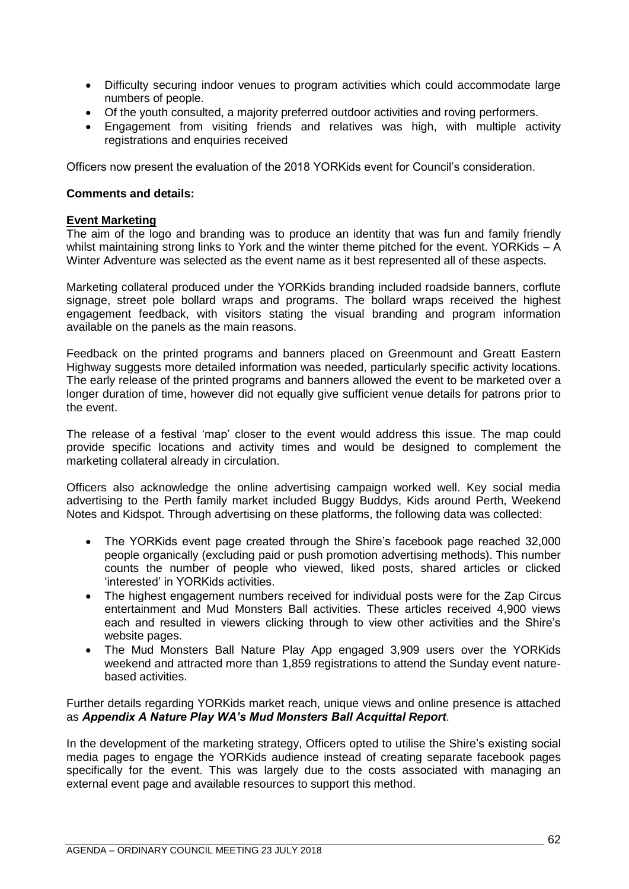- Difficulty securing indoor venues to program activities which could accommodate large numbers of people.
- Of the youth consulted, a majority preferred outdoor activities and roving performers.
- Engagement from visiting friends and relatives was high, with multiple activity registrations and enquiries received

Officers now present the evaluation of the 2018 YORKids event for Council's consideration.

**Comments and details:**

**Event Marketing**

The aim of the logo and branding was to produce an identity that was fun and family friendly whilst maintaining strong links to York and the winter theme pitched for the event. YORKids – A Winter Adventure was selected as the event name as it best represented all of these aspects.

Marketing collateral produced under the YORKids branding included roadside banners, corflute signage, street pole bollard wraps and programs. The bollard wraps received the highest engagement feedback, with visitors stating the visual branding and program information available on the panels as the main reasons.

Feedback on the printed programs and banners placed on Greenmount and Greatt Eastern Highway suggests more detailed information was needed, particularly specific activity locations. The early release of the printed programs and banners allowed the event to be marketed over a longer duration of time, however did not equally give sufficient venue details for patrons prior to the event.

The release of a festival 'map' closer to the event would address this issue. The map could provide specific locations and activity times and would be designed to complement the marketing collateral already in circulation.

Officers also acknowledge the online advertising campaign worked well. Key social media advertising to the Perth family market included Buggy Buddys, Kids around Perth, Weekend Notes and Kidspot. Through advertising on these platforms, the following data was collected:

- The YORKids event page created through the Shire's facebook page reached 32,000 people organically (excluding paid or push promotion advertising methods). This number counts the number of people who viewed, liked posts, shared articles or clicked 'interested' in YORKids activities.
- The highest engagement numbers received for individual posts were for the Zap Circus entertainment and Mud Monsters Ball activities. These articles received 4,900 views each and resulted in viewers clicking through to view other activities and the Shire's website pages.
- The Mud Monsters Ball Nature Play App engaged 3,909 users over the YORKids weekend and attracted more than 1,859 registrations to attend the Sunday event nature-based activities.

Further details regarding YORKids market reach, unique views and online presence is attached as ***Appendix A Nature Play WA's Mud Monsters Ball Acquittal Report***.

In the development of the marketing strategy, Officers opted to utilise the Shire's existing social media pages to engage the YORKids audience instead of creating separate facebook pages specifically for the event. This was largely due to the costs associated with managing an external event page and available resources to support this method.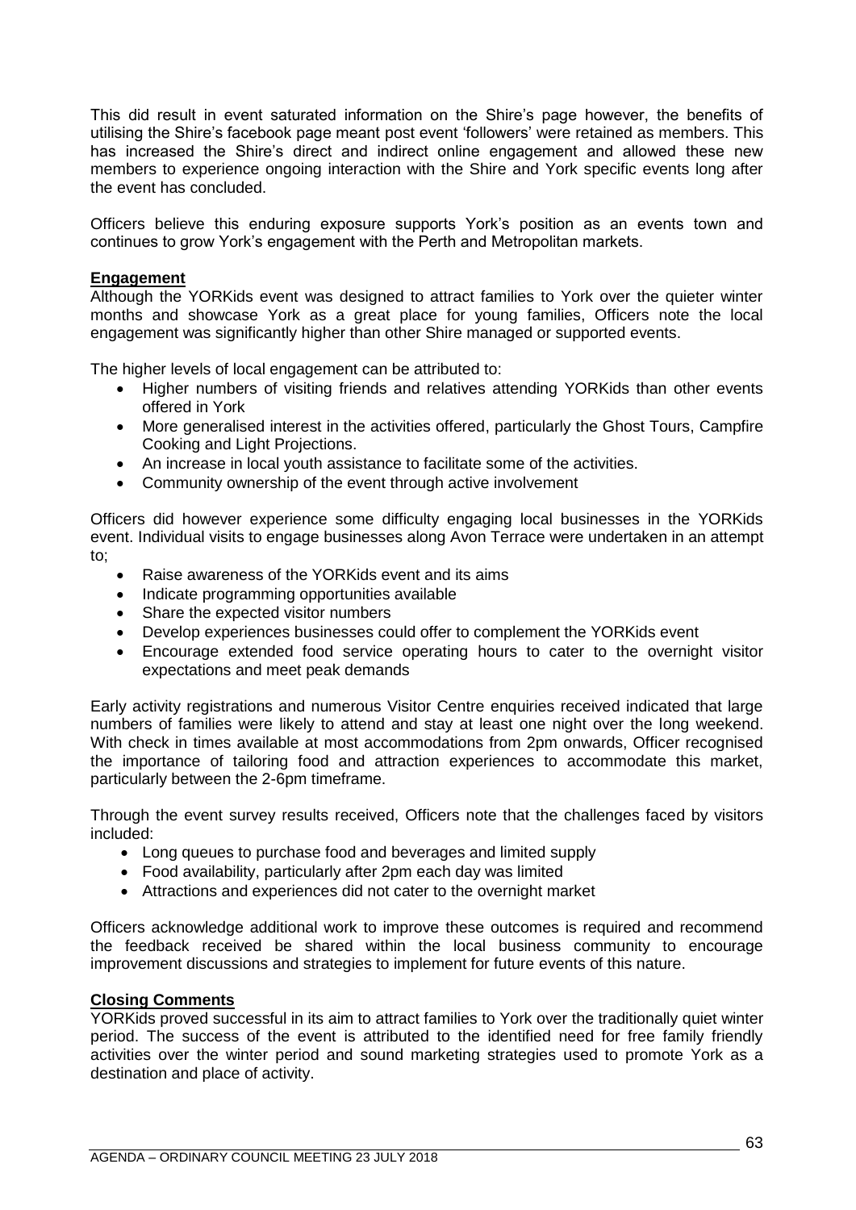This did result in event saturated information on the Shire's page however, the benefits of utilising the Shire's facebook page meant post event 'followers' were retained as members. This has increased the Shire's direct and indirect online engagement and allowed these new members to experience ongoing interaction with the Shire and York specific events long after the event has concluded.

Officers believe this enduring exposure supports York's position as an events town and continues to grow York's engagement with the Perth and Metropolitan markets.

**Engagement**

Although the YORKids event was designed to attract families to York over the quieter winter months and showcase York as a great place for young families, Officers note the local engagement was significantly higher than other Shire managed or supported events.

The higher levels of local engagement can be attributed to:

- Higher numbers of visiting friends and relatives attending YORKids than other events offered in York
- More generalised interest in the activities offered, particularly the Ghost Tours, Campfire Cooking and Light Projections.
- An increase in local youth assistance to facilitate some of the activities.
- Community ownership of the event through active involvement

Officers did however experience some difficulty engaging local businesses in the YORKids event. Individual visits to engage businesses along Avon Terrace were undertaken in an attempt to;

- Raise awareness of the YORKids event and its aims
- Indicate programming opportunities available
- Share the expected visitor numbers
- Develop experiences businesses could offer to complement the YORKids event
- Encourage extended food service operating hours to cater to the overnight visitor expectations and meet peak demands

Early activity registrations and numerous Visitor Centre enquiries received indicated that large numbers of families were likely to attend and stay at least one night over the long weekend. With check in times available at most accommodations from 2pm onwards, Officer recognised the importance of tailoring food and attraction experiences to accommodate this market, particularly between the 2-6pm timeframe.

Through the event survey results received, Officers note that the challenges faced by visitors included:

- Long queues to purchase food and beverages and limited supply
- Food availability, particularly after 2pm each day was limited
- Attractions and experiences did not cater to the overnight market

Officers acknowledge additional work to improve these outcomes is required and recommend the feedback received be shared within the local business community to encourage improvement discussions and strategies to implement for future events of this nature.

**Closing Comments**

YORKids proved successful in its aim to attract families to York over the traditionally quiet winter period. The success of the event is attributed to the identified need for free family friendly activities over the winter period and sound marketing strategies used to promote York as a destination and place of activity.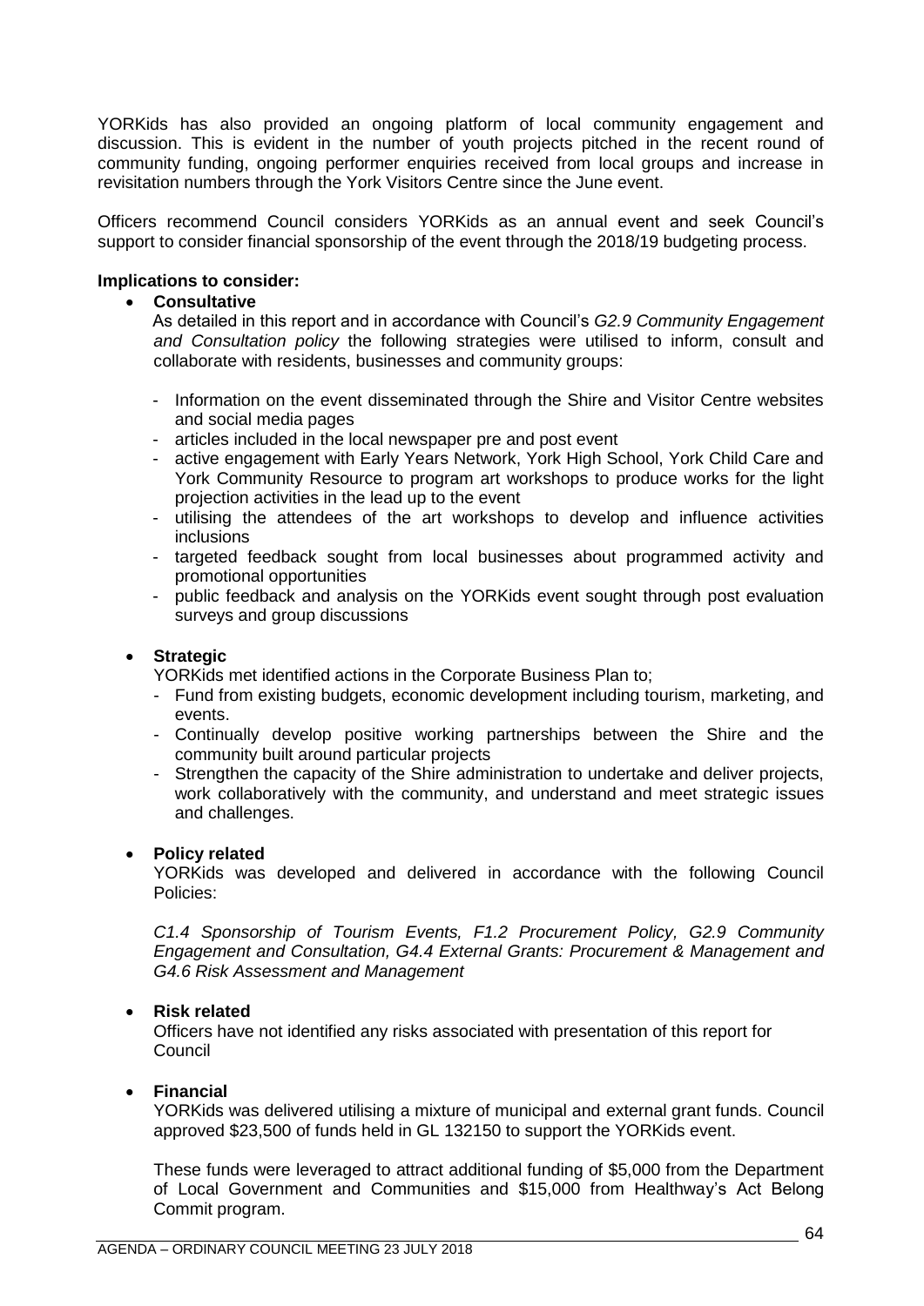YORKids has also provided an ongoing platform of local community engagement and discussion. This is evident in the number of youth projects pitched in the recent round of community funding, ongoing performer enquiries received from local groups and increase in revisitation numbers through the York Visitors Centre since the June event.

Officers recommend Council considers YORKids as an annual event and seek Council's support to consider financial sponsorship of the event through the 2018/19 budgeting process.

**Implications to consider:**

- **Consultative**

  As detailed in this report and in accordance with Council's *G2.9 Community Engagement and Consultation policy* the following strategies were utilised to inform, consult and collaborate with residents, businesses and community groups:

  - Information on the event disseminated through the Shire and Visitor Centre websites and social media pages
  - articles included in the local newspaper pre and post event
  - active engagement with Early Years Network, York High School, York Child Care and York Community Resource to program art workshops to produce works for the light projection activities in the lead up to the event
  - utilising the attendees of the art workshops to develop and influence activities inclusions
  - targeted feedback sought from local businesses about programmed activity and promotional opportunities
  - public feedback and analysis on the YORKids event sought through post evaluation surveys and group discussions

- **Strategic**

  YORKids met identified actions in the Corporate Business Plan to;

  - Fund from existing budgets, economic development including tourism, marketing, and events.
  - Continually develop positive working partnerships between the Shire and the community built around particular projects
  - Strengthen the capacity of the Shire administration to undertake and deliver projects, work collaboratively with the community, and understand and meet strategic issues and challenges.

- **Policy related**

  YORKids was developed and delivered in accordance with the following Council Policies:

  *C1.4 Sponsorship of Tourism Events, F1.2 Procurement Policy, G2.9 Community Engagement and Consultation, G4.4 External Grants: Procurement & Management and G4.6 Risk Assessment and Management*

- **Risk related**

  Officers have not identified any risks associated with presentation of this report for Council

- **Financial**

  YORKids was delivered utilising a mixture of municipal and external grant funds. Council approved $23,500 of funds held in GL 132150 to support the YORKids event.

  These funds were leveraged to attract additional funding of $5,000 from the Department of Local Government and Communities and $15,000 from Healthway's Act Belong Commit program.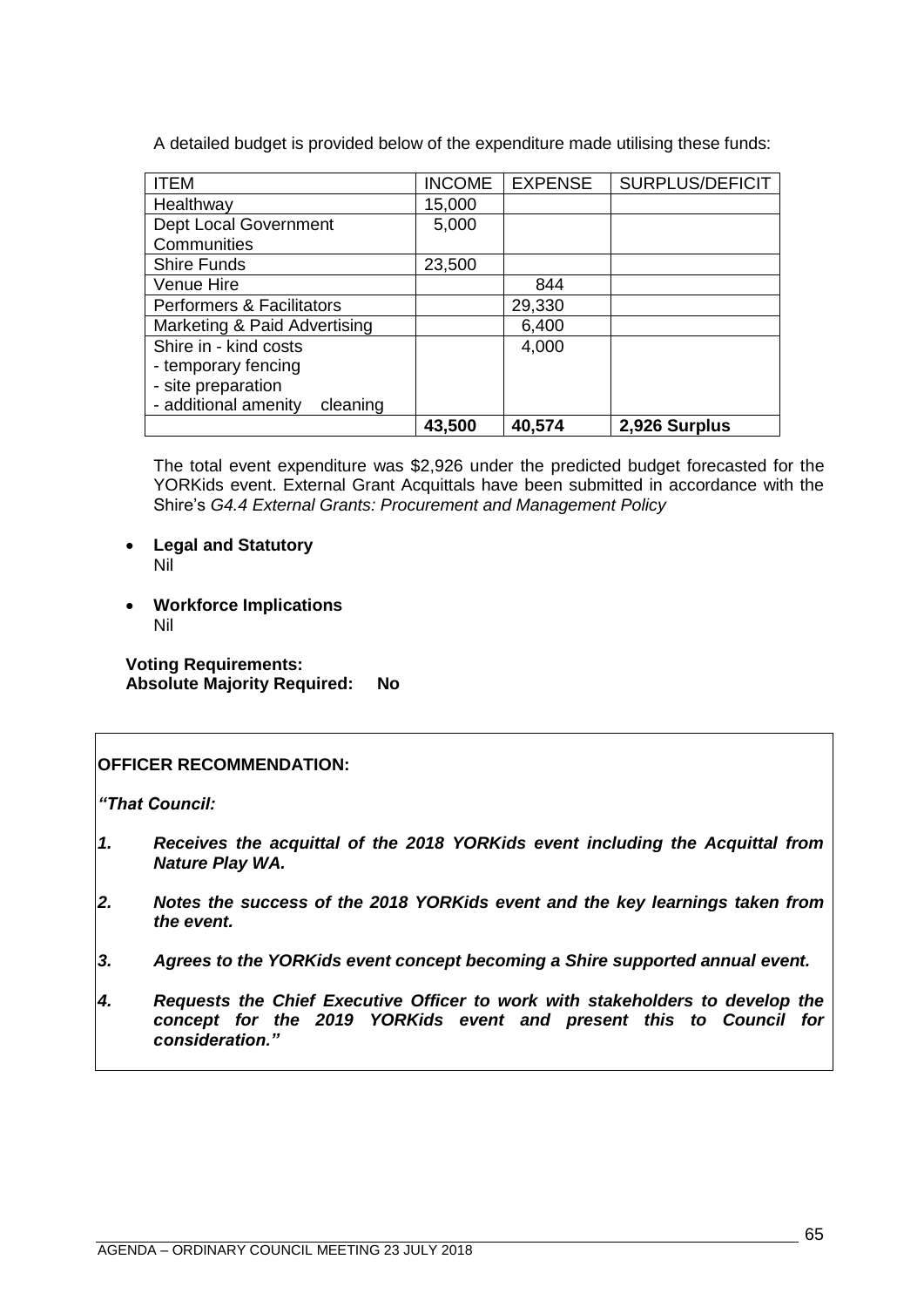A detailed budget is provided below of the expenditure made utilising these funds:

| ITEM | INCOME | EXPENSE | SURPLUS/DEFICIT |
|---|---|---|---|
| Healthway | 15,000 | | |
| Dept Local Government Communities | 5,000 | | |
| Shire Funds | 23,500 | | |
| Venue Hire | | 844 | |
| Performers & Facilitators | | 29,330 | |
| Marketing & Paid Advertising | | 6,400 | |
| Shire in - kind costs<br>- temporary fencing<br>- site preparation<br>- additional amenity cleaning | | 4,000 | |
| | **43,500** | **40,574** | **2,926 Surplus** |

The total event expenditure was $2,926 under the predicted budget forecasted for the YORKids event. External Grant Acquittals have been submitted in accordance with the Shire's *G4.4 External Grants: Procurement and Management Policy*

- **Legal and Statutory**
  Nil

- **Workforce Implications**
  Nil

**Voting Requirements:**
**Absolute Majority Required: No**

**OFFICER RECOMMENDATION:**

***"That Council:***

1. ***Receives the acquittal of the 2018 YORKids event including the Acquittal from Nature Play WA.***

2. ***Notes the success of the 2018 YORKids event and the key learnings taken from the event.***

3. ***Agrees to the YORKids event concept becoming a Shire supported annual event.***

4. ***Requests the Chief Executive Officer to work with stakeholders to develop the concept for the 2019 YORKids event and present this to Council for consideration."***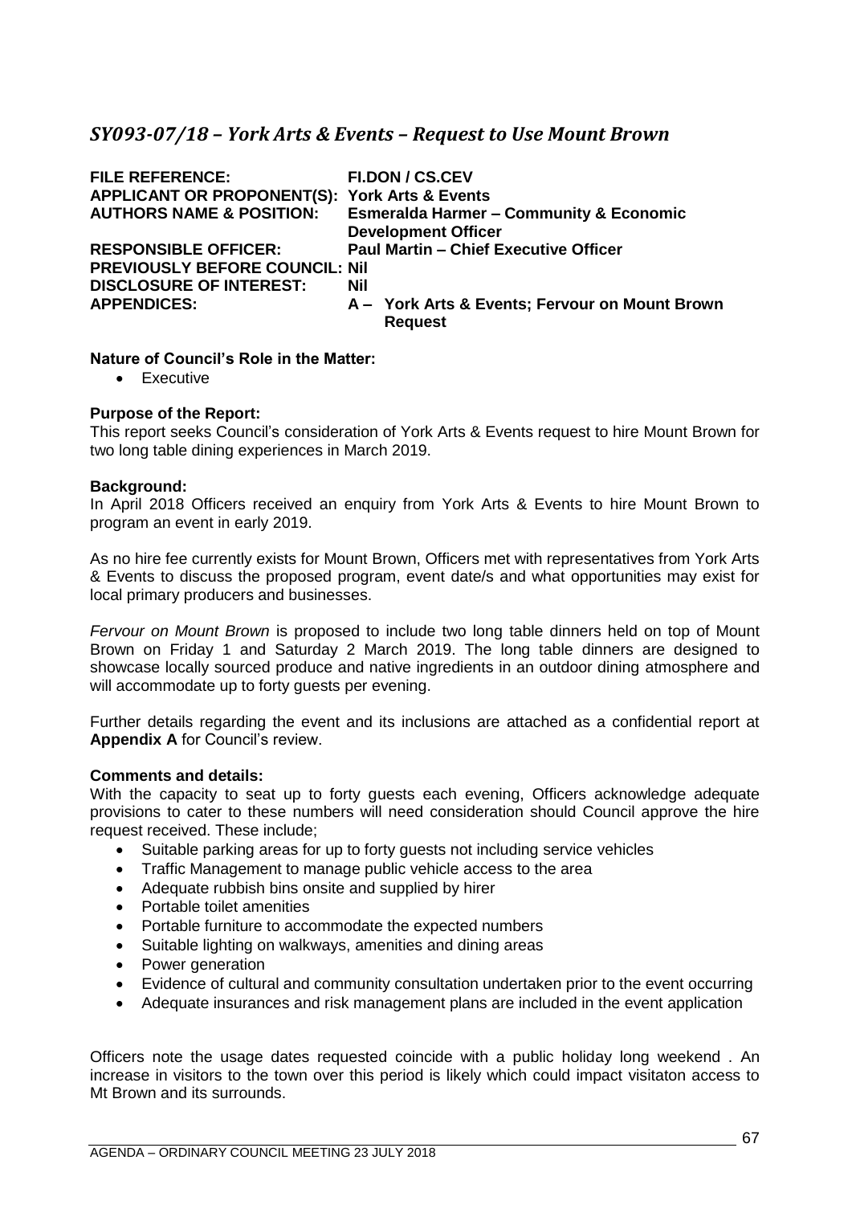## *SY093-07/18 – York Arts & Events – Request to Use Mount Brown*

**FILE REFERENCE:** **FI.DON / CS.CEV**
**APPLICANT OR PROPONENT(S):** **York Arts & Events**
**AUTHORS NAME & POSITION:** **Esmeralda Harmer – Community & Economic Development Officer**
**RESPONSIBLE OFFICER:** **Paul Martin – Chief Executive Officer**
**PREVIOUSLY BEFORE COUNCIL:** **Nil**
**DISCLOSURE OF INTEREST:** **Nil**
**APPENDICES:** **A – York Arts & Events; Fervour on Mount Brown Request**

**Nature of Council's Role in the Matter:**

- Executive

**Purpose of the Report:**

This report seeks Council's consideration of York Arts & Events request to hire Mount Brown for two long table dining experiences in March 2019.

**Background:**

In April 2018 Officers received an enquiry from York Arts & Events to hire Mount Brown to program an event in early 2019.

As no hire fee currently exists for Mount Brown, Officers met with representatives from York Arts & Events to discuss the proposed program, event date/s and what opportunities may exist for local primary producers and businesses.

*Fervour on Mount Brown* is proposed to include two long table dinners held on top of Mount Brown on Friday 1 and Saturday 2 March 2019. The long table dinners are designed to showcase locally sourced produce and native ingredients in an outdoor dining atmosphere and will accommodate up to forty guests per evening.

Further details regarding the event and its inclusions are attached as a confidential report at **Appendix A** for Council's review.

**Comments and details:**

With the capacity to seat up to forty guests each evening, Officers acknowledge adequate provisions to cater to these numbers will need consideration should Council approve the hire request received. These include;

- Suitable parking areas for up to forty guests not including service vehicles
- Traffic Management to manage public vehicle access to the area
- Adequate rubbish bins onsite and supplied by hirer
- Portable toilet amenities
- Portable furniture to accommodate the expected numbers
- Suitable lighting on walkways, amenities and dining areas
- Power generation
- Evidence of cultural and community consultation undertaken prior to the event occurring
- Adequate insurances and risk management plans are included in the event application

Officers note the usage dates requested coincide with a public holiday long weekend . An increase in visitors to the town over this period is likely which could impact visitaton access to Mt Brown and its surrounds.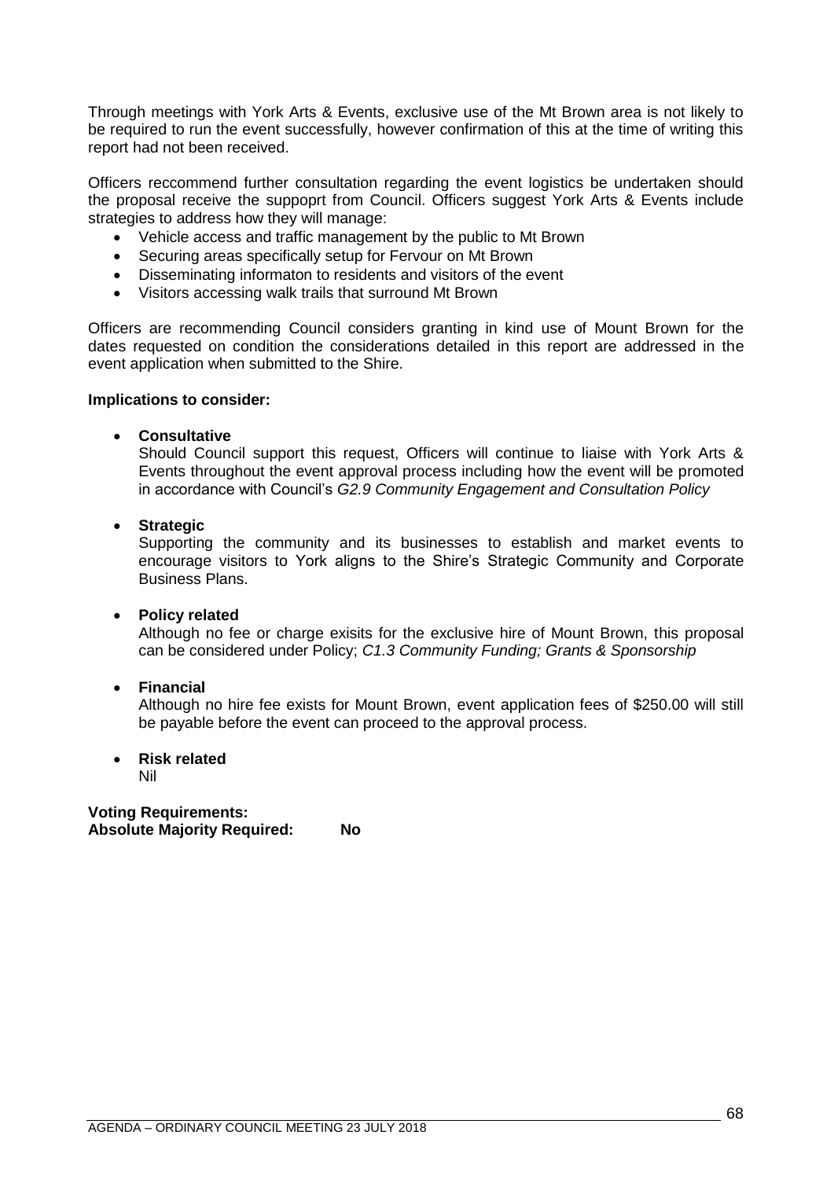Through meetings with York Arts & Events, exclusive use of the Mt Brown area is not likely to be required to run the event successfully, however confirmation of this at the time of writing this report had not been received.

Officers reccommend further consultation regarding the event logistics be undertaken should the proposal receive the suppoprt from Council. Officers suggest York Arts & Events include strategies to address how they will manage:

- Vehicle access and traffic management by the public to Mt Brown
- Securing areas specifically setup for Fervour on Mt Brown
- Disseminating informaton to residents and visitors of the event
- Visitors accessing walk trails that surround Mt Brown

Officers are recommending Council considers granting in kind use of Mount Brown for the dates requested on condition the considerations detailed in this report are addressed in the event application when submitted to the Shire.

**Implications to consider:**

- **Consultative**
  Should Council support this request, Officers will continue to liaise with York Arts & Events throughout the event approval process including how the event will be promoted in accordance with Council's *G2.9 Community Engagement and Consultation Policy*

- **Strategic**
  Supporting the community and its businesses to establish and market events to encourage visitors to York aligns to the Shire's Strategic Community and Corporate Business Plans.

- **Policy related**
  Although no fee or charge exisits for the exclusive hire of Mount Brown, this proposal can be considered under Policy; *C1.3 Community Funding; Grants & Sponsorship*

- **Financial**
  Although no hire fee exists for Mount Brown, event application fees of $250.00 will still be payable before the event can proceed to the approval process.

- **Risk related**
  Nil

**Voting Requirements:**
**Absolute Majority Required: No**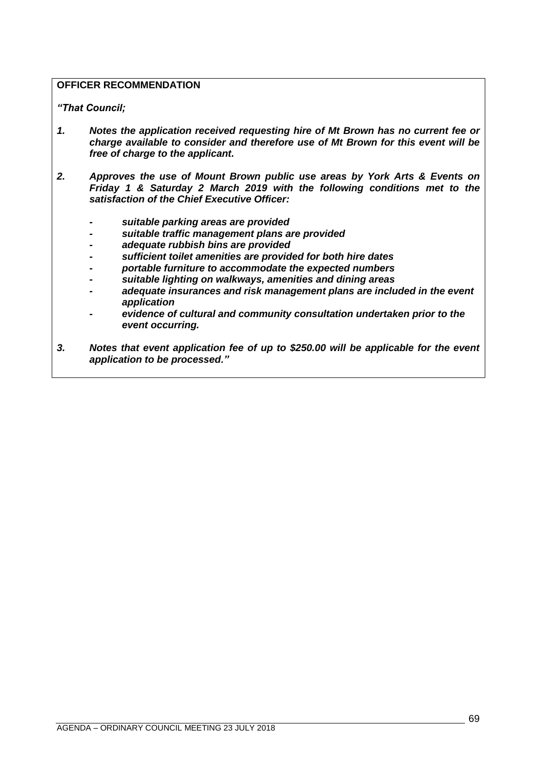**OFFICER RECOMMENDATION**

***"That Council;***

1. ***Notes the application received requesting hire of Mt Brown has no current fee or charge available to consider and therefore use of Mt Brown for this event will be free of charge to the applicant.***

2. ***Approves the use of Mount Brown public use areas by York Arts & Events on Friday 1 & Saturday 2 March 2019 with the following conditions met to the satisfaction of the Chief Executive Officer:***

   - ***suitable parking areas are provided***
   - ***suitable traffic management plans are provided***
   - ***adequate rubbish bins are provided***
   - ***sufficient toilet amenities are provided for both hire dates***
   - ***portable furniture to accommodate the expected numbers***
   - ***suitable lighting on walkways, amenities and dining areas***
   - ***adequate insurances and risk management plans are included in the event application***
   - ***evidence of cultural and community consultation undertaken prior to the event occurring.***

3. ***Notes that event application fee of up to $250.00 will be applicable for the event application to be processed."***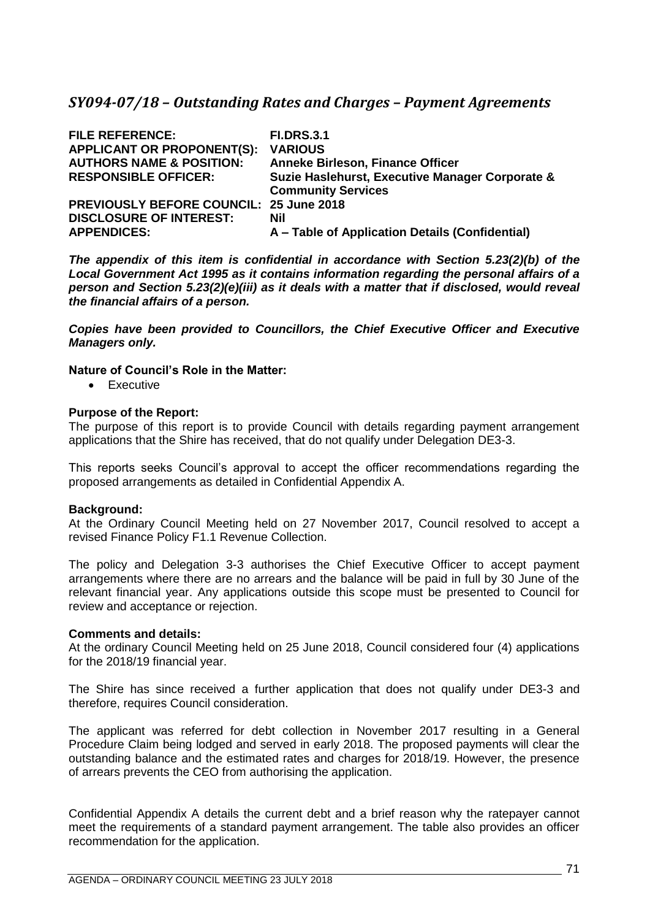## *SY094-07/18 – Outstanding Rates and Charges – Payment Agreements*

| | |
|---|---|
| **FILE REFERENCE:** | **FI.DRS.3.1** |
| **APPLICANT OR PROPONENT(S):** | **VARIOUS** |
| **AUTHORS NAME & POSITION:** | **Anneke Birleson, Finance Officer** |
| **RESPONSIBLE OFFICER:** | **Suzie Haslehurst, Executive Manager Corporate & Community Services** |
| **PREVIOUSLY BEFORE COUNCIL:** | **25 June 2018** |
| **DISCLOSURE OF INTEREST:** | **Nil** |
| **APPENDICES:** | **A – Table of Application Details (Confidential)** |

***The appendix of this item is confidential in accordance with Section 5.23(2)(b) of the Local Government Act 1995 as it contains information regarding the personal affairs of a person and Section 5.23(2)(e)(iii) as it deals with a matter that if disclosed, would reveal the financial affairs of a person.***

***Copies have been provided to Councillors, the Chief Executive Officer and Executive Managers only.***

**Nature of Council's Role in the Matter:**

- Executive

**Purpose of the Report:**

The purpose of this report is to provide Council with details regarding payment arrangement applications that the Shire has received, that do not qualify under Delegation DE3-3.

This reports seeks Council's approval to accept the officer recommendations regarding the proposed arrangements as detailed in Confidential Appendix A.

**Background:**

At the Ordinary Council Meeting held on 27 November 2017, Council resolved to accept a revised Finance Policy F1.1 Revenue Collection.

The policy and Delegation 3-3 authorises the Chief Executive Officer to accept payment arrangements where there are no arrears and the balance will be paid in full by 30 June of the relevant financial year. Any applications outside this scope must be presented to Council for review and acceptance or rejection.

**Comments and details:**

At the ordinary Council Meeting held on 25 June 2018, Council considered four (4) applications for the 2018/19 financial year.

The Shire has since received a further application that does not qualify under DE3-3 and therefore, requires Council consideration.

The applicant was referred for debt collection in November 2017 resulting in a General Procedure Claim being lodged and served in early 2018. The proposed payments will clear the outstanding balance and the estimated rates and charges for 2018/19. However, the presence of arrears prevents the CEO from authorising the application.

Confidential Appendix A details the current debt and a brief reason why the ratepayer cannot meet the requirements of a standard payment arrangement. The table also provides an officer recommendation for the application.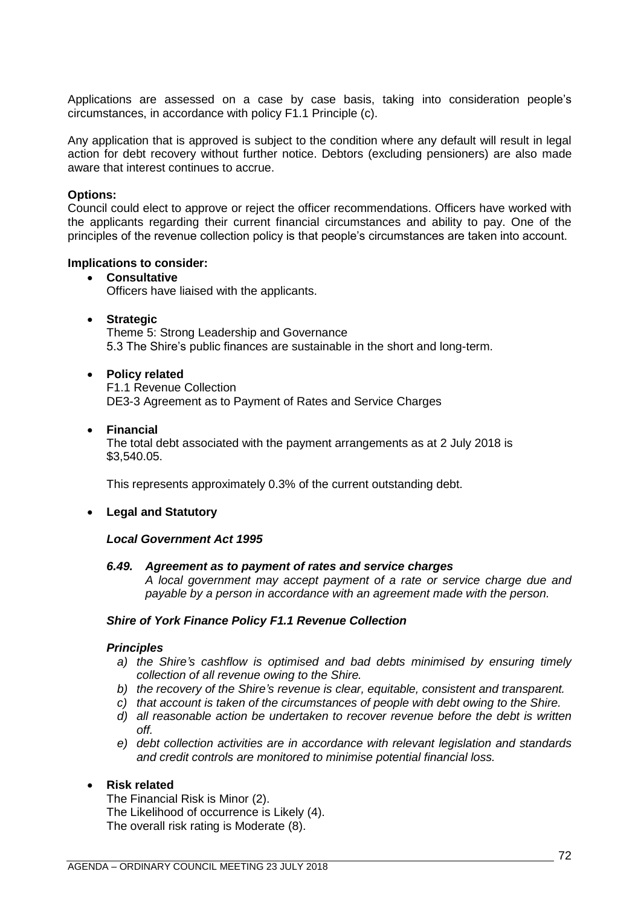Applications are assessed on a case by case basis, taking into consideration people's circumstances, in accordance with policy F1.1 Principle (c).

Any application that is approved is subject to the condition where any default will result in legal action for debt recovery without further notice. Debtors (excluding pensioners) are also made aware that interest continues to accrue.

**Options:**
Council could elect to approve or reject the officer recommendations. Officers have worked with the applicants regarding their current financial circumstances and ability to pay. One of the principles of the revenue collection policy is that people's circumstances are taken into account.

**Implications to consider:**

- **Consultative**
  Officers have liaised with the applicants.

- **Strategic**
  Theme 5: Strong Leadership and Governance
  5.3 The Shire's public finances are sustainable in the short and long-term.

- **Policy related**
  F1.1 Revenue Collection
  DE3-3 Agreement as to Payment of Rates and Service Charges

- **Financial**
  The total debt associated with the payment arrangements as at 2 July 2018 is $3,540.05.

  This represents approximately 0.3% of the current outstanding debt.

- **Legal and Statutory**

  ***Local Government Act 1995***

  ***6.49. Agreement as to payment of rates and service charges***
  *A local government may accept payment of a rate or service charge due and payable by a person in accordance with an agreement made with the person.*

  ***Shire of York Finance Policy F1.1 Revenue Collection***

  ***Principles***

  *a) the Shire's cashflow is optimised and bad debts minimised by ensuring timely collection of all revenue owing to the Shire.*
  *b) the recovery of the Shire's revenue is clear, equitable, consistent and transparent.*
  *c) that account is taken of the circumstances of people with debt owing to the Shire.*
  *d) all reasonable action be undertaken to recover revenue before the debt is written off.*
  *e) debt collection activities are in accordance with relevant legislation and standards and credit controls are monitored to minimise potential financial loss.*

- **Risk related**
  The Financial Risk is Minor (2).
  The Likelihood of occurrence is Likely (4).
  The overall risk rating is Moderate (8).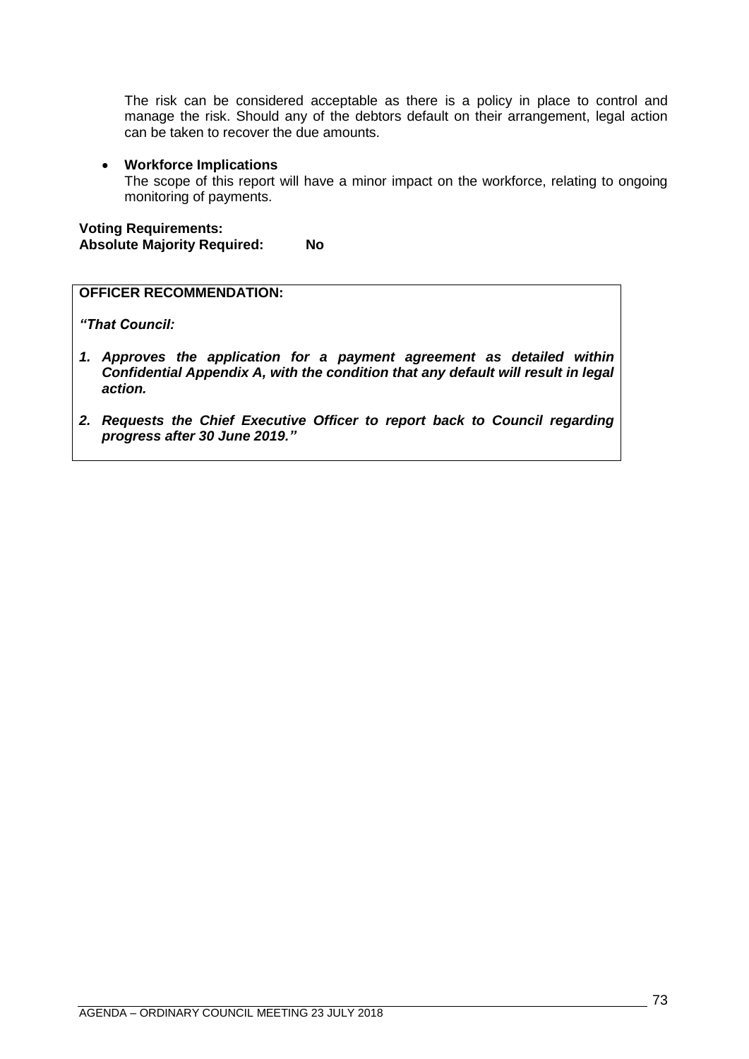The risk can be considered acceptable as there is a policy in place to control and manage the risk. Should any of the debtors default on their arrangement, legal action can be taken to recover the due amounts.

- **Workforce Implications**
  
  The scope of this report will have a minor impact on the workforce, relating to ongoing monitoring of payments.

**Voting Requirements:**
**Absolute Majority Required: No**

**OFFICER RECOMMENDATION:**

***"That Council:***

1. ***Approves the application for a payment agreement as detailed within Confidential Appendix A, with the condition that any default will result in legal action.***
2. ***Requests the Chief Executive Officer to report back to Council regarding progress after 30 June 2019."***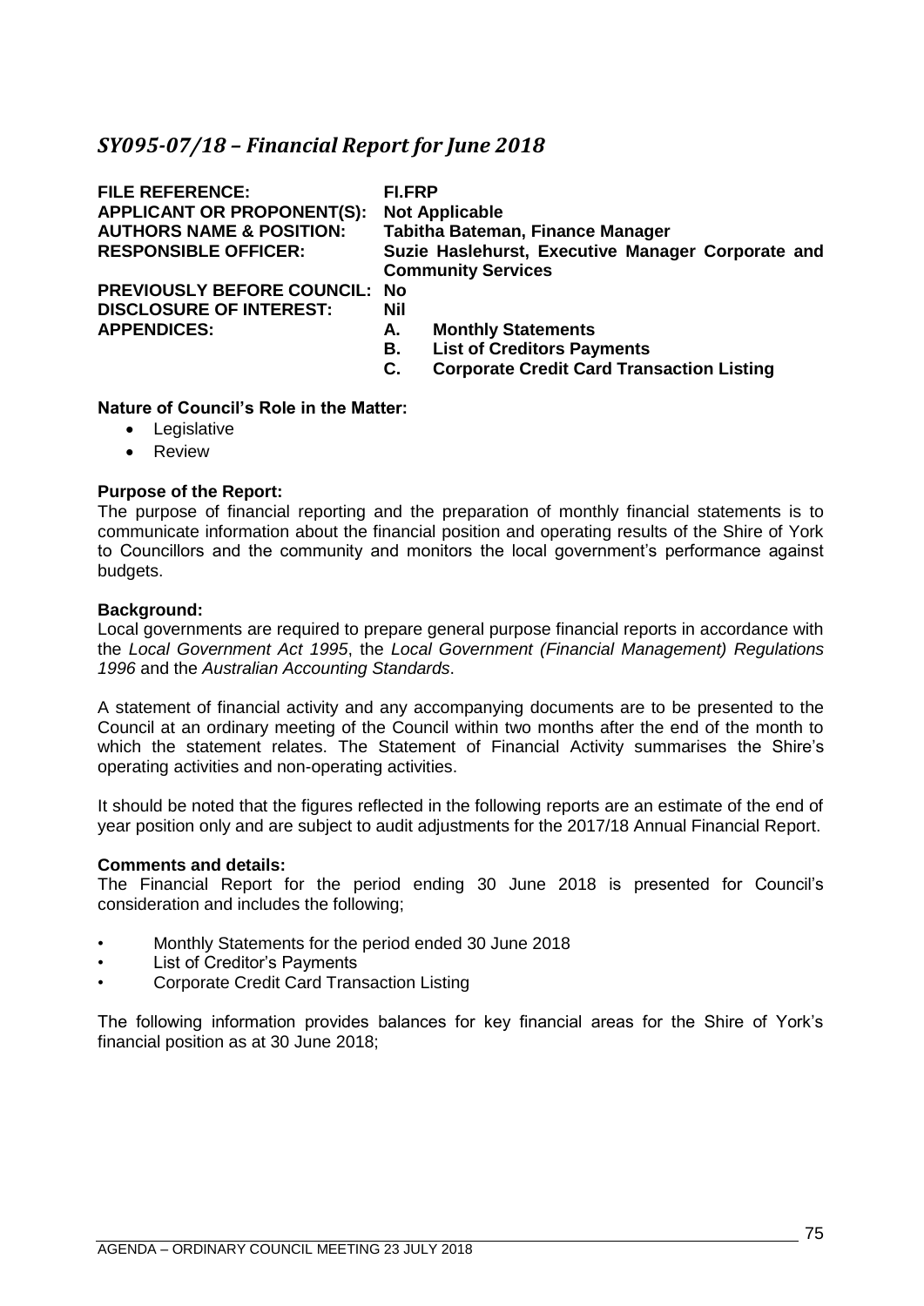## *SY095-07/18 – Financial Report for June 2018*

| | |
|---|---|
| **FILE REFERENCE:** | **FI.FRP** |
| **APPLICANT OR PROPONENT(S):** | **Not Applicable** |
| **AUTHORS NAME & POSITION:** | **Tabitha Bateman, Finance Manager** |
| **RESPONSIBLE OFFICER:** | **Suzie Haslehurst, Executive Manager Corporate and Community Services** |
| **PREVIOUSLY BEFORE COUNCIL:** | **No** |
| **DISCLOSURE OF INTEREST:** | **Nil** |
| **APPENDICES:** | **A. Monthly Statements**<br>**B. List of Creditors Payments**<br>**C. Corporate Credit Card Transaction Listing** |

**Nature of Council's Role in the Matter:**

- Legislative
- Review

**Purpose of the Report:**

The purpose of financial reporting and the preparation of monthly financial statements is to communicate information about the financial position and operating results of the Shire of York to Councillors and the community and monitors the local government's performance against budgets.

**Background:**

Local governments are required to prepare general purpose financial reports in accordance with the *Local Government Act 1995*, the *Local Government (Financial Management) Regulations 1996* and the *Australian Accounting Standards*.

A statement of financial activity and any accompanying documents are to be presented to the Council at an ordinary meeting of the Council within two months after the end of the month to which the statement relates. The Statement of Financial Activity summarises the Shire's operating activities and non-operating activities.

It should be noted that the figures reflected in the following reports are an estimate of the end of year position only and are subject to audit adjustments for the 2017/18 Annual Financial Report.

**Comments and details:**

The Financial Report for the period ending 30 June 2018 is presented for Council's consideration and includes the following;

- Monthly Statements for the period ended 30 June 2018
- List of Creditor's Payments
- Corporate Credit Card Transaction Listing

The following information provides balances for key financial areas for the Shire of York's financial position as at 30 June 2018;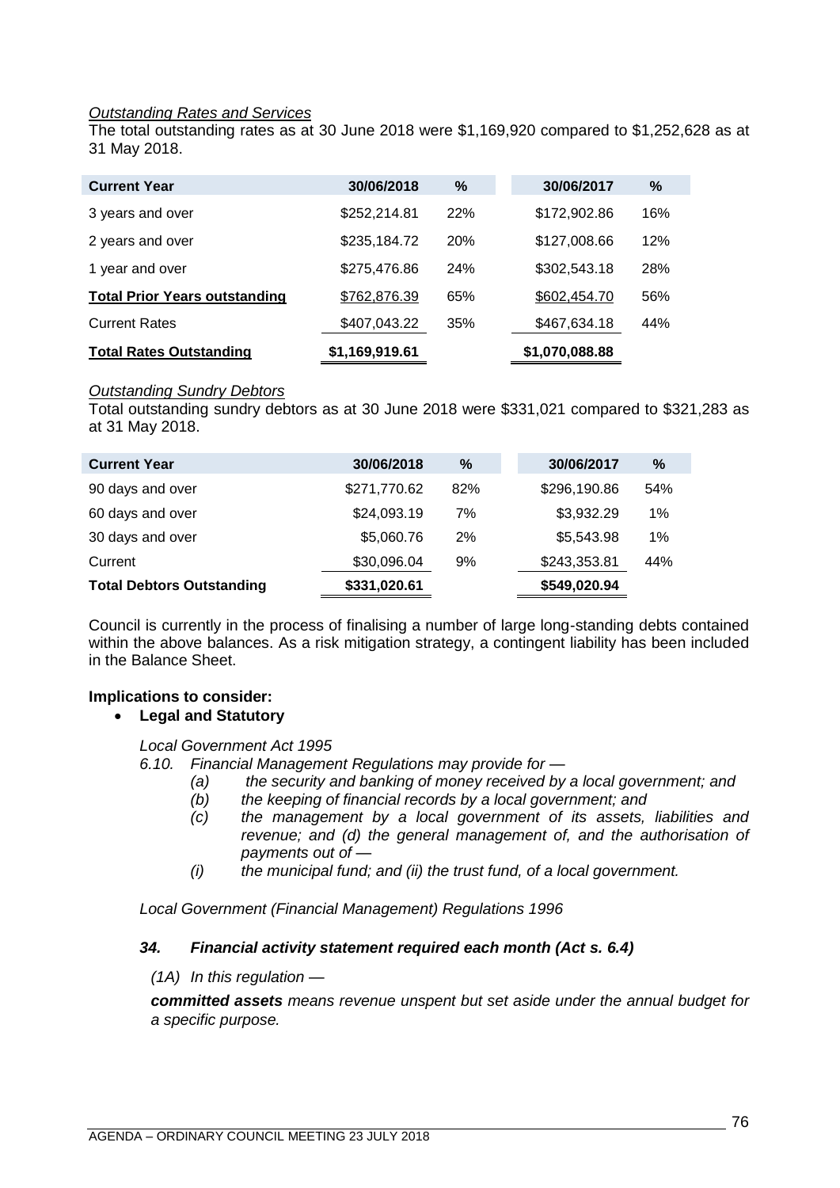*Outstanding Rates and Services*

The total outstanding rates as at 30 June 2018 were $1,169,920 compared to $1,252,628 as at 31 May 2018.

| Current Year | 30/06/2018 | % | 30/06/2017 | % |
|---|---|---|---|---|
| 3 years and over | $252,214.81 | 22% | $172,902.86 | 16% |
| 2 years and over | $235,184.72 | 20% | $127,008.66 | 12% |
| 1 year and over | $275,476.86 | 24% | $302,543.18 | 28% |
| **Total Prior Years outstanding** | $762,876.39 | 65% | $602,454.70 | 56% |
| Current Rates | $407,043.22 | 35% | $467,634.18 | 44% |
| **Total Rates Outstanding** | **$1,169,919.61** | | **$1,070,088.88** | |

*Outstanding Sundry Debtors*

Total outstanding sundry debtors as at 30 June 2018 were $331,021 compared to $321,283 as at 31 May 2018.

| Current Year | 30/06/2018 | % | 30/06/2017 | % |
|---|---|---|---|---|
| 90 days and over | $271,770.62 | 82% | $296,190.86 | 54% |
| 60 days and over | $24,093.19 | 7% | $3,932.29 | 1% |
| 30 days and over | $5,060.76 | 2% | $5,543.98 | 1% |
| Current | $30,096.04 | 9% | $243,353.81 | 44% |
| **Total Debtors Outstanding** | **$331,020.61** | | **$549,020.94** | |

Council is currently in the process of finalising a number of large long-standing debts contained within the above balances. As a risk mitigation strategy, a contingent liability has been included in the Balance Sheet.

**Implications to consider:**

- **Legal and Statutory**

*Local Government Act 1995*

*6.10. Financial Management Regulations may provide for —*

*(a) the security and banking of money received by a local government; and*

*(b) the keeping of financial records by a local government; and*

*(c) the management by a local government of its assets, liabilities and revenue; and (d) the general management of, and the authorisation of payments out of —*

*(i) the municipal fund; and (ii) the trust fund, of a local government.*

*Local Government (Financial Management) Regulations 1996*

***34. Financial activity statement required each month (Act s. 6.4)***

*(1A) In this regulation —*

***committed assets*** *means revenue unspent but set aside under the annual budget for a specific purpose.*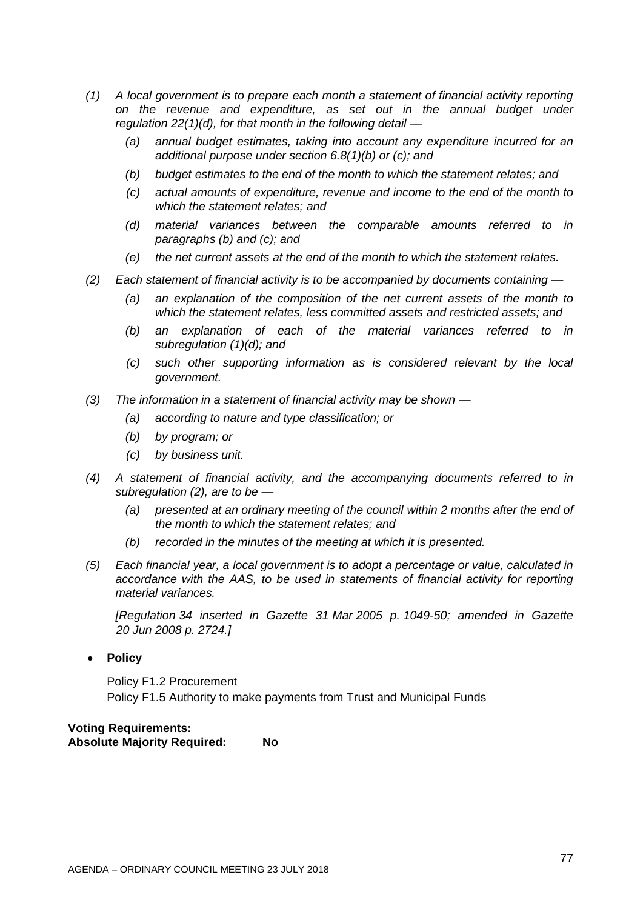*(1) A local government is to prepare each month a statement of financial activity reporting on the revenue and expenditure, as set out in the annual budget under regulation 22(1)(d), for that month in the following detail —*

*(a) annual budget estimates, taking into account any expenditure incurred for an additional purpose under section 6.8(1)(b) or (c); and*

*(b) budget estimates to the end of the month to which the statement relates; and*

*(c) actual amounts of expenditure, revenue and income to the end of the month to which the statement relates; and*

*(d) material variances between the comparable amounts referred to in paragraphs (b) and (c); and*

*(e) the net current assets at the end of the month to which the statement relates.*

*(2) Each statement of financial activity is to be accompanied by documents containing —*

*(a) an explanation of the composition of the net current assets of the month to which the statement relates, less committed assets and restricted assets; and*

*(b) an explanation of each of the material variances referred to in subregulation (1)(d); and*

*(c) such other supporting information as is considered relevant by the local government.*

*(3) The information in a statement of financial activity may be shown —*

*(a) according to nature and type classification; or*

*(b) by program; or*

*(c) by business unit.*

*(4) A statement of financial activity, and the accompanying documents referred to in subregulation (2), are to be —*

*(a) presented at an ordinary meeting of the council within 2 months after the end of the month to which the statement relates; and*

*(b) recorded in the minutes of the meeting at which it is presented.*

*(5) Each financial year, a local government is to adopt a percentage or value, calculated in accordance with the AAS, to be used in statements of financial activity for reporting material variances.*

*[Regulation 34 inserted in Gazette 31 Mar 2005 p. 1049-50; amended in Gazette 20 Jun 2008 p. 2724.]*

- **Policy**

  Policy F1.2 Procurement
  Policy F1.5 Authority to make payments from Trust and Municipal Funds

**Voting Requirements:**
**Absolute Majority Required: No**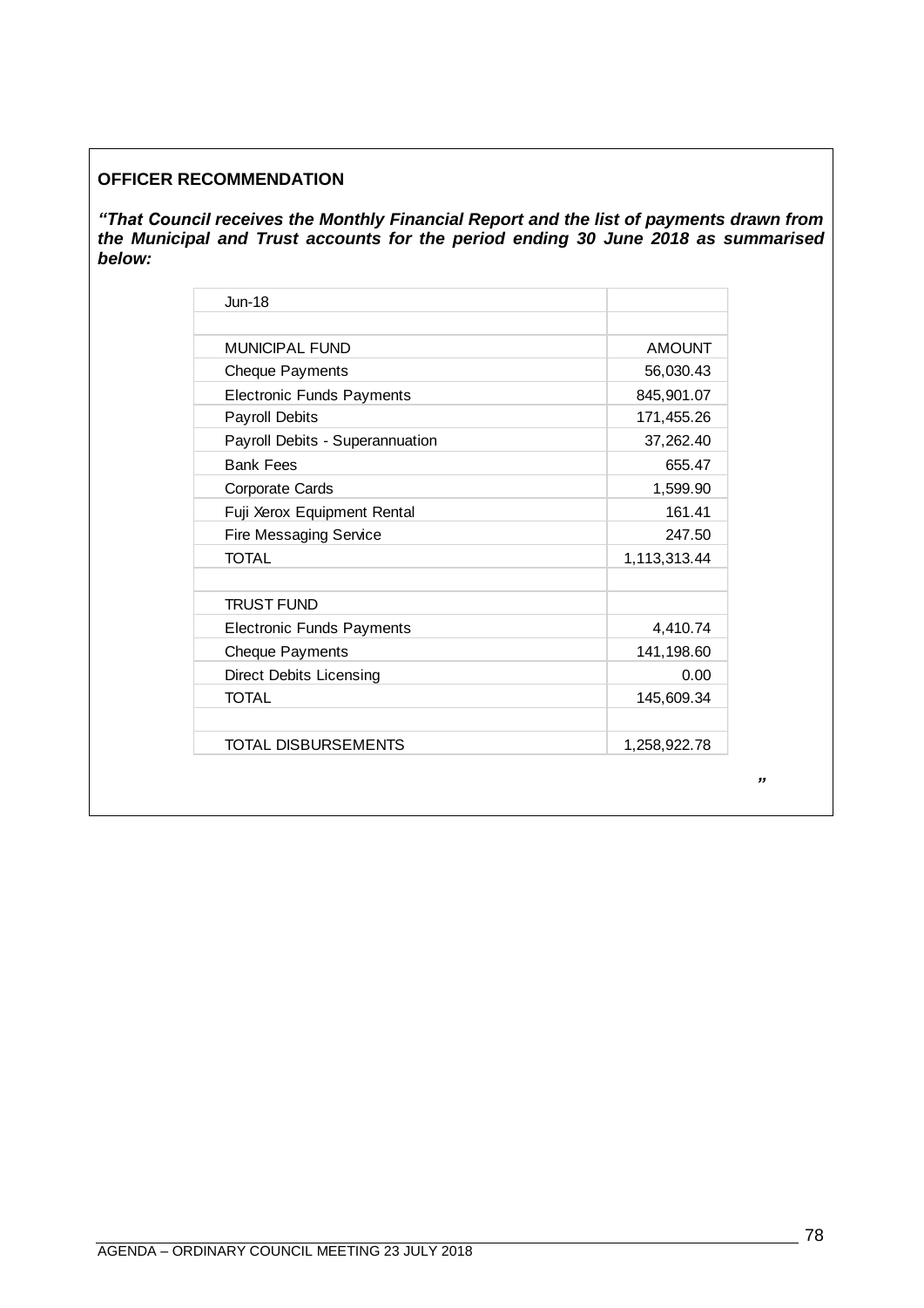**OFFICER RECOMMENDATION**

***"That Council receives the Monthly Financial Report and the list of payments drawn from the Municipal and Trust accounts for the period ending 30 June 2018 as summarised below:***

| Jun-18 | |
|---|---|
| | |
| MUNICIPAL FUND | AMOUNT |
| Cheque Payments | 56,030.43 |
| Electronic Funds Payments | 845,901.07 |
| Payroll Debits | 171,455.26 |
| Payroll Debits - Superannuation | 37,262.40 |
| Bank Fees | 655.47 |
| Corporate Cards | 1,599.90 |
| Fuji Xerox Equipment Rental | 161.41 |
| Fire Messaging Service | 247.50 |
| TOTAL | 1,113,313.44 |
| | |
| TRUST FUND | |
| Electronic Funds Payments | 4,410.74 |
| Cheque Payments | 141,198.60 |
| Direct Debits Licensing | 0.00 |
| TOTAL | 145,609.34 |
| | |
| TOTAL DISBURSEMENTS | 1,258,922.78 |

***"***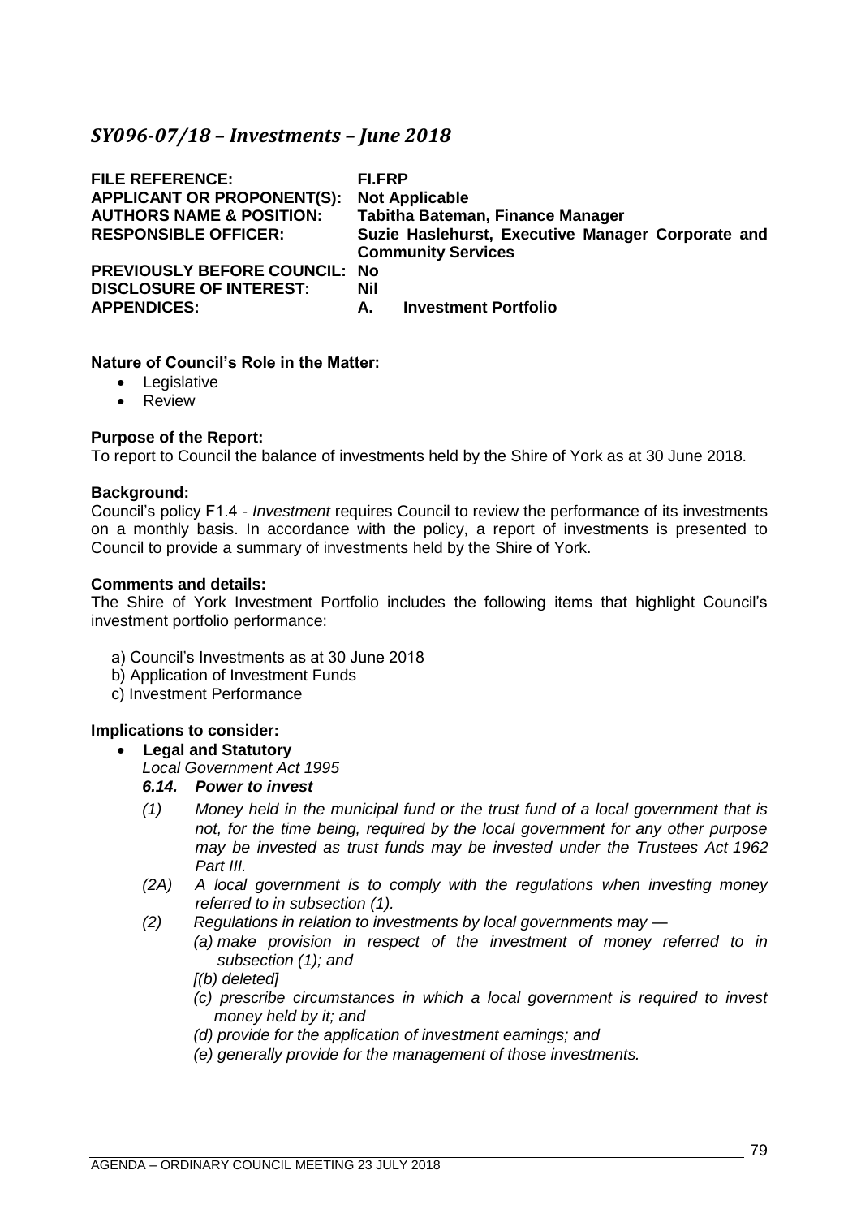## *SY096-07/18 – Investments – June 2018*

| | |
|---|---|
| **FILE REFERENCE:** | **FI.FRP** |
| **APPLICANT OR PROPONENT(S):** | **Not Applicable** |
| **AUTHORS NAME & POSITION:** | **Tabitha Bateman, Finance Manager** |
| **RESPONSIBLE OFFICER:** | **Suzie Haslehurst, Executive Manager Corporate and Community Services** |
| **PREVIOUSLY BEFORE COUNCIL:** | **No** |
| **DISCLOSURE OF INTEREST:** | **Nil** |
| **APPENDICES:** | **A. Investment Portfolio** |

**Nature of Council's Role in the Matter:**

- Legislative
- Review

**Purpose of the Report:**

To report to Council the balance of investments held by the Shire of York as at 30 June 2018.

**Background:**

Council's policy F1.4 - *Investment* requires Council to review the performance of its investments on a monthly basis. In accordance with the policy, a report of investments is presented to Council to provide a summary of investments held by the Shire of York.

**Comments and details:**

The Shire of York Investment Portfolio includes the following items that highlight Council's investment portfolio performance:

a) Council's Investments as at 30 June 2018
b) Application of Investment Funds
c) Investment Performance

**Implications to consider:**

- **Legal and Statutory**

  *Local Government Act 1995*

  ***6.14. Power to invest***

  *(1) Money held in the municipal fund or the trust fund of a local government that is not, for the time being, required by the local government for any other purpose may be invested as trust funds may be invested under the Trustees Act 1962 Part III.*

  *(2A) A local government is to comply with the regulations when investing money referred to in subsection (1).*

  *(2) Regulations in relation to investments by local governments may —*

  *(a) make provision in respect of the investment of money referred to in subsection (1); and*

  *[(b) deleted]*

  *(c) prescribe circumstances in which a local government is required to invest money held by it; and*

  *(d) provide for the application of investment earnings; and*

  *(e) generally provide for the management of those investments.*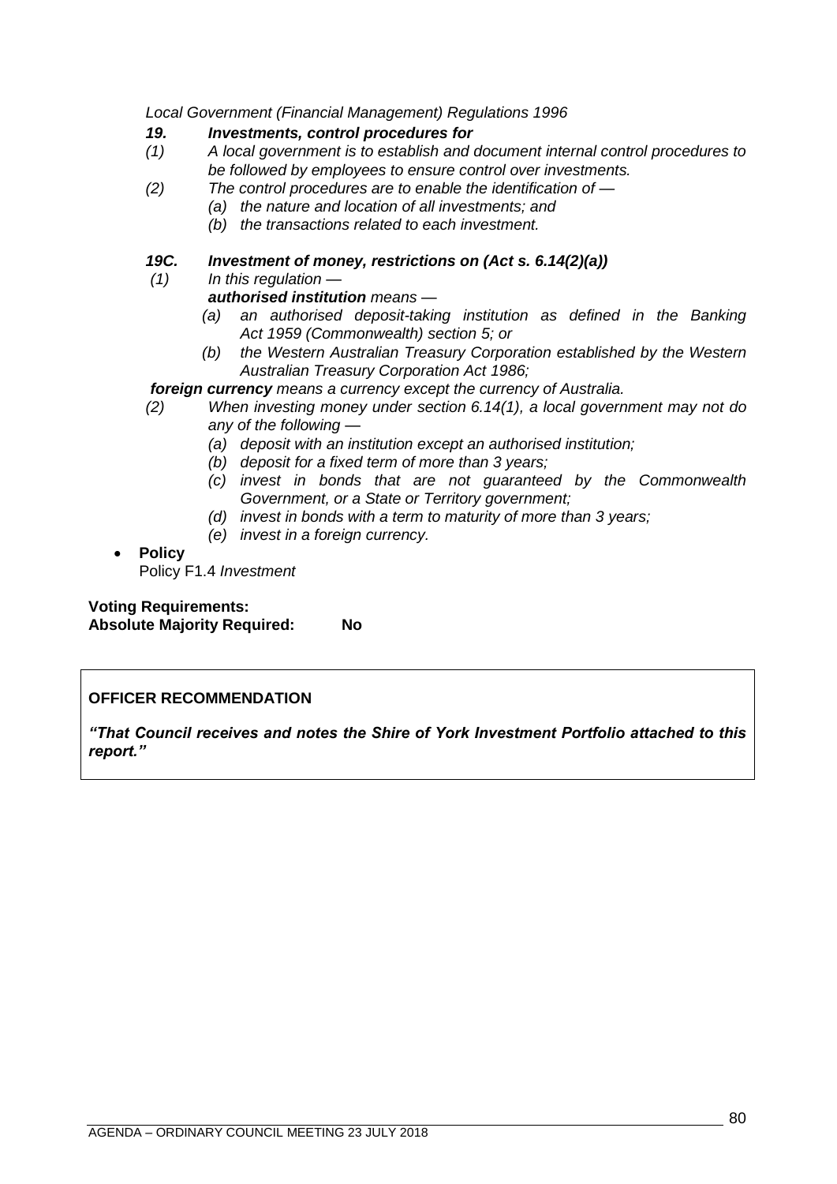*Local Government (Financial Management) Regulations 1996*

***19. Investments, control procedures for***

*(1) A local government is to establish and document internal control procedures to be followed by employees to ensure control over investments.*

*(2) The control procedures are to enable the identification of —*

- *(a) the nature and location of all investments; and*
- *(b) the transactions related to each investment.*

***19C. Investment of money, restrictions on (Act s. 6.14(2)(a))***

*(1) In this regulation —*

***authorised institution*** *means —*

- *(a) an authorised deposit-taking institution as defined in the Banking Act 1959 (Commonwealth) section 5; or*
- *(b) the Western Australian Treasury Corporation established by the Western Australian Treasury Corporation Act 1986;*

***foreign currency*** *means a currency except the currency of Australia.*

*(2) When investing money under section 6.14(1), a local government may not do any of the following —*

- *(a) deposit with an institution except an authorised institution;*
- *(b) deposit for a fixed term of more than 3 years;*
- *(c) invest in bonds that are not guaranteed by the Commonwealth Government, or a State or Territory government;*
- *(d) invest in bonds with a term to maturity of more than 3 years;*
- *(e) invest in a foreign currency.*

- **Policy**
  Policy F1.4 *Investment*

**Voting Requirements:**
**Absolute Majority Required: No**

**OFFICER RECOMMENDATION**

***"That Council receives and notes the Shire of York Investment Portfolio attached to this report."***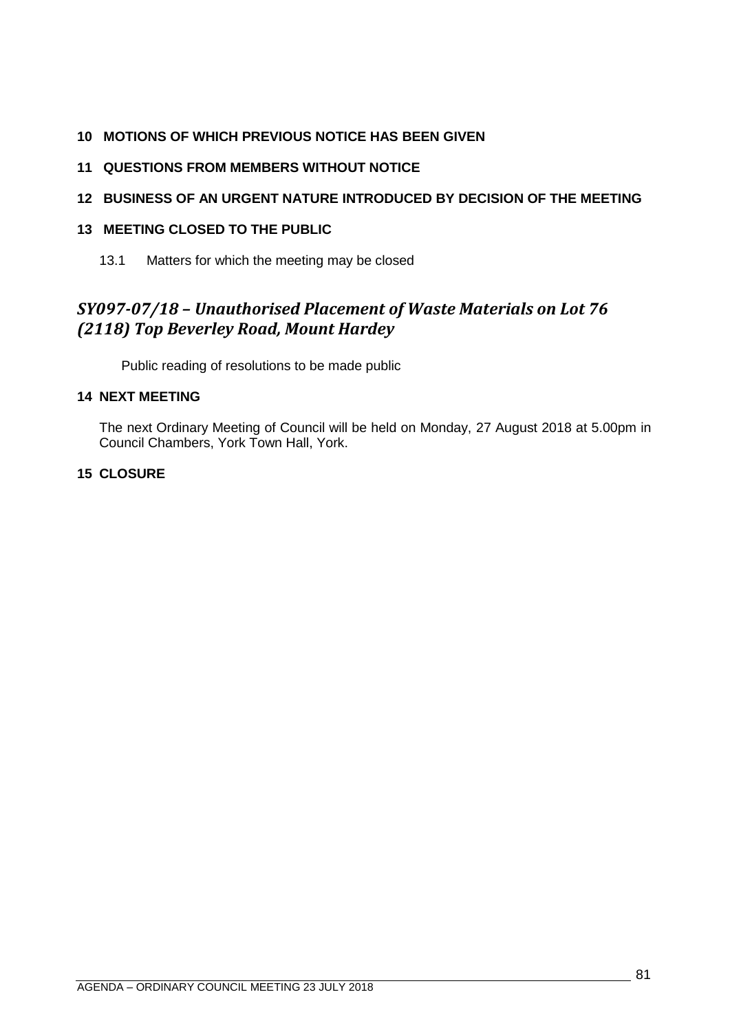## 10 MOTIONS OF WHICH PREVIOUS NOTICE HAS BEEN GIVEN

## 11 QUESTIONS FROM MEMBERS WITHOUT NOTICE

## 12 BUSINESS OF AN URGENT NATURE INTRODUCED BY DECISION OF THE MEETING

## 13 MEETING CLOSED TO THE PUBLIC

13.1 Matters for which the meeting may be closed

### *SY097-07/18 – Unauthorised Placement of Waste Materials on Lot 76 (2118) Top Beverley Road, Mount Hardey*

Public reading of resolutions to be made public

## 14 NEXT MEETING

The next Ordinary Meeting of Council will be held on Monday, 27 August 2018 at 5.00pm in Council Chambers, York Town Hall, York.

## 15 CLOSURE